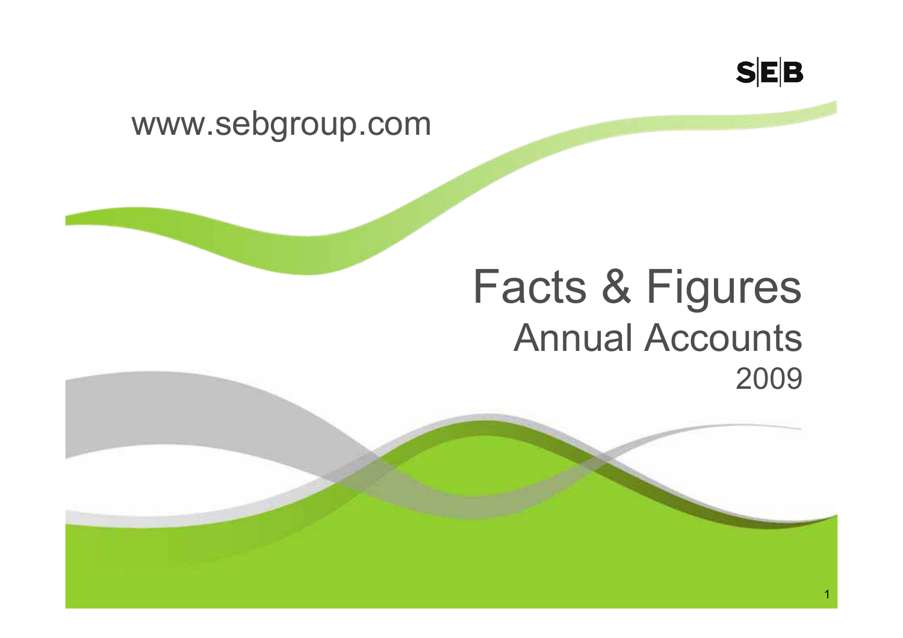SEB

www.sebgroup.com

# Facts & Figures

## Annual Accounts

2009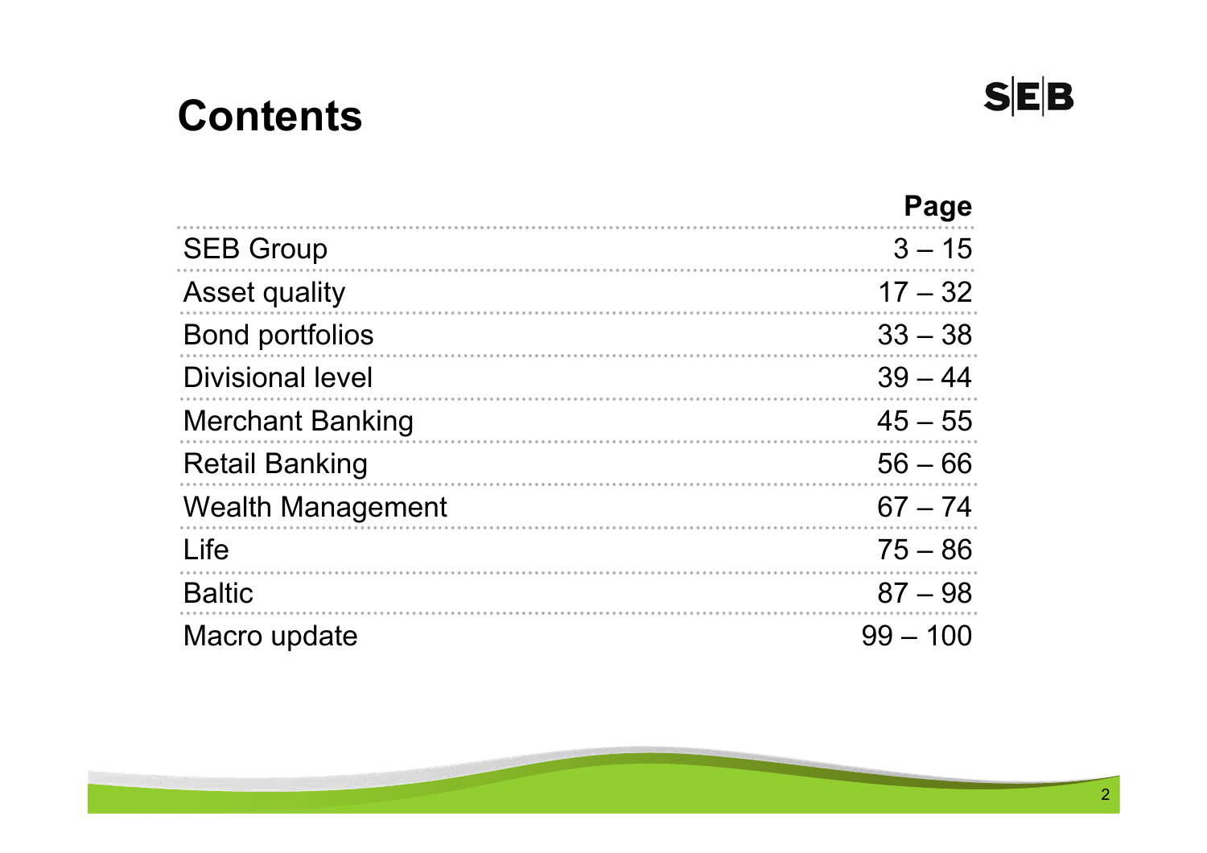# Contents

| | Page |
|---|---|
| SEB Group | 3 – 15 |
| Asset quality | 17 – 32 |
| Bond portfolios | 33 – 38 |
| Divisional level | 39 – 44 |
| Merchant Banking | 45 – 55 |
| Retail Banking | 56 – 66 |
| Wealth Management | 67 – 74 |
| Life | 75 – 86 |
| Baltic | 87 – 98 |
| Macro update | 99 – 100 |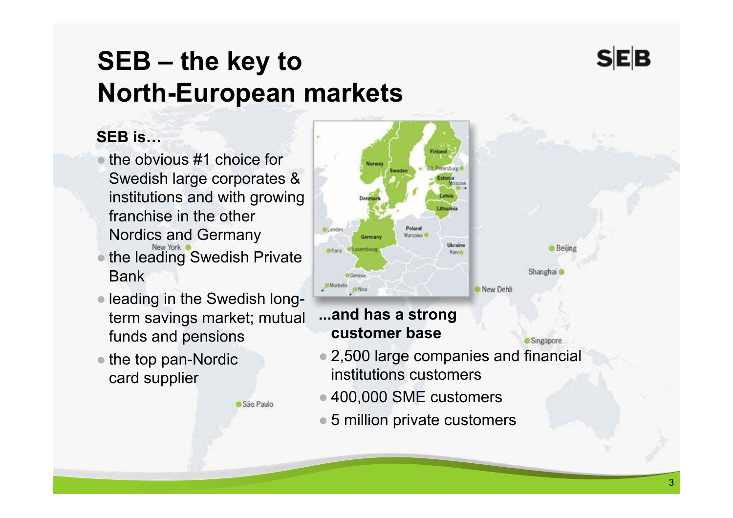# SEB – the key to North-European markets

**SEB is…**

- the obvious #1 choice for Swedish large corporates & institutions and with growing franchise in the other Nordics and Germany
- the leading Swedish Private Bank
- leading in the Swedish long-term savings market; mutual funds and pensions
- the top pan-Nordic card supplier

**...and has a strong customer base**

- 2,500 large companies and financial institutions customers
- 400,000 SME customers
- 5 million private customers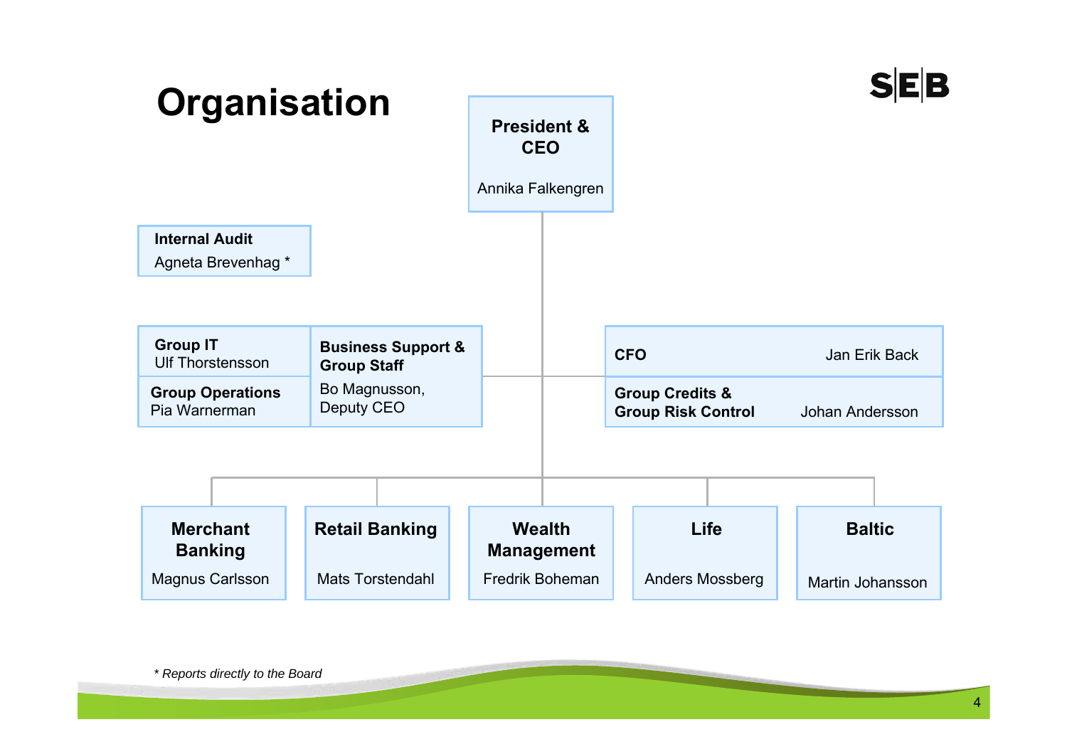# Organisation

**President & CEO**
Annika Falkengren

**Internal Audit**
Agneta Brevenhag *

**Group IT**
Ulf Thorstensson

**Group Operations**
Pia Warnerman

**Business Support & Group Staff**
Bo Magnusson, Deputy CEO

**CFO**
Jan Erik Back

**Group Credits & Group Risk Control**
Johan Andersson

**Merchant Banking**
Magnus Carlsson

**Retail Banking**
Mats Torstendahl

**Wealth Management**
Fredrik Boheman

**Life**
Anders Mossberg

**Baltic**
Martin Johansson

*\* Reports directly to the Board*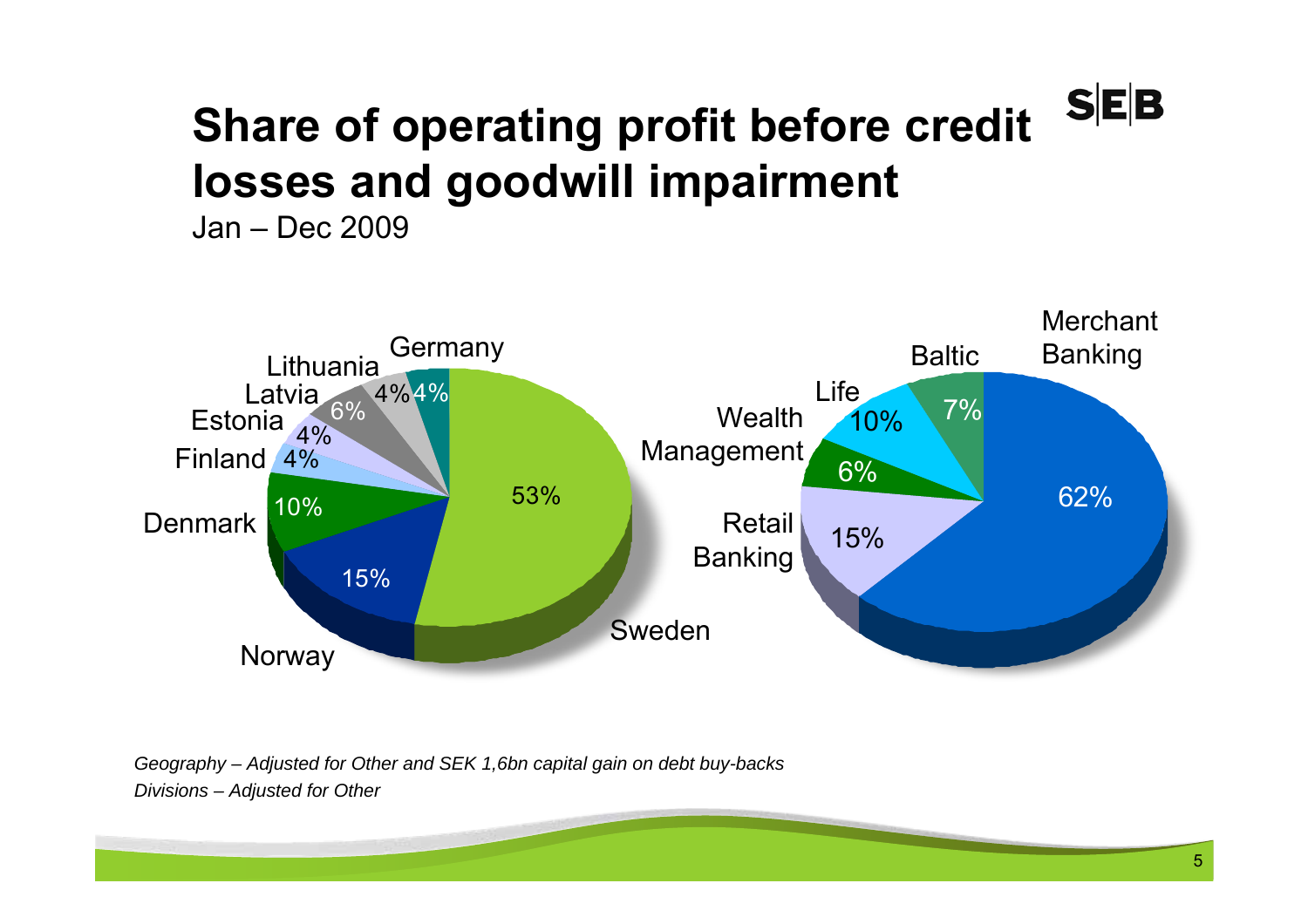# Share of operating profit before credit losses and goodwill impairment

Jan – Dec 2009

| Geography | Share |
|---|---|
| Sweden | 53% |
| Norway | 15% |
| Denmark | 10% |
| Finland | 4% |
| Estonia | 4% |
| Latvia | 6% |
| Lithuania | 4% |
| Germany | 4% |

| Divisions | Share |
|---|---|
| Merchant Banking | 62% |
| Retail Banking | 15% |
| Wealth Management | 6% |
| Life | 10% |
| Baltic | 7% |

*Geography – Adjusted for Other and SEK 1,6bn capital gain on debt buy-backs*

*Divisions – Adjusted for Other*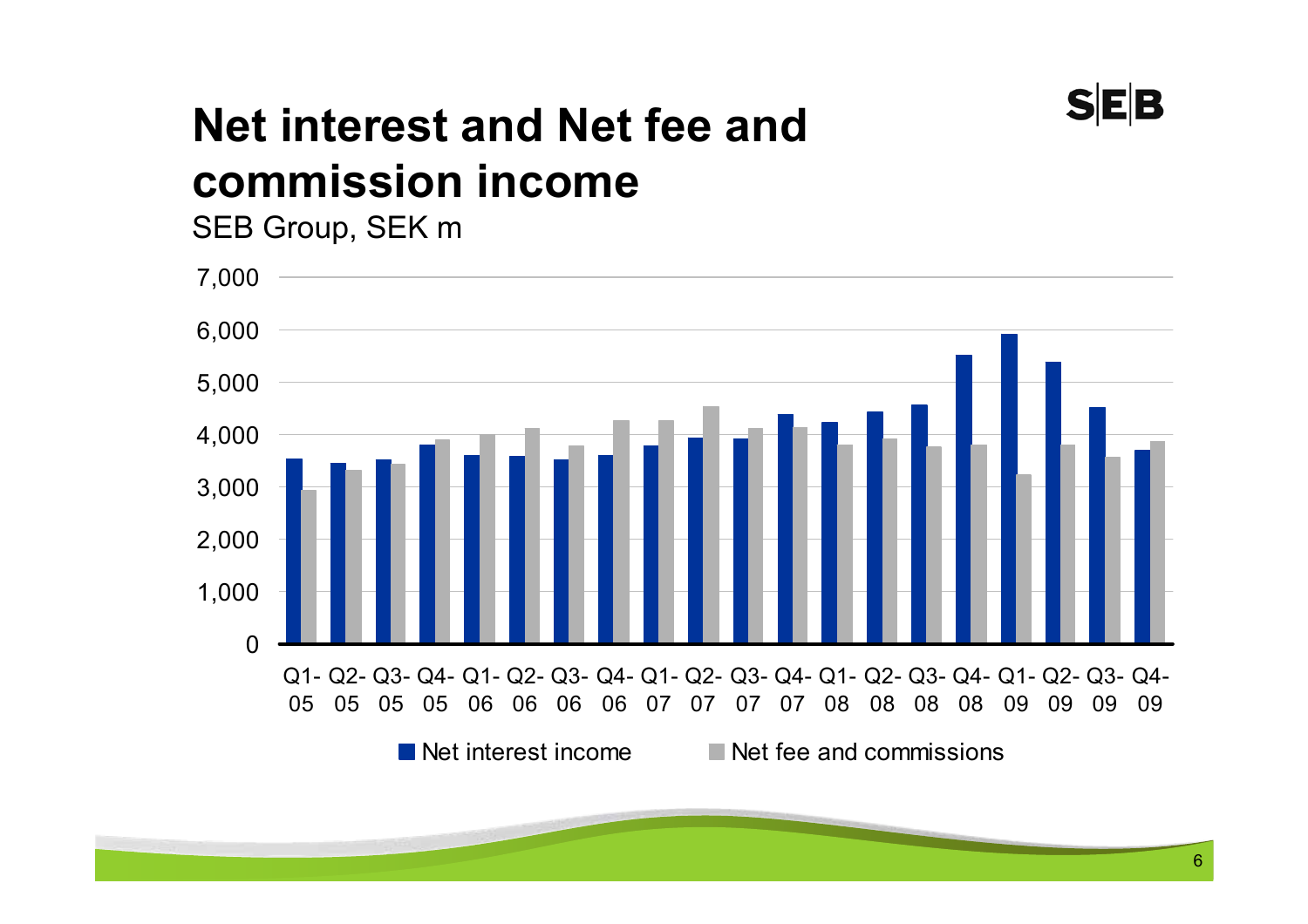# Net interest and Net fee and commission income

SEB Group, SEK m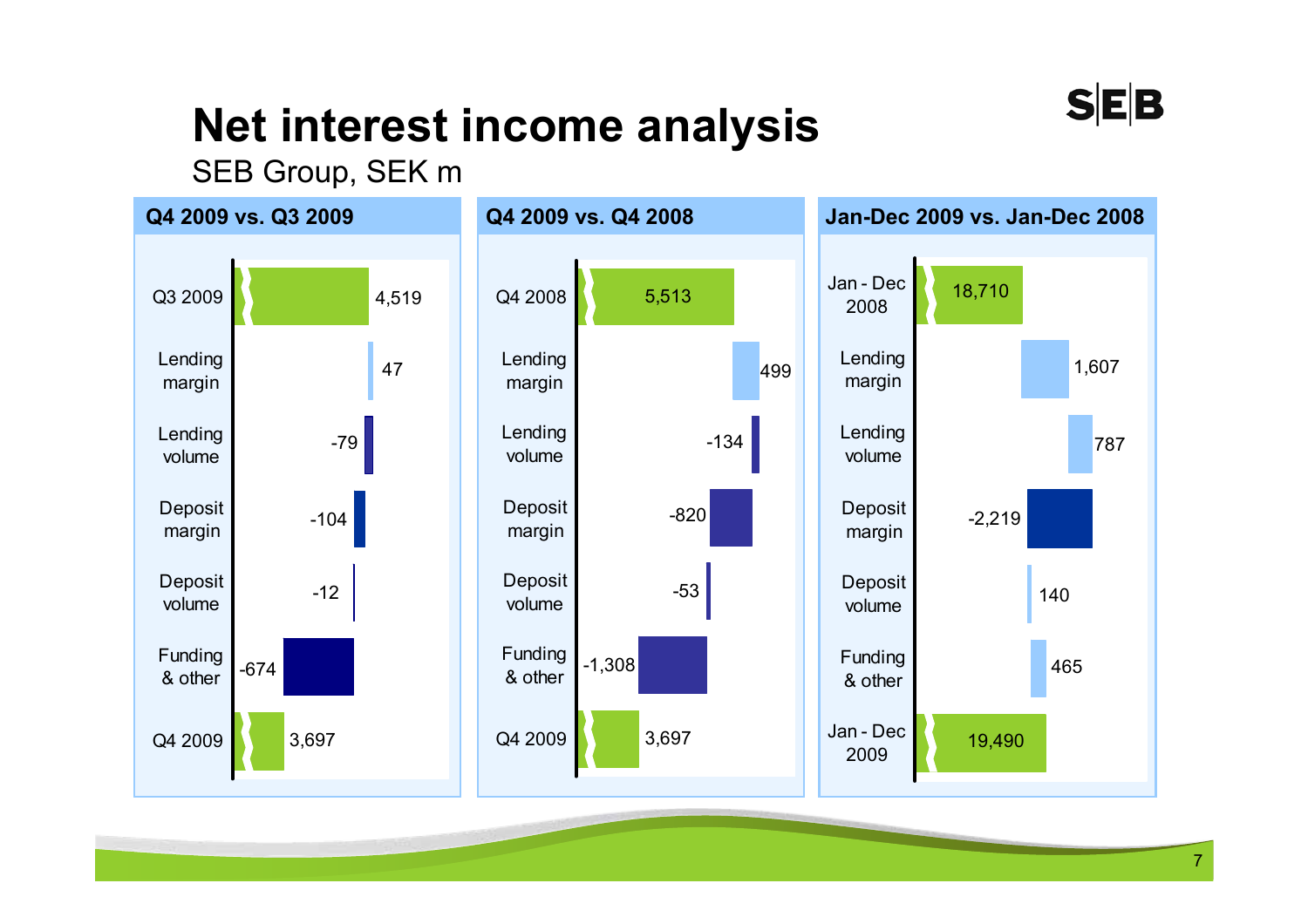# Net interest income analysis

SEB Group, SEK m

### Q4 2009 vs. Q3 2009

| | |
|---|---|
| Q3 2009 | 4,519 |
| Lending margin | 47 |
| Lending volume | -79 |
| Deposit margin | -104 |
| Deposit volume | -12 |
| Funding & other | -674 |
| Q4 2009 | 3,697 |

### Q4 2009 vs. Q4 2008

| | |
|---|---|
| Q4 2008 | 5,513 |
| Lending margin | 499 |
| Lending volume | -134 |
| Deposit margin | -820 |
| Deposit volume | -53 |
| Funding & other | -1,308 |
| Q4 2009 | 3,697 |

### Jan-Dec 2009 vs. Jan-Dec 2008

| | |
|---|---|
| Jan - Dec 2008 | 18,710 |
| Lending margin | 1,607 |
| Lending volume | 787 |
| Deposit margin | -2,219 |
| Deposit volume | 140 |
| Funding & other | 465 |
| Jan - Dec 2009 | 19,490 |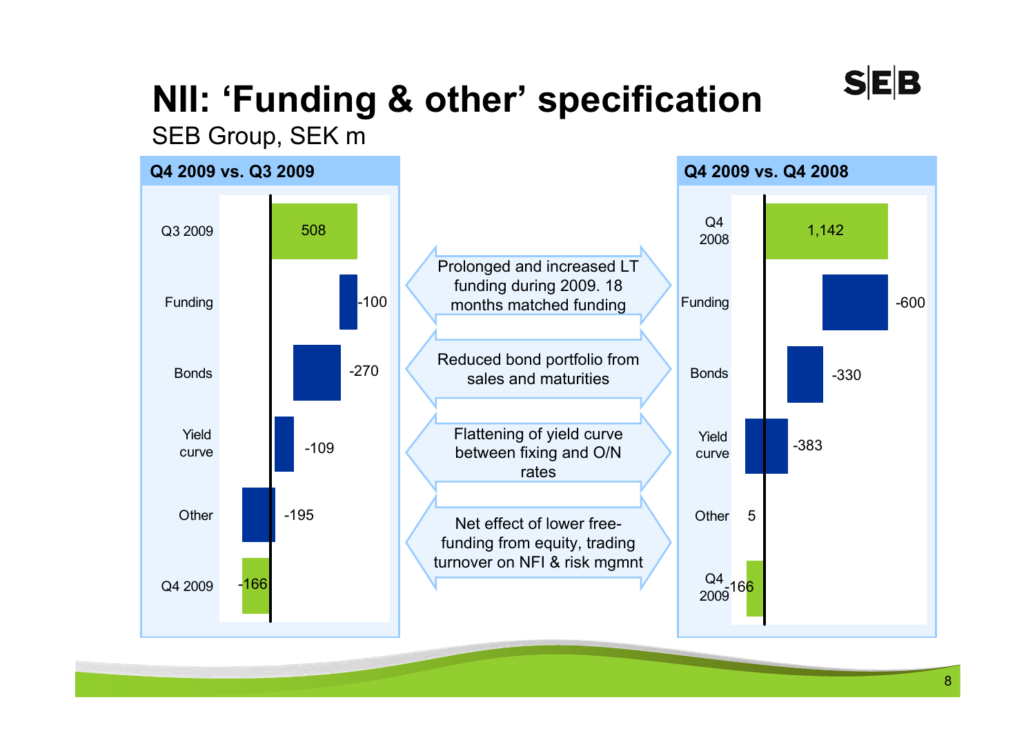# NII: 'Funding & other' specification

SEB Group, SEK m

**Q4 2009 vs. Q3 2009**

| Item | SEK m |
|---|---|
| Q3 2009 | 508 |
| Funding | -100 |
| Bonds | -270 |
| Yield curve | -109 |
| Other | -195 |
| Q4 2009 | -166 |

**Q4 2009 vs. Q4 2008**

| Item | SEK m |
|---|---|
| Q4 2008 | 1,142 |
| Funding | -600 |
| Bonds | -330 |
| Yield curve | -383 |
| Other | 5 |
| Q4 2009 | -166 |

- Funding: Prolonged and increased LT funding during 2009. 18 months matched funding
- Bonds: Reduced bond portfolio from sales and maturities
- Yield curve: Flattening of yield curve between fixing and O/N rates
- Other: Net effect of lower free-funding from equity, trading turnover on NFI & risk mgmnt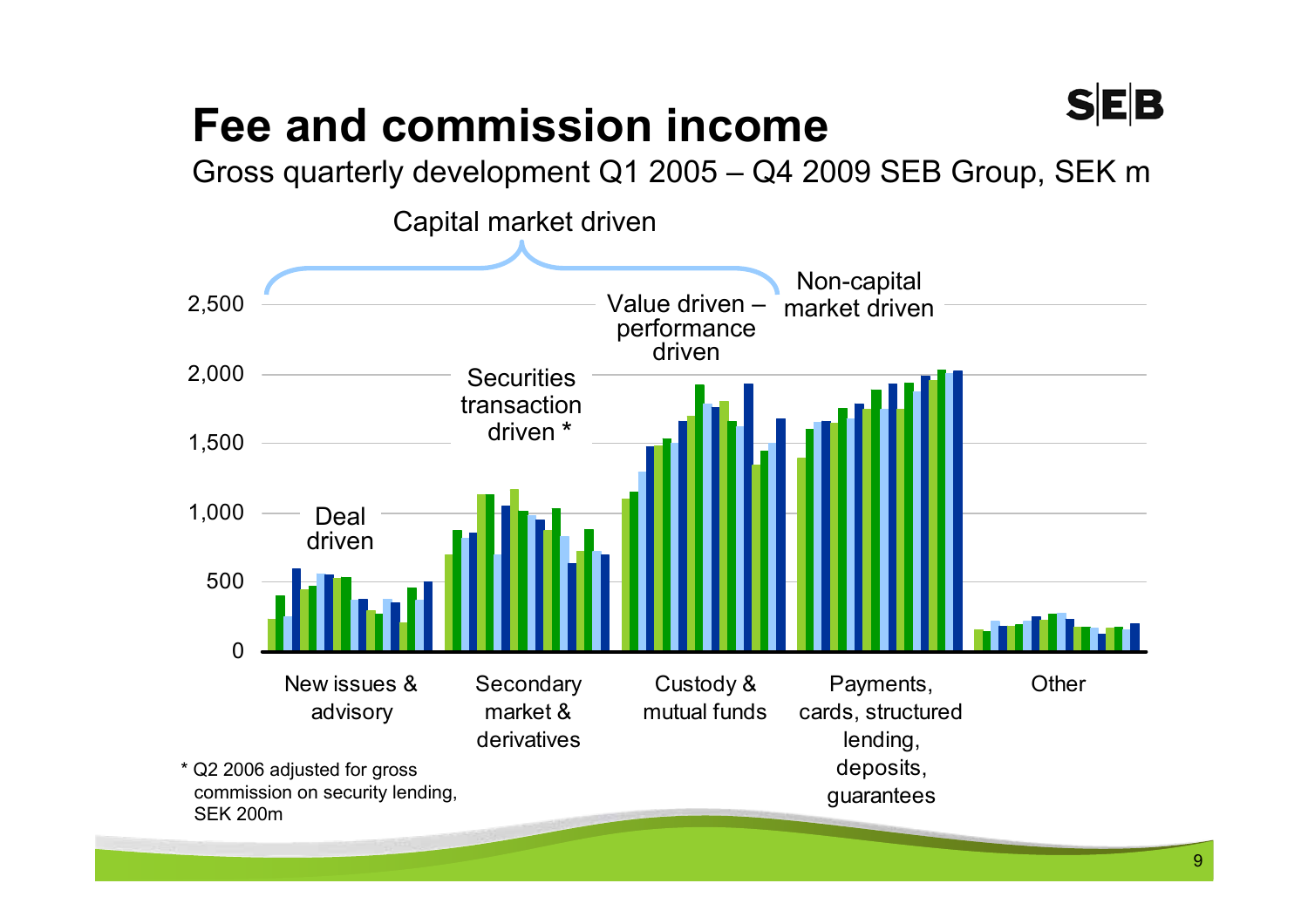# Fee and commission income

Gross quarterly development Q1 2005 – Q4 2009 SEB Group, SEK m

Capital market driven

Non-capital market driven

Deal driven

Securities transaction driven *

Value driven – performance driven

2,500
2,000
1,500
1,000
500
0

New issues & advisory

Secondary market & derivatives

Custody & mutual funds

Payments, cards, structured lending, deposits, guarantees

Other

* Q2 2006 adjusted for gross commission on security lending, SEK 200m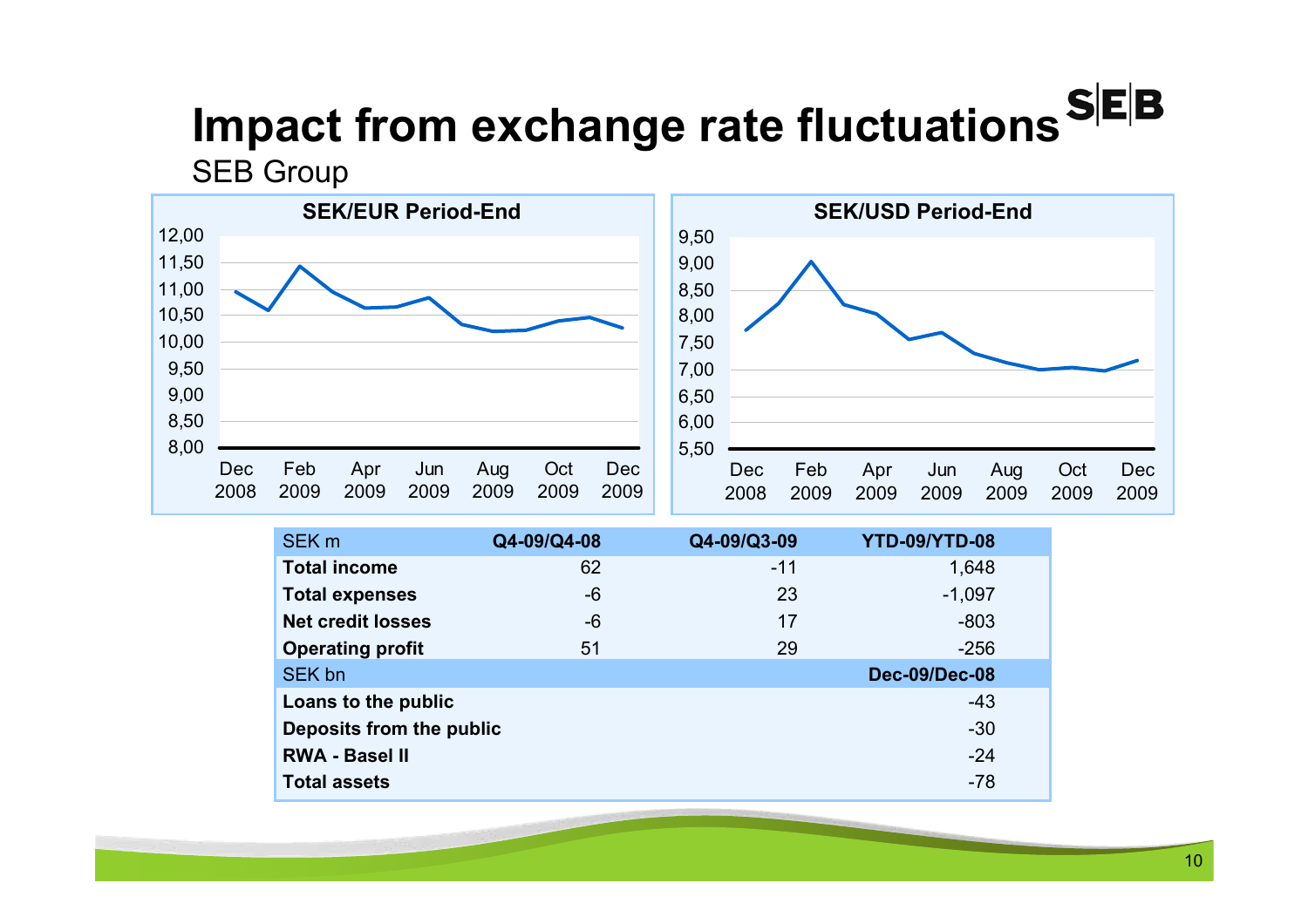# Impact from exchange rate fluctuations

SEB Group

**SEK/EUR Period-End**

**SEK/USD Period-End**

| SEK m | Q4-09/Q4-08 | Q4-09/Q3-09 | YTD-09/YTD-08 |
|---|---|---|---|
| **Total income** | 62 | -11 | 1,648 |
| **Total expenses** | -6 | 23 | -1,097 |
| **Net credit losses** | -6 | 17 | -803 |
| **Operating profit** | 51 | 29 | -256 |
| SEK bn | | | **Dec-09/Dec-08** |
| **Loans to the public** | | | -43 |
| **Deposits from the public** | | | -30 |
| **RWA - Basel II** | | | -24 |
| **Total assets** | | | -78 |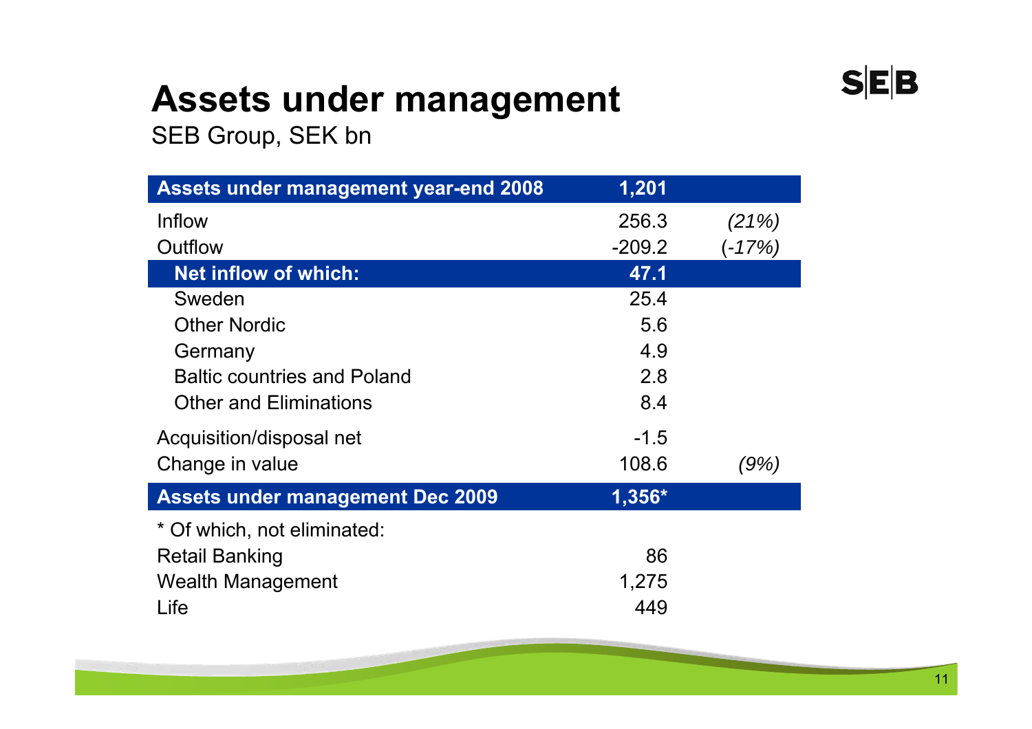# Assets under management

SEB Group, SEK bn

| Assets under management year-end 2008 | 1,201 | |
|---|---|---|
| Inflow | 256.3 | *(21%)* |
| Outflow | -209.2 | *(-17%)* |
| **Net inflow of which:** | **47.1** | |
| Sweden | 25.4 | |
| Other Nordic | 5.6 | |
| Germany | 4.9 | |
| Baltic countries and Poland | 2.8 | |
| Other and Eliminations | 8.4 | |
| Acquisition/disposal net | -1.5 | |
| Change in value | 108.6 | *(9%)* |
| **Assets under management Dec 2009** | **1,356*** | |

\* Of which, not eliminated:

| | |
|---|---|
| Retail Banking | 86 |
| Wealth Management | 1,275 |
| Life | 449 |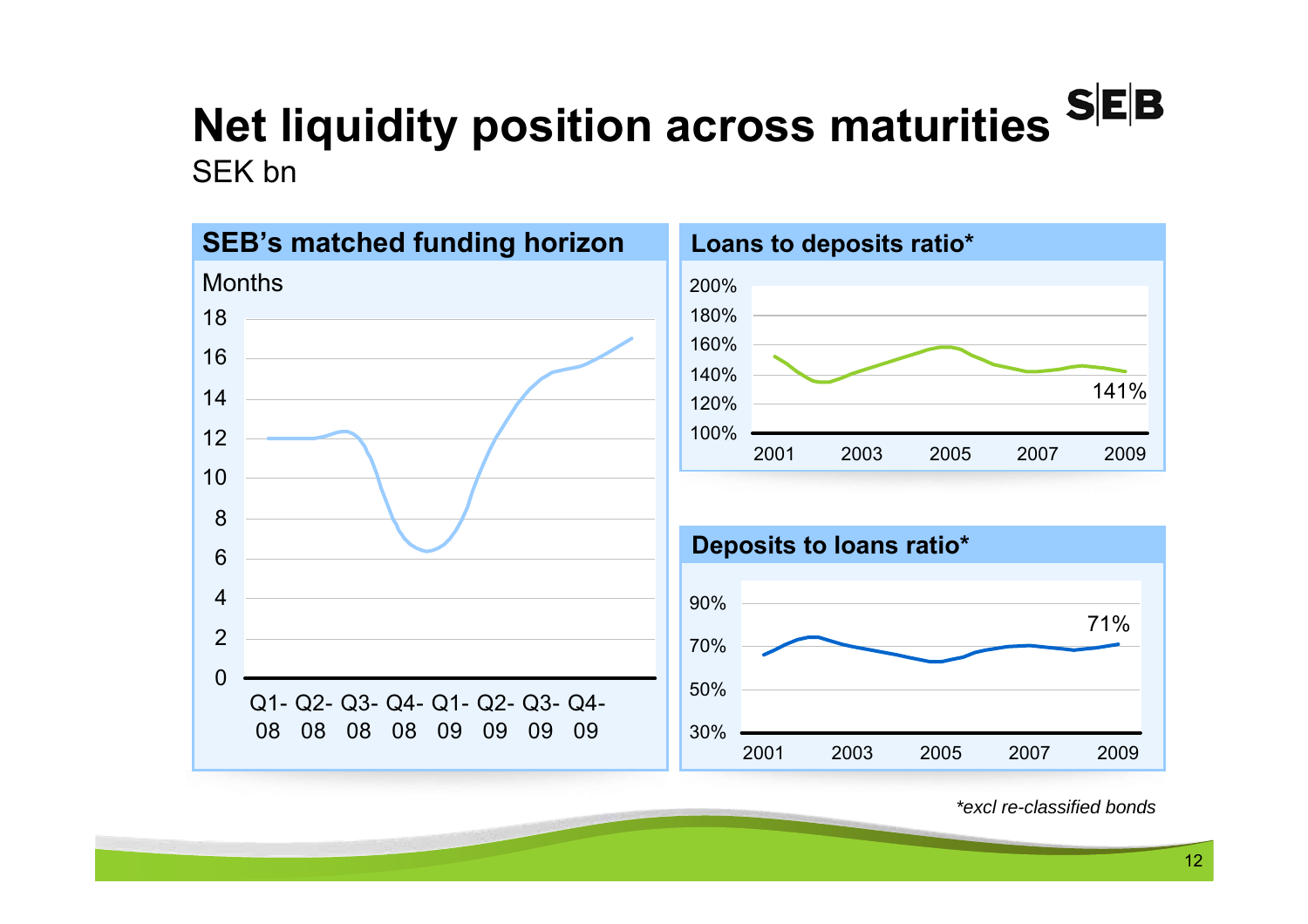# Net liquidity position across maturities

SEK bn

## SEB's matched funding horizon

Months

18
16
14
12
10
8
6
4
2
0

Q1-08 Q2-08 Q3-08 Q4-08 Q1-09 Q2-09 Q3-09 Q4-09

## Loans to deposits ratio*

200%
180%
160%
140%
120%
100%

2001 2003 2005 2007 2009

141%

## Deposits to loans ratio*

90%
70%
50%
30%

2001 2003 2005 2007 2009

71%

*\*excl re-classified bonds*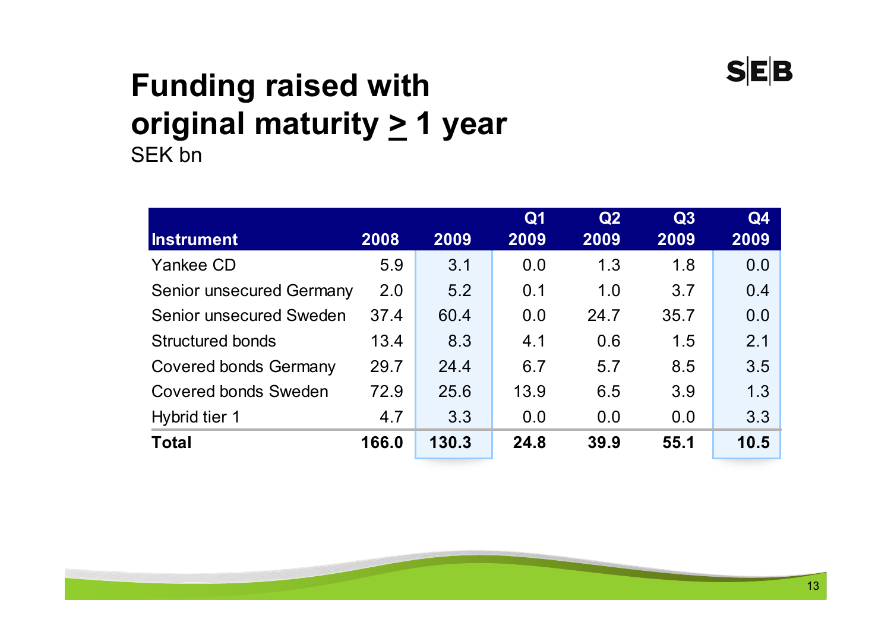# Funding raised with original maturity ≥ 1 year

SEK bn

| Instrument | 2008 | 2009 | Q1 2009 | Q2 2009 | Q3 2009 | Q4 2009 |
|---|---|---|---|---|---|---|
| Yankee CD | 5.9 | 3.1 | 0.0 | 1.3 | 1.8 | 0.0 |
| Senior unsecured Germany | 2.0 | 5.2 | 0.1 | 1.0 | 3.7 | 0.4 |
| Senior unsecured Sweden | 37.4 | 60.4 | 0.0 | 24.7 | 35.7 | 0.0 |
| Structured bonds | 13.4 | 8.3 | 4.1 | 0.6 | 1.5 | 2.1 |
| Covered bonds Germany | 29.7 | 24.4 | 6.7 | 5.7 | 8.5 | 3.5 |
| Covered bonds Sweden | 72.9 | 25.6 | 13.9 | 6.5 | 3.9 | 1.3 |
| Hybrid tier 1 | 4.7 | 3.3 | 0.0 | 0.0 | 0.0 | 3.3 |
| **Total** | **166.0** | **130.3** | **24.8** | **39.9** | **55.1** | **10.5** |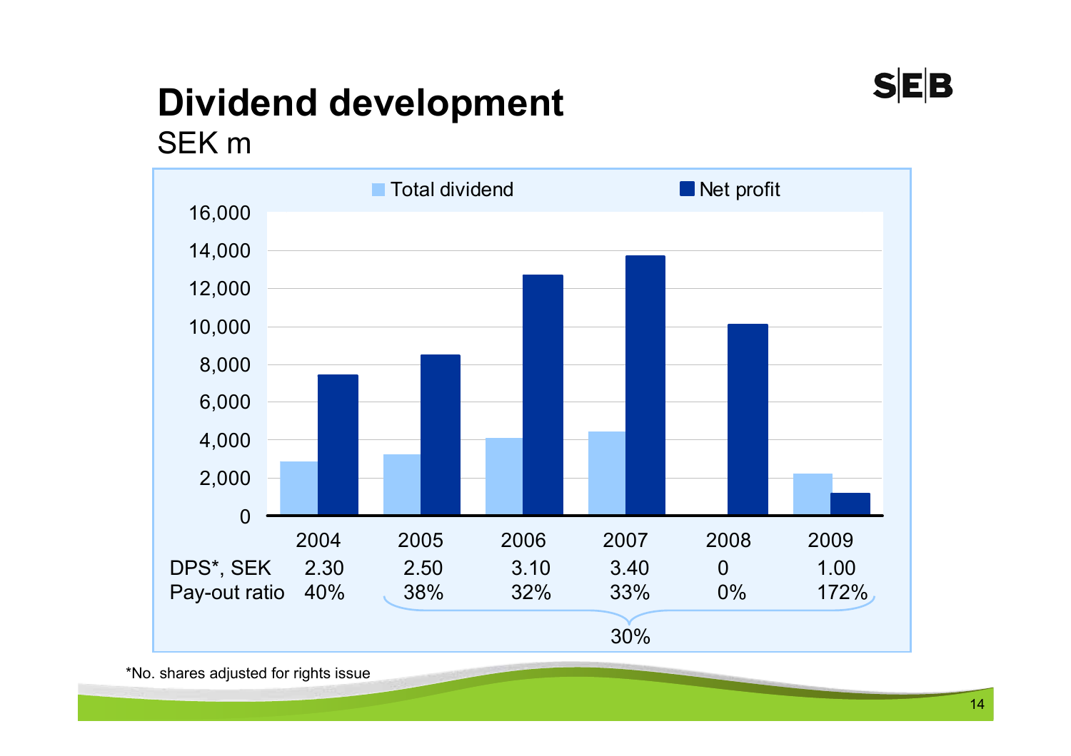# Dividend development

SEK m

| | 2004 | 2005 | 2006 | 2007 | 2008 | 2009 |
|---|---|---|---|---|---|---|
| DPS*, SEK | 2.30 | 2.50 | 3.10 | 3.40 | 0 | 1.00 |
| Pay-out ratio | 40% | 38% | 32% | 33% | 0% | 172% |

Average pay-out ratio 2005–2009: 30%

Chart legend: Total dividend, Net profit

*No. shares adjusted for rights issue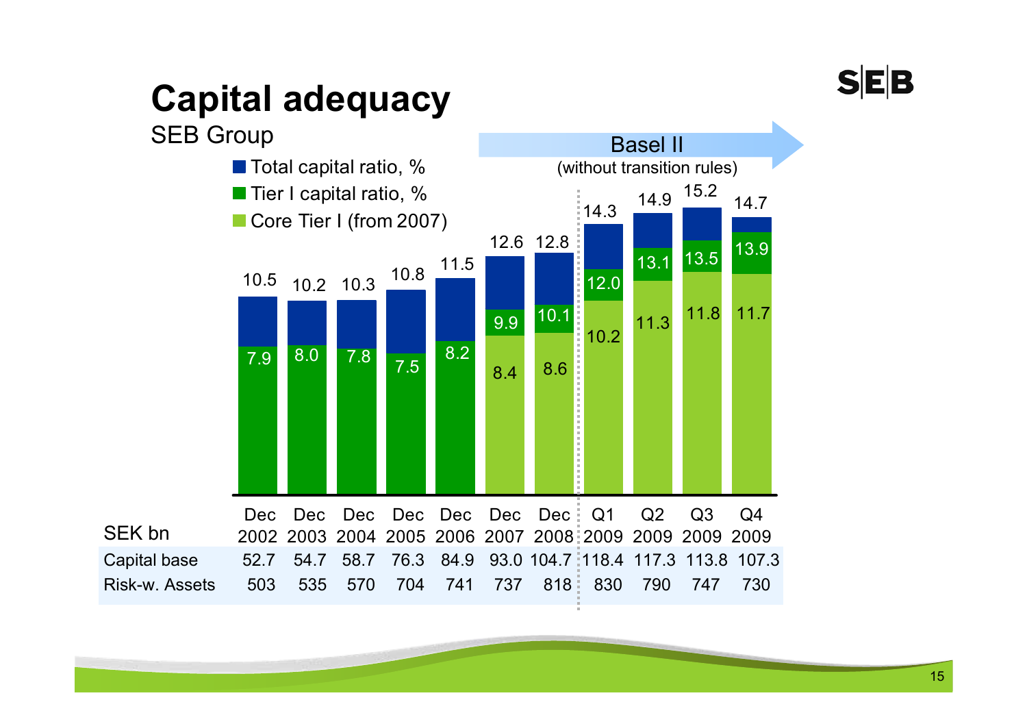# Capital adequacy

SEB Group

Basel II (without transition rules)

- Total capital ratio, %
- Tier I capital ratio, %
- Core Tier I (from 2007)

| | Dec 2002 | Dec 2003 | Dec 2004 | Dec 2005 | Dec 2006 | Dec 2007 | Dec 2008 | Q1 2009 | Q2 2009 | Q3 2009 | Q4 2009 |
|---|---|---|---|---|---|---|---|---|---|---|---|
| Total capital ratio, % | 10.5 | 10.2 | 10.3 | 10.8 | 11.5 | 12.6 | 12.8 | 14.3 | 14.9 | 15.2 | 14.7 |
| Tier I capital ratio, % | 7.9 | 8.0 | 7.8 | 7.5 | 8.2 | 9.9 | 10.1 | 12.0 | 13.1 | 13.5 | 13.9 |
| Core Tier I (from 2007) | | | | | | 8.4 | 8.6 | 10.2 | 11.3 | 11.8 | 11.7 |

| SEK bn | Dec 2002 | Dec 2003 | Dec 2004 | Dec 2005 | Dec 2006 | Dec 2007 | Dec 2008 | Q1 2009 | Q2 2009 | Q3 2009 | Q4 2009 |
|---|---|---|---|---|---|---|---|---|---|---|---|
| Capital base | 52.7 | 54.7 | 58.7 | 76.3 | 84.9 | 93.0 | 104.7 | 118.4 | 117.3 | 113.8 | 107.3 |
| Risk-w. Assets | 503 | 535 | 570 | 704 | 741 | 737 | 818 | 830 | 790 | 747 | 730 |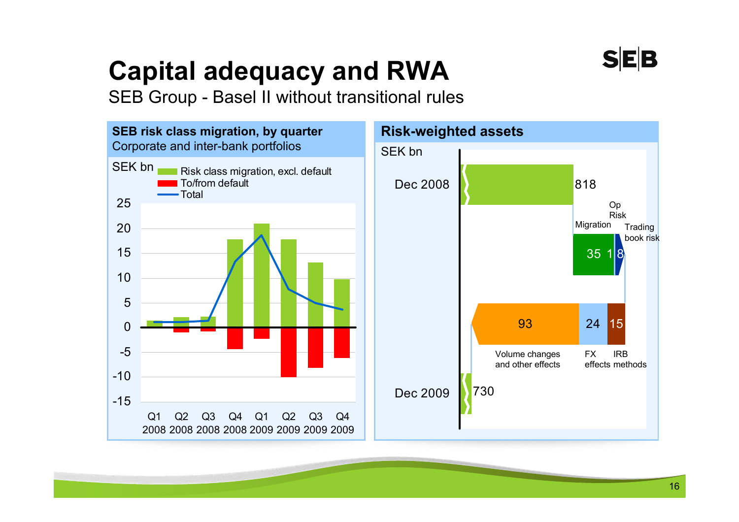# Capital adequacy and RWA

SEB Group - Basel II without transitional rules

## SEB risk class migration, by quarter

Corporate and inter-bank portfolios

SEK bn

- Risk class migration, excl. default
- To/from default
- Total

Q1 2008, Q2 2008, Q3 2008, Q4 2008, Q1 2009, Q2 2009, Q3 2009, Q4 2009

## Risk-weighted assets

SEK bn

| | SEK bn |
|---|---|
| Dec 2008 | 818 |
| Migration | 35 |
| Op Risk | 1 |
| Trading book risk | 8 |
| Volume changes and other effects | 93 |
| FX effects | 24 |
| IRB methods | 15 |
| Dec 2009 | 730 |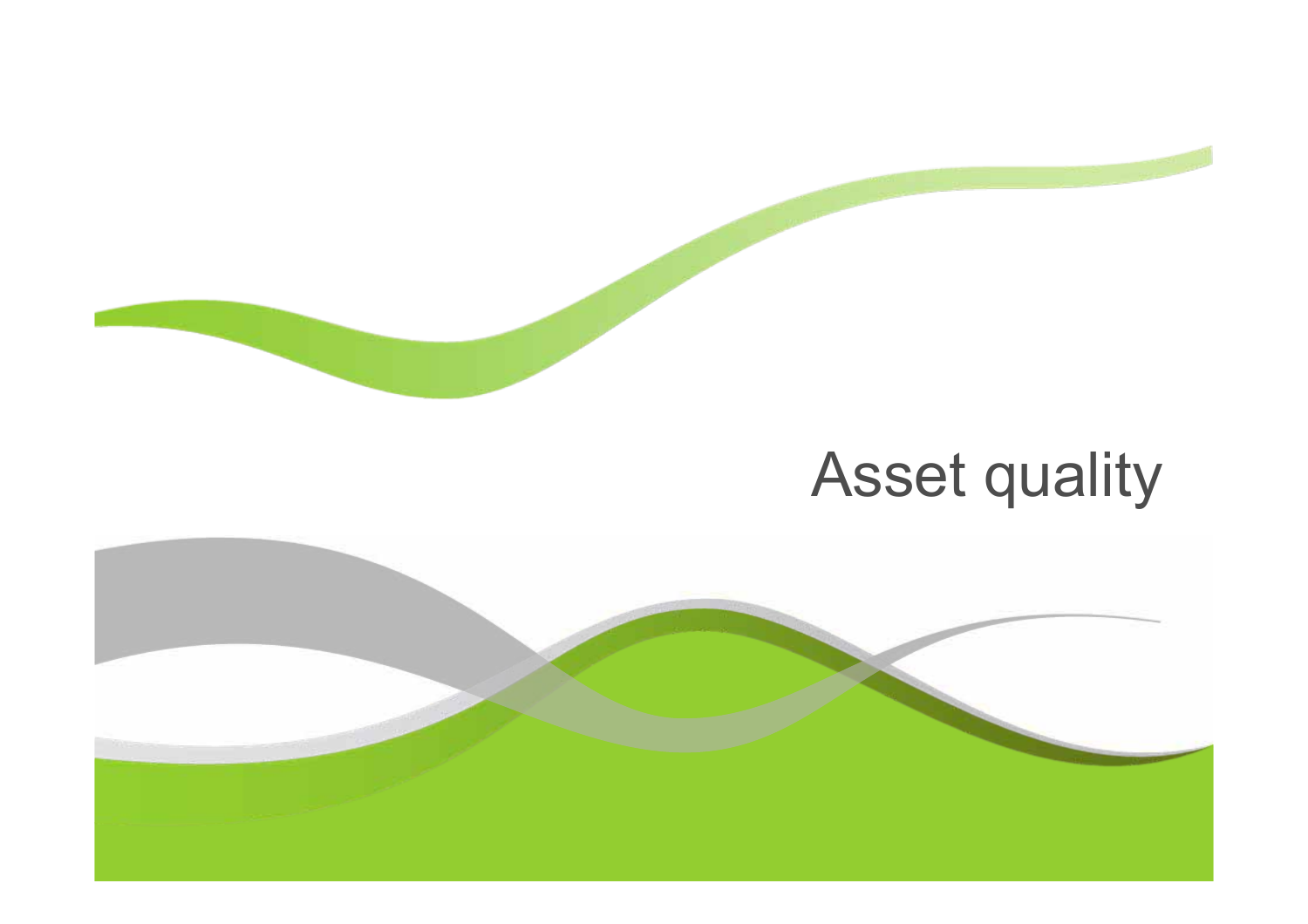# Asset quality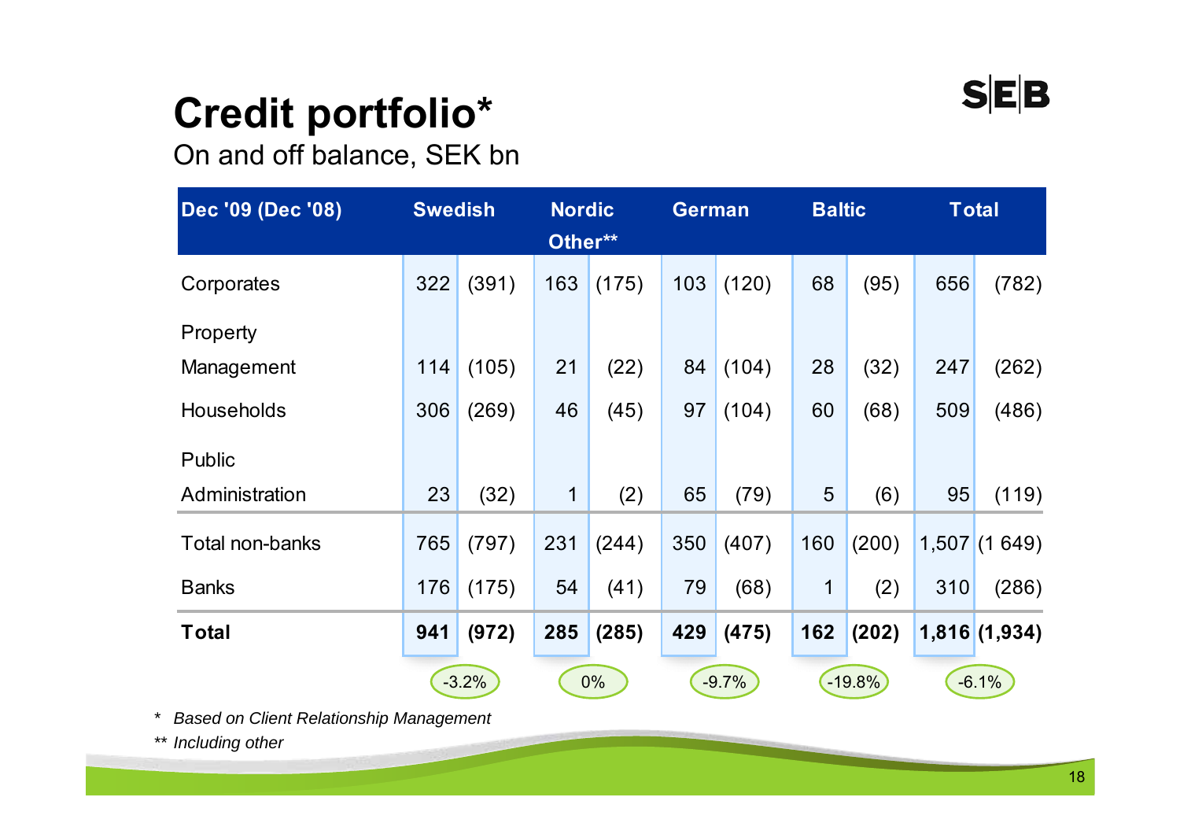# Credit portfolio*

On and off balance, SEK bn

| Dec '09 (Dec '08) | Swedish | | Nordic Other** | | German | | Baltic | | Total | |
|---|---|---|---|---|---|---|---|---|---|---|
| Corporates | 322 | (391) | 163 | (175) | 103 | (120) | 68 | (95) | 656 | (782) |
| Property Management | 114 | (105) | 21 | (22) | 84 | (104) | 28 | (32) | 247 | (262) |
| Households | 306 | (269) | 46 | (45) | 97 | (104) | 60 | (68) | 509 | (486) |
| Public Administration | 23 | (32) | 1 | (2) | 65 | (79) | 5 | (6) | 95 | (119) |
| Total non-banks | 765 | (797) | 231 | (244) | 350 | (407) | 160 | (200) | 1,507 | (1 649) |
| Banks | 176 | (175) | 54 | (41) | 79 | (68) | 1 | (2) | 310 | (286) |
| **Total** | **941** | **(972)** | **285** | **(285)** | **429** | **(475)** | **162** | **(202)** | **1,816** | **(1,934)** |
| | -3.2% | | 0% | | -9.7% | | -19.8% | | -6.1% | |

* *Based on Client Relationship Management*

** *Including other*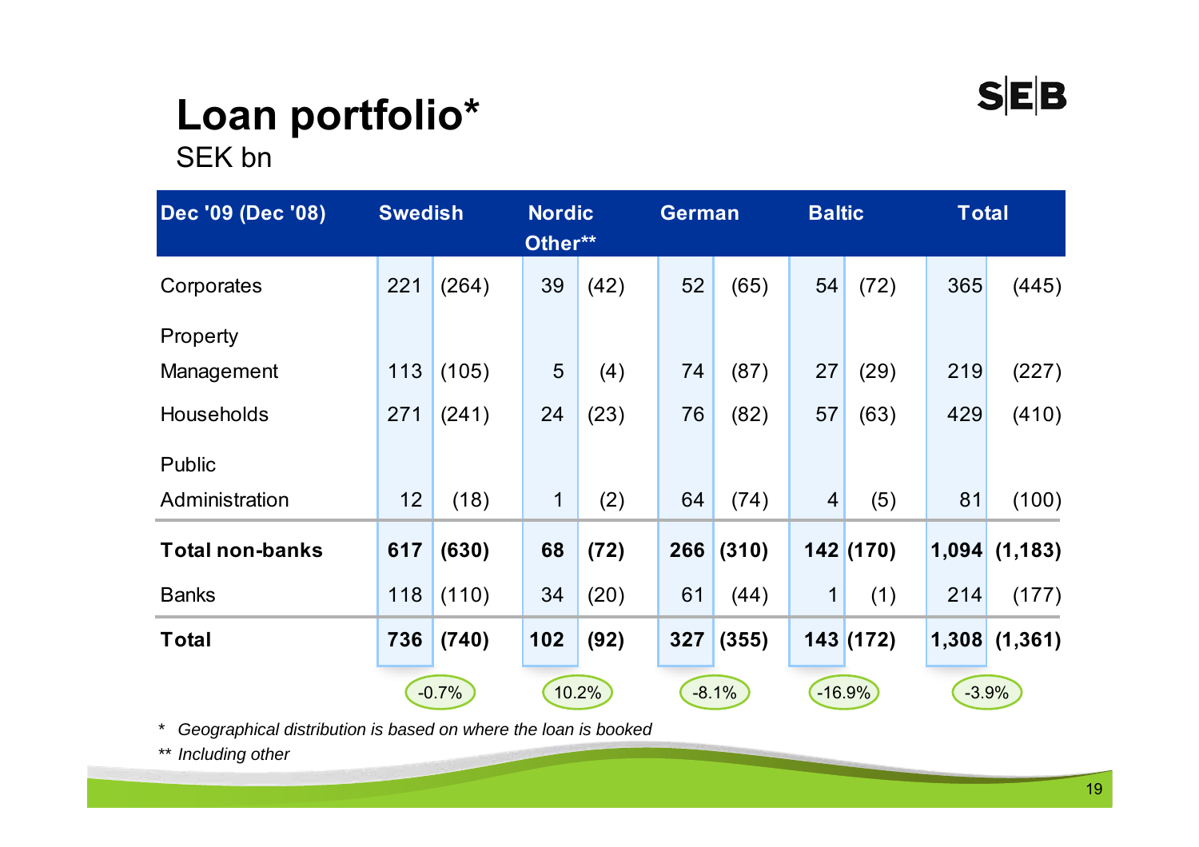# Loan portfolio*

SEK bn

| Dec '09 (Dec '08) | Swedish | | Nordic Other** | | German | | Baltic | | Total | |
|---|---|---|---|---|---|---|---|---|---|---|
| Corporates | 221 | (264) | 39 | (42) | 52 | (65) | 54 | (72) | 365 | (445) |
| Property Management | 113 | (105) | 5 | (4) | 74 | (87) | 27 | (29) | 219 | (227) |
| Households | 271 | (241) | 24 | (23) | 76 | (82) | 57 | (63) | 429 | (410) |
| Public Administration | 12 | (18) | 1 | (2) | 64 | (74) | 4 | (5) | 81 | (100) |
| **Total non-banks** | **617** | **(630)** | **68** | **(72)** | **266** | **(310)** | **142** | **(170)** | **1,094** | **(1,183)** |
| Banks | 118 | (110) | 34 | (20) | 61 | (44) | 1 | (1) | 214 | (177) |
| **Total** | **736** | **(740)** | **102** | **(92)** | **327** | **(355)** | **143** | **(172)** | **1,308** | **(1,361)** |
| | -0.7% | | 10.2% | | -8.1% | | -16.9% | | -3.9% | |

*\* Geographical distribution is based on where the loan is booked*

*\*\* Including other*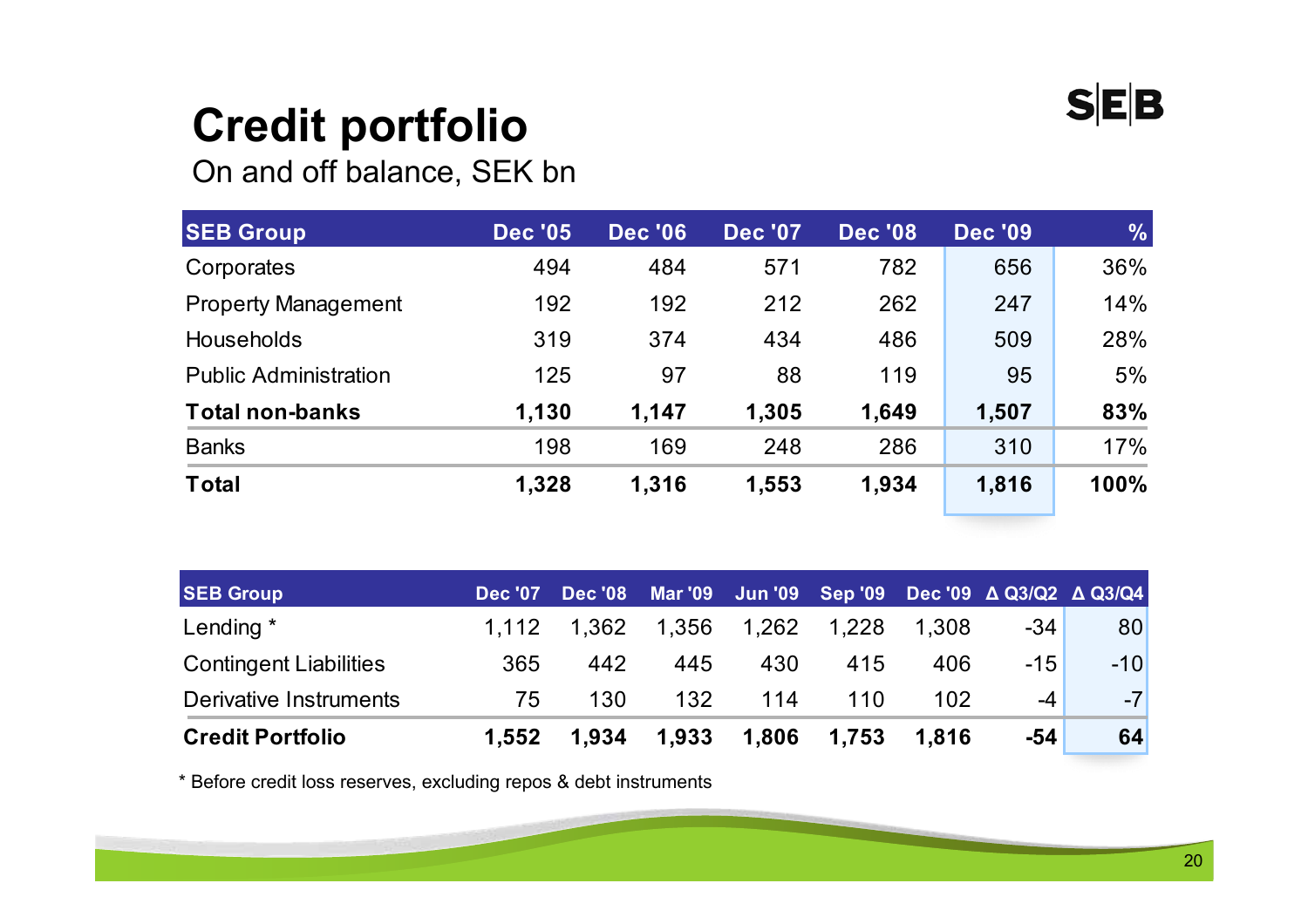# Credit portfolio

On and off balance, SEK bn

| SEB Group | Dec '05 | Dec '06 | Dec '07 | Dec '08 | Dec '09 | % |
|---|---|---|---|---|---|---|
| Corporates | 494 | 484 | 571 | 782 | 656 | 36% |
| Property Management | 192 | 192 | 212 | 262 | 247 | 14% |
| Households | 319 | 374 | 434 | 486 | 509 | 28% |
| Public Administration | 125 | 97 | 88 | 119 | 95 | 5% |
| **Total non-banks** | **1,130** | **1,147** | **1,305** | **1,649** | **1,507** | **83%** |
| Banks | 198 | 169 | 248 | 286 | 310 | 17% |
| **Total** | **1,328** | **1,316** | **1,553** | **1,934** | **1,816** | **100%** |

| SEB Group | Dec '07 | Dec '08 | Mar '09 | Jun '09 | Sep '09 | Dec '09 | Δ Q3/Q2 | Δ Q3/Q4 |
|---|---|---|---|---|---|---|---|---|
| Lending * | 1,112 | 1,362 | 1,356 | 1,262 | 1,228 | 1,308 | -34 | 80 |
| Contingent Liabilities | 365 | 442 | 445 | 430 | 415 | 406 | -15 | -10 |
| Derivative Instruments | 75 | 130 | 132 | 114 | 110 | 102 | -4 | -7 |
| **Credit Portfolio** | **1,552** | **1,934** | **1,933** | **1,806** | **1,753** | **1,816** | **-54** | **64** |

* Before credit loss reserves, excluding repos & debt instruments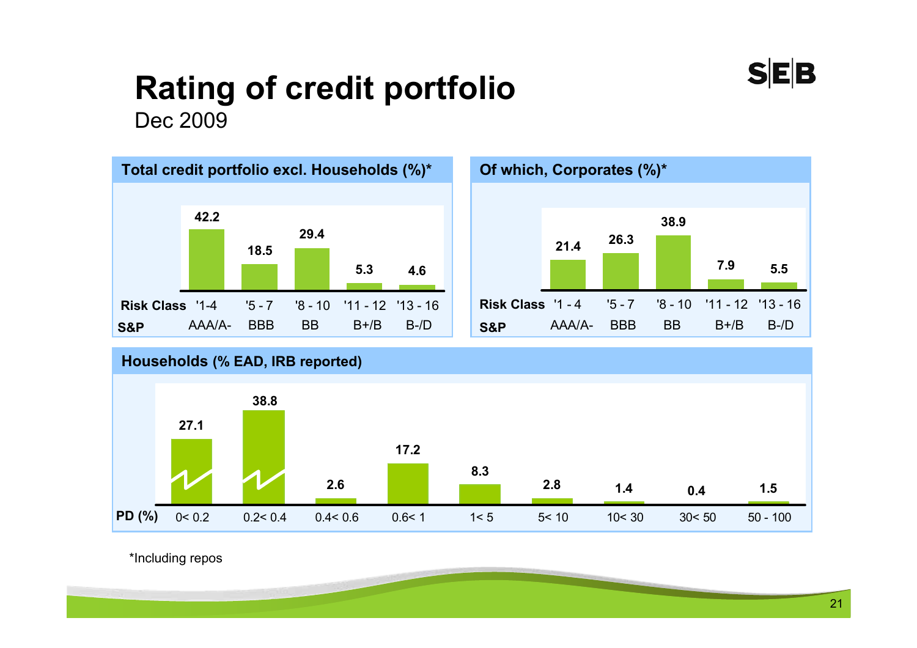# Rating of credit portfolio

Dec 2009

## Total credit portfolio excl. Households (%)*

| Risk Class | '1-4 | '5 - 7 | '8 - 10 | '11 - 12 | '13 - 16 |
|---|---|---|---|---|---|
| S&P | AAA/A- | BBB | BB | B+/B | B-/D |
| % | 42.2 | 18.5 | 29.4 | 5.3 | 4.6 |

## Of which, Corporates (%)*

| Risk Class | '1 - 4 | '5 - 7 | '8 - 10 | '11 - 12 | '13 - 16 |
|---|---|---|---|---|---|
| S&P | AAA/A- | BBB | BB | B+/B | B-/D |
| % | 21.4 | 26.3 | 38.9 | 7.9 | 5.5 |

## Households (% EAD, IRB reported)

| PD (%) | 0< 0.2 | 0.2< 0.4 | 0.4< 0.6 | 0.6< 1 | 1< 5 | 5< 10 | 10< 30 | 30< 50 | 50 - 100 |
|---|---|---|---|---|---|---|---|---|---|
| % | 27.1 | 38.8 | 2.6 | 17.2 | 8.3 | 2.8 | 1.4 | 0.4 | 1.5 |

*Including repos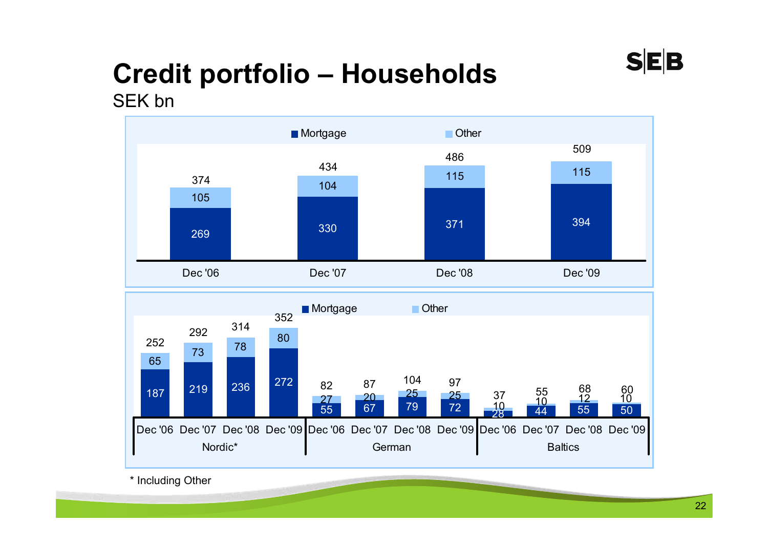# Credit portfolio – Households

SEK bn

| | Dec '06 | Dec '07 | Dec '08 | Dec '09 |
|---|---|---|---|---|
| Mortgage | 269 | 330 | 371 | 394 |
| Other | 105 | 104 | 115 | 115 |
| Total | 374 | 434 | 486 | 509 |

| | Nordic* Dec '06 | Nordic* Dec '07 | Nordic* Dec '08 | Nordic* Dec '09 | German Dec '06 | German Dec '07 | German Dec '08 | German Dec '09 | Baltics Dec '06 | Baltics Dec '07 | Baltics Dec '08 | Baltics Dec '09 |
|---|---|---|---|---|---|---|---|---|---|---|---|---|
| Mortgage | 187 | 219 | 236 | 272 | 55 | 67 | 79 | 72 | 28 | 44 | 55 | 50 |
| Other | 65 | 73 | 78 | 80 | 27 | 20 | 25 | 25 | 10 | 10 | 12 | 10 |
| Total | 252 | 292 | 314 | 352 | 82 | 87 | 104 | 97 | 37 | 55 | 68 | 60 |

\* Including Other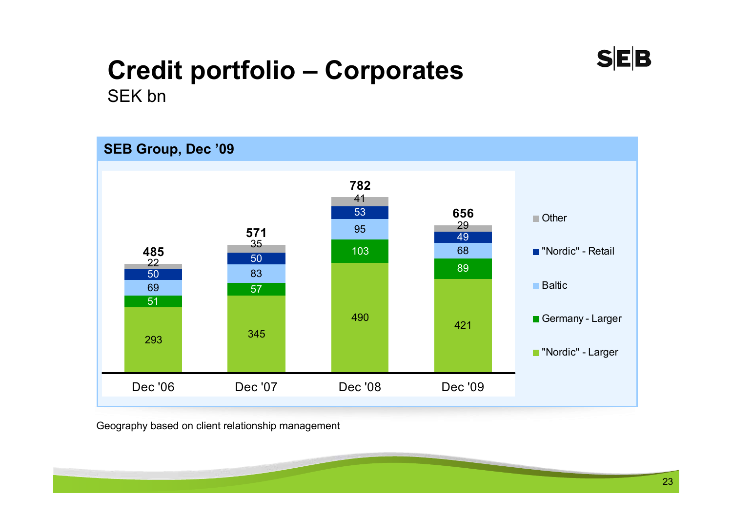# Credit portfolio – Corporates

SEK bn

## SEB Group, Dec '09

| | Dec '06 | Dec '07 | Dec '08 | Dec '09 |
|---|---|---|---|---|
| Other | 22 | 35 | 41 | 29 |
| "Nordic" - Retail | 50 | 50 | 53 | 49 |
| Baltic | 69 | 83 | 95 | 68 |
| Germany - Larger | 51 | 57 | 103 | 89 |
| "Nordic" - Larger | 293 | 345 | 490 | 421 |
| **Total** | **485** | **571** | **782** | **656** |

Geography based on client relationship management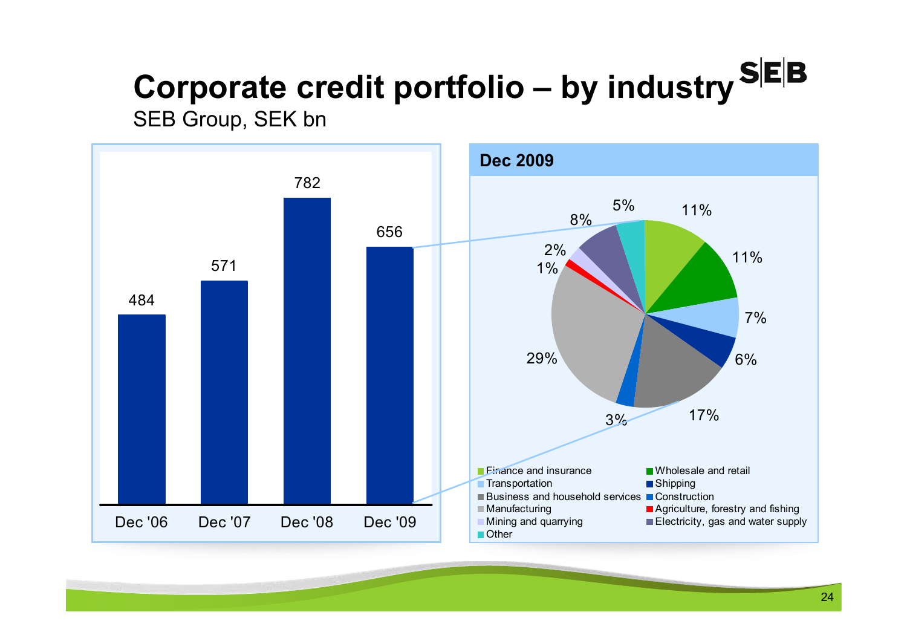# Corporate credit portfolio – by industry

SEB Group, SEK bn

| | Dec '06 | Dec '07 | Dec '08 | Dec '09 |
|---|---|---|---|---|
| Corporate credit portfolio | 484 | 571 | 782 | 656 |

**Dec 2009**

| Industry | Share |
|---|---|
| Finance and insurance | 11% |
| Wholesale and retail | 11% |
| Transportation | 7% |
| Shipping | 6% |
| Business and household services | 17% |
| Construction | 3% |
| Manufacturing | 29% |
| Agriculture, forestry and fishing | 1% |
| Mining and quarrying | 2% |
| Electricity, gas and water supply | 8% |
| Other | 5% |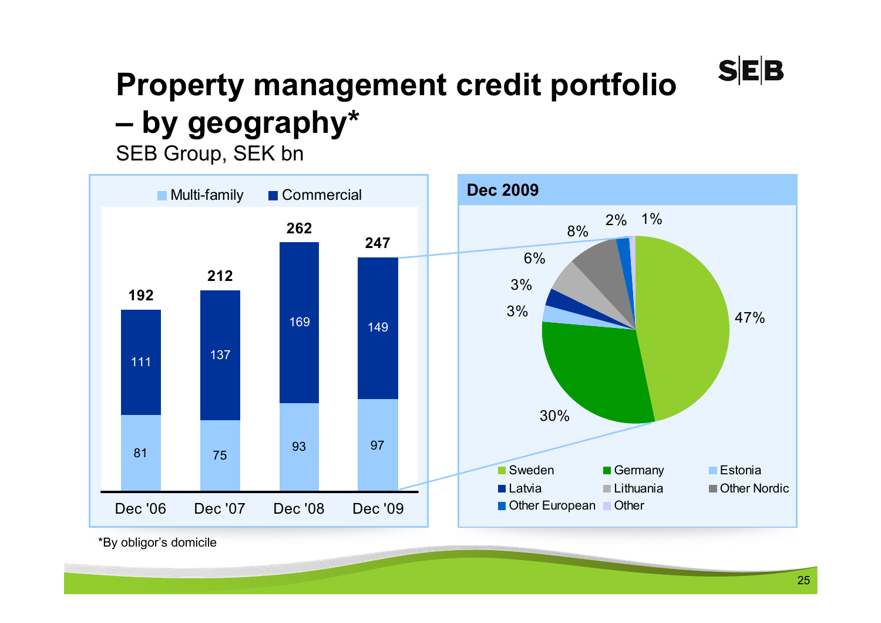# Property management credit portfolio – by geography*

SEB Group, SEK bn

| | Dec '06 | Dec '07 | Dec '08 | Dec '09 |
|---|---|---|---|---|
| Multi-family | 81 | 75 | 93 | 97 |
| Commercial | 111 | 137 | 169 | 149 |
| Total | 192 | 212 | 262 | 247 |

**Dec 2009**

| Region | Share |
|---|---|
| Sweden | 47% |
| Germany | 30% |
| Estonia | 3% |
| Latvia | 3% |
| Lithuania | 6% |
| Other Nordic | 8% |
| Other European | 2% |
| Other | 1% |

*By obligor's domicile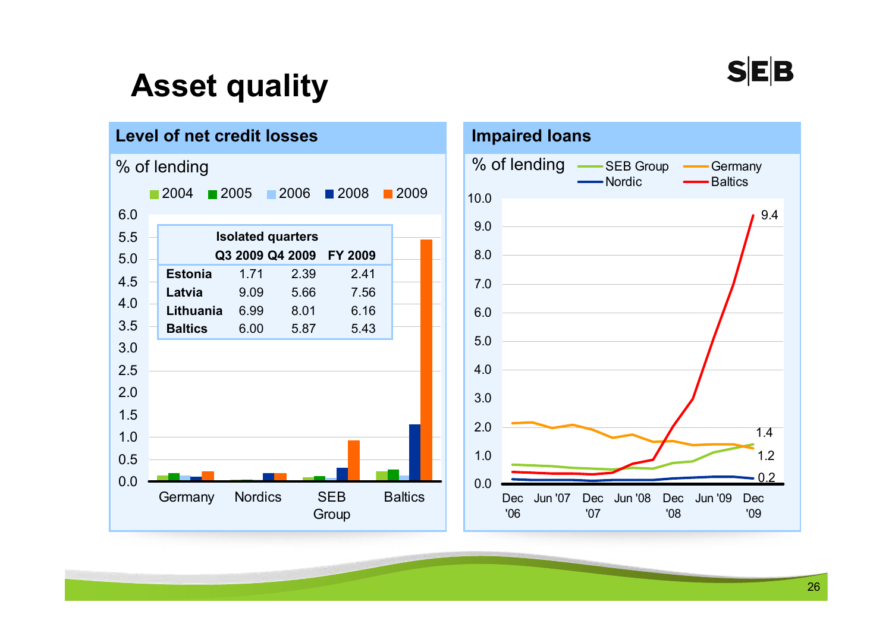# Asset quality

## Level of net credit losses

% of lending

2004 | 2005 | 2006 | 2008 | 2009

| Isolated quarters | Q3 2009 | Q4 2009 | FY 2009 |
|---|---|---|---|
| Estonia | 1.71 | 2.39 | 2.41 |
| Latvia | 9.09 | 5.66 | 7.56 |
| Lithuania | 6.99 | 8.01 | 6.16 |
| Baltics | 6.00 | 5.87 | 5.43 |

Germany, Nordics, SEB Group, Baltics

## Impaired loans

% of lending

SEB Group, Germany, Nordic, Baltics

Dec '06 – Dec '09: Baltics 9.4, SEB Group 1.4, Germany 1.2, Nordic 0.2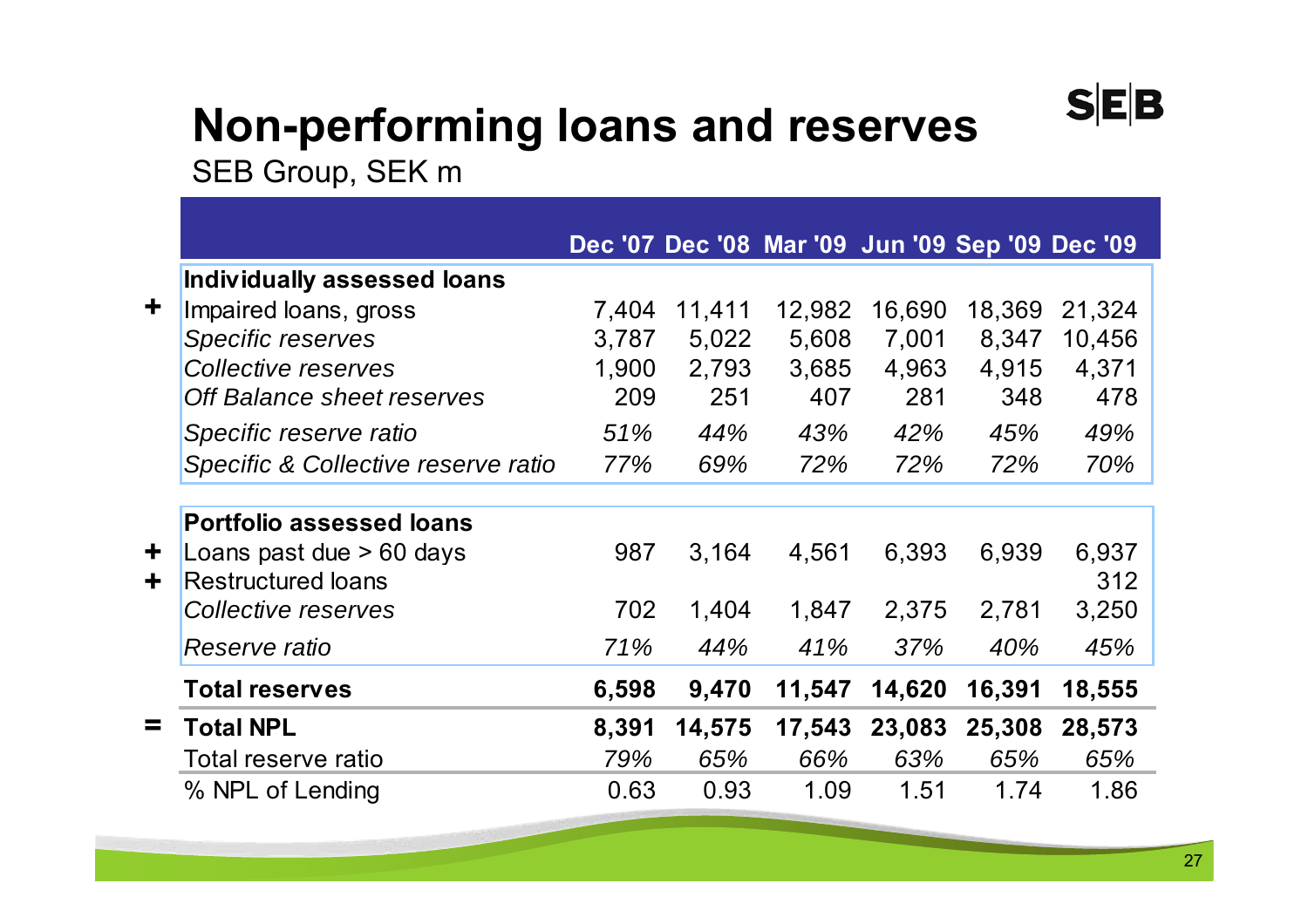# Non-performing loans and reserves

SEB Group, SEK m

| | | Dec '07 | Dec '08 | Mar '09 | Jun '09 | Sep '09 | Dec '09 |
|---|---|---|---|---|---|---|---|
| | **Individually assessed loans** | | | | | | |
| + | Impaired loans, gross | 7,404 | 11,411 | 12,982 | 16,690 | 18,369 | 21,324 |
| | *Specific reserves* | 3,787 | 5,022 | 5,608 | 7,001 | 8,347 | 10,456 |
| | *Collective reserves* | 1,900 | 2,793 | 3,685 | 4,963 | 4,915 | 4,371 |
| | *Off Balance sheet reserves* | 209 | 251 | 407 | 281 | 348 | 478 |
| | *Specific reserve ratio* | *51%* | *44%* | *43%* | *42%* | *45%* | *49%* |
| | *Specific & Collective reserve ratio* | *77%* | *69%* | *72%* | *72%* | *72%* | *70%* |
| | **Portfolio assessed loans** | | | | | | |
| + | Loans past due > 60 days | 987 | 3,164 | 4,561 | 6,393 | 6,939 | 6,937 |
| + | Restructured loans | | | | | | 312 |
| | *Collective reserves* | 702 | 1,404 | 1,847 | 2,375 | 2,781 | 3,250 |
| | *Reserve ratio* | *71%* | *44%* | *41%* | *37%* | *40%* | *45%* |
| | **Total reserves** | **6,598** | **9,470** | **11,547** | **14,620** | **16,391** | **18,555** |
| = | **Total NPL** | **8,391** | **14,575** | **17,543** | **23,083** | **25,308** | **28,573** |
| | Total reserve ratio | *79%* | *65%* | *66%* | *63%* | *65%* | *65%* |
| | % NPL of Lending | 0.63 | 0.93 | 1.09 | 1.51 | 1.74 | 1.86 |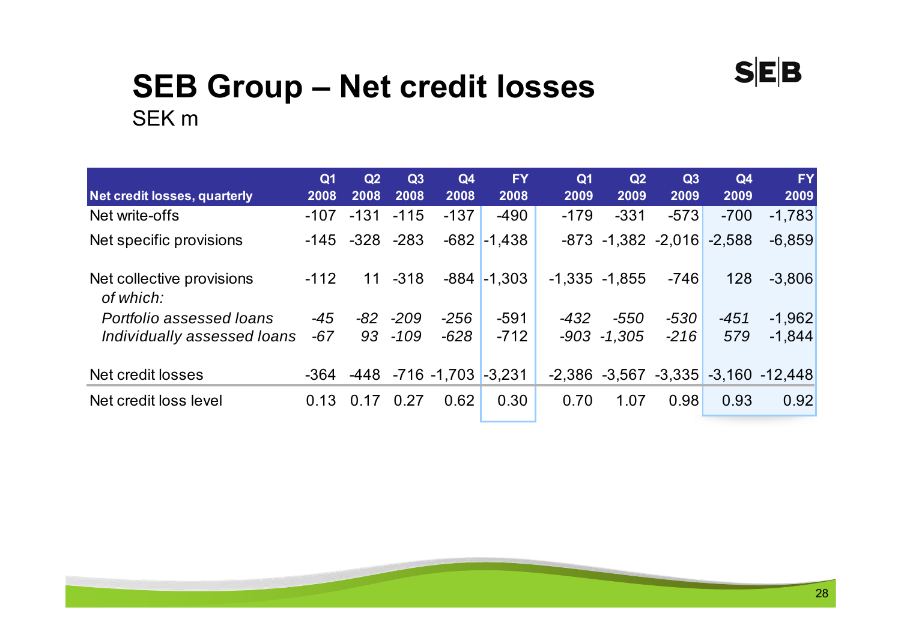# SEB Group – Net credit losses

SEK m

| Net credit losses, quarterly | Q1 2008 | Q2 2008 | Q3 2008 | Q4 2008 | FY 2008 | Q1 2009 | Q2 2009 | Q3 2009 | Q4 2009 | FY 2009 |
|---|---|---|---|---|---|---|---|---|---|---|
| Net write-offs | -107 | -131 | -115 | -137 | -490 | -179 | -331 | -573 | -700 | -1,783 |
| Net specific provisions | -145 | -328 | -283 | -682 | -1,438 | -873 | -1,382 | -2,016 | -2,588 | -6,859 |
| Net collective provisions | -112 | 11 | -318 | -884 | -1,303 | -1,335 | -1,855 | -746 | 128 | -3,806 |
| *of which:* | | | | | | | | | | |
| *Portfolio assessed loans* | *-45* | *-82* | *-209* | *-256* | -591 | *-432* | *-550* | *-530* | *-451* | -1,962 |
| *Individually assessed loans* | *-67* | *93* | *-109* | *-628* | -712 | *-903* | *-1,305* | *-216* | *579* | -1,844 |
| Net credit losses | -364 | -448 | -716 | -1,703 | -3,231 | -2,386 | -3,567 | -3,335 | -3,160 | -12,448 |
| Net credit loss level | 0.13 | 0.17 | 0.27 | 0.62 | 0.30 | 0.70 | 1.07 | 0.98 | 0.93 | 0.92 |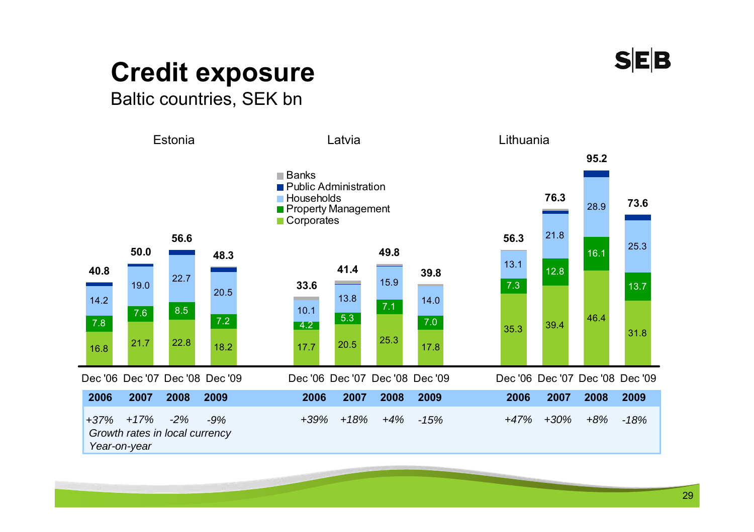# Credit exposure

Baltic countries, SEK bn

Legend: Banks, Public Administration, Households, Property Management, Corporates

| Country | Period | Corporates | Property Management | Households | Total |
|---|---|---|---|---|---|
| Estonia | Dec '06 | 16.8 | 7.8 | 14.2 | 40.8 |
| Estonia | Dec '07 | 21.7 | 7.6 | 19.0 | 50.0 |
| Estonia | Dec '08 | 22.8 | 8.5 | 22.7 | 56.6 |
| Estonia | Dec '09 | 18.2 | 7.2 | 20.5 | 48.3 |
| Latvia | Dec '06 | 17.7 | 4.2 | 10.1 | 33.6 |
| Latvia | Dec '07 | 20.5 | 5.3 | 13.8 | 41.4 |
| Latvia | Dec '08 | 25.3 | 7.1 | 15.9 | 49.8 |
| Latvia | Dec '09 | 17.8 | 7.0 | 14.0 | 39.8 |
| Lithuania | Dec '06 | 35.3 | 7.3 | 13.1 | 56.3 |
| Lithuania | Dec '07 | 39.4 | 12.8 | 21.8 | 76.3 |
| Lithuania | Dec '08 | 46.4 | 16.1 | 28.9 | 95.2 |
| Lithuania | Dec '09 | 31.8 | 13.7 | 25.3 | 73.6 |

*Growth rates in local currency Year-on-year*

| | 2006 | 2007 | 2008 | 2009 |
|---|---|---|---|---|
| Estonia | *+37%* | *+17%* | *-2%* | *-9%* |
| Latvia | *+39%* | *+18%* | *+4%* | *-15%* |
| Lithuania | *+47%* | *+30%* | *+8%* | *-18%* |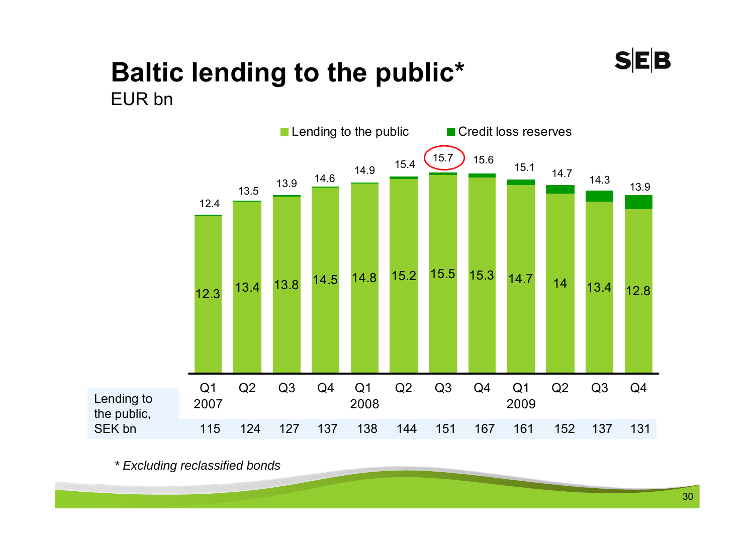# Baltic lending to the public*

EUR bn

| | Q1 2007 | Q2 | Q3 | Q4 | Q1 2008 | Q2 | Q3 | Q4 | Q1 2009 | Q2 | Q3 | Q4 |
|---|---|---|---|---|---|---|---|---|---|---|---|---|
| Lending to the public | 12.3 | 13.4 | 13.8 | 14.5 | 14.8 | 15.2 | 15.5 | 15.3 | 14.7 | 14 | 13.4 | 12.8 |
| Total (incl. credit loss reserves) | 12.4 | 13.5 | 13.9 | 14.6 | 14.9 | 15.4 | 15.7 | 15.6 | 15.1 | 14.7 | 14.3 | 13.9 |
| Lending to the public, SEK bn | 115 | 124 | 127 | 137 | 138 | 144 | 151 | 167 | 161 | 152 | 137 | 131 |

Legend: Lending to the public; Credit loss reserves

*\* Excluding reclassified bonds*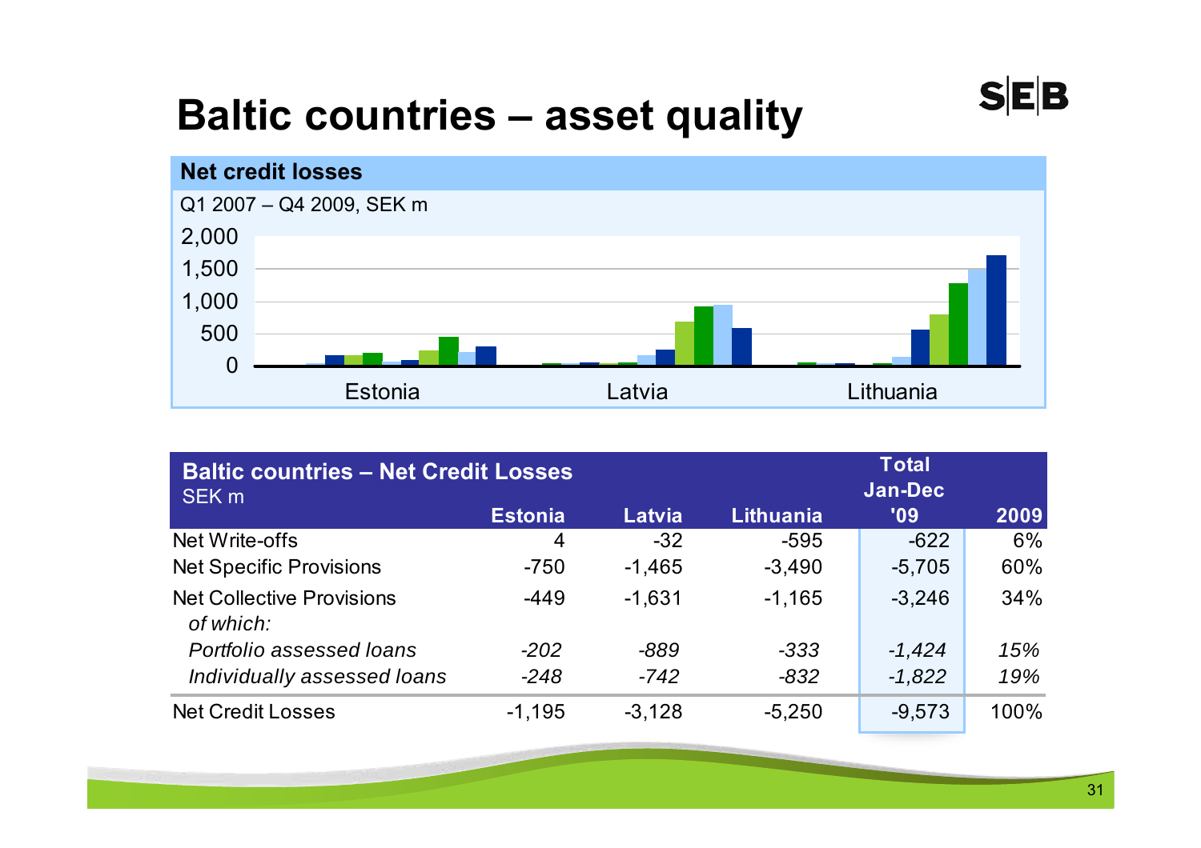# Baltic countries – asset quality

## Net credit losses

Q1 2007 – Q4 2009, SEK m

2,000
1,500
1,000
500
0

Estonia    Latvia    Lithuania

| Baltic countries – Net Credit Losses SEK m | Estonia | Latvia | Lithuania | Total Jan-Dec '09 | 2009 |
|---|---|---|---|---|---|
| Net Write-offs | 4 | -32 | -595 | -622 | 6% |
| Net Specific Provisions | -750 | -1,465 | -3,490 | -5,705 | 60% |
| Net Collective Provisions | -449 | -1,631 | -1,165 | -3,246 | 34% |
| *of which:* | | | | | |
| *Portfolio assessed loans* | *-202* | *-889* | *-333* | *-1,424* | *15%* |
| *Individually assessed loans* | *-248* | *-742* | *-832* | *-1,822* | *19%* |
| Net Credit Losses | -1,195 | -3,128 | -5,250 | -9,573 | 100% |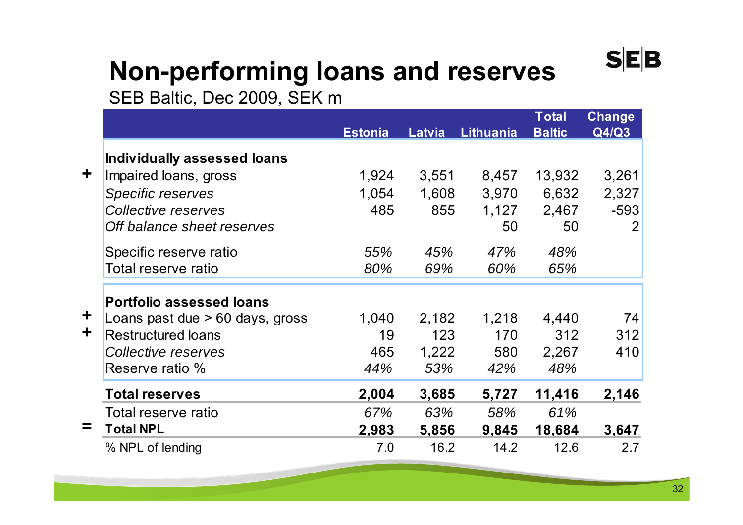# Non-performing loans and reserves

SEB Baltic, Dec 2009, SEK m

| | | Estonia | Latvia | Lithuania | Total Baltic | Change Q4/Q3 |
|---|---|---|---|---|---|---|
| | **Individually assessed loans** | | | | | |
| + | Impaired loans, gross | 1,924 | 3,551 | 8,457 | 13,932 | 3,261 |
| | *Specific reserves* | 1,054 | 1,608 | 3,970 | 6,632 | 2,327 |
| | *Collective reserves* | 485 | 855 | 1,127 | 2,467 | -593 |
| | *Off balance sheet reserves* | | | 50 | 50 | 2 |
| | Specific reserve ratio | *55%* | *45%* | *47%* | *48%* | |
| | Total reserve ratio | *80%* | *69%* | *60%* | *65%* | |
| | **Portfolio assessed loans** | | | | | |
| + | Loans past due > 60 days, gross | 1,040 | 2,182 | 1,218 | 4,440 | 74 |
| + | Restructured loans | 19 | 123 | 170 | 312 | 312 |
| | *Collective reserves* | 465 | 1,222 | 580 | 2,267 | 410 |
| | Reserve ratio % | *44%* | *53%* | *42%* | *48%* | |
| | **Total reserves** | **2,004** | **3,685** | **5,727** | **11,416** | **2,146** |
| | Total reserve ratio | *67%* | *63%* | *58%* | *61%* | |
| = | **Total NPL** | **2,983** | **5,856** | **9,845** | **18,684** | **3,647** |
| | % NPL of lending | 7.0 | 16.2 | 14.2 | 12.6 | 2.7 |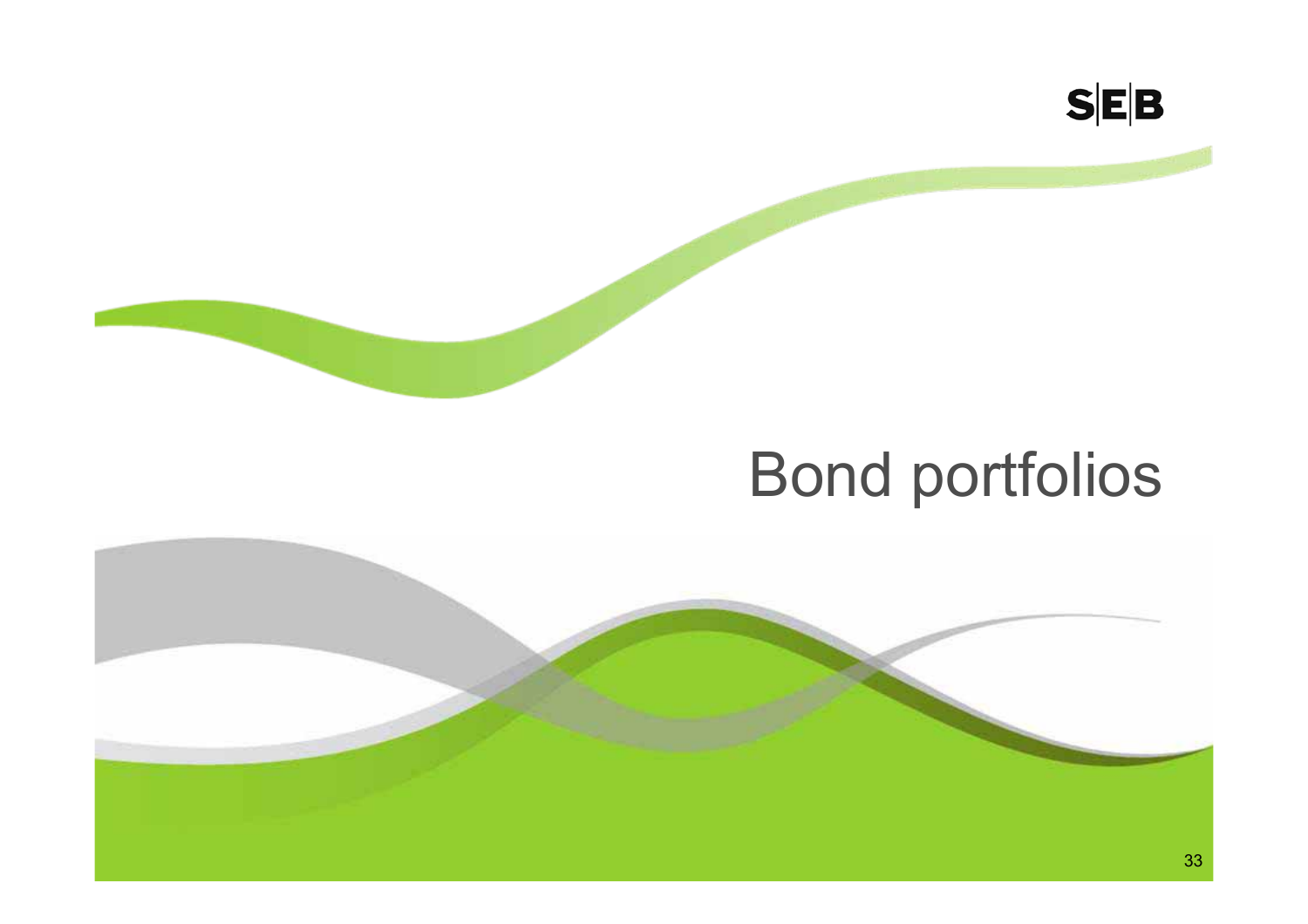# Bond portfolios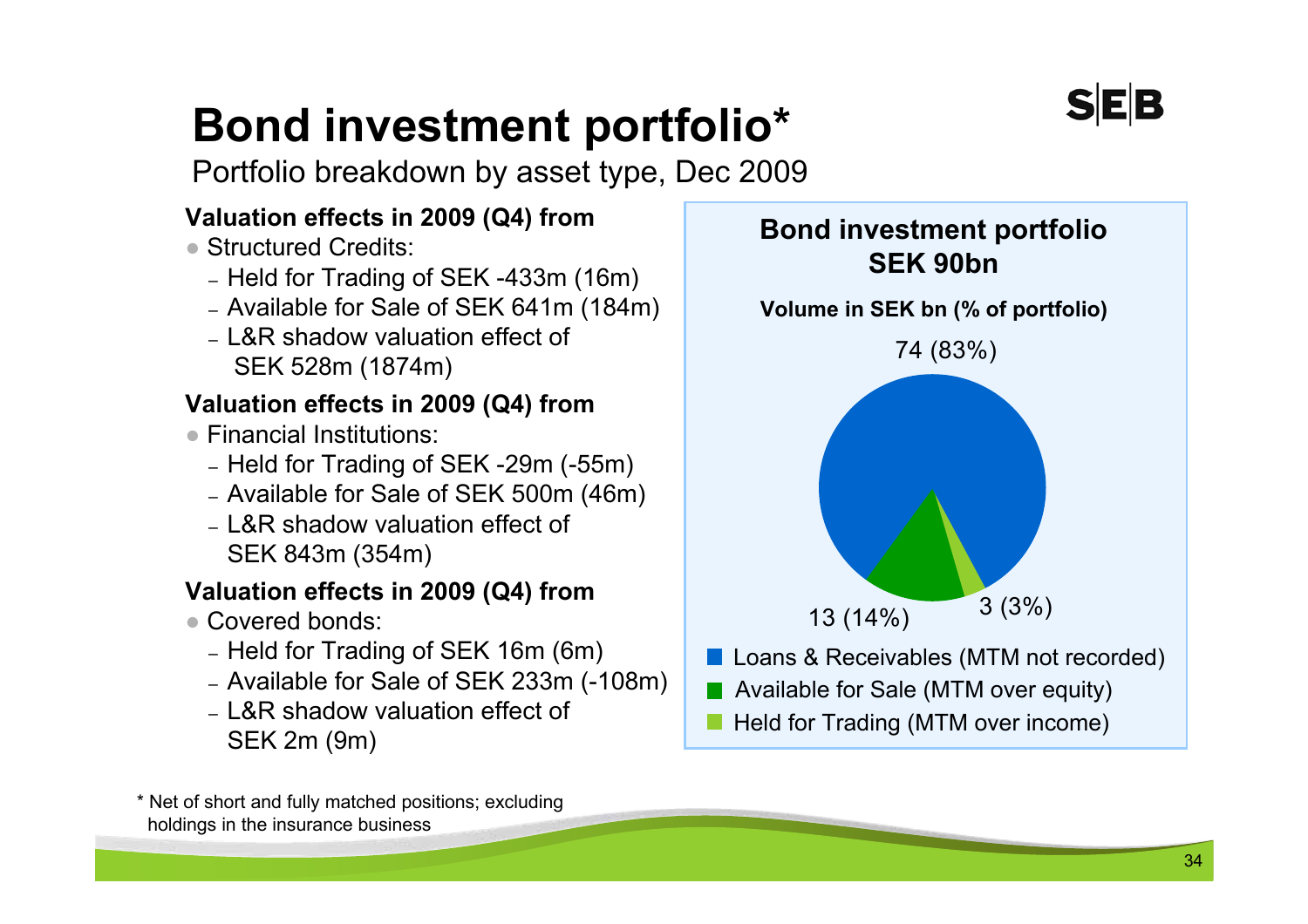# Bond investment portfolio*

Portfolio breakdown by asset type, Dec 2009

**Valuation effects in 2009 (Q4) from**

- Structured Credits:
  - Held for Trading of SEK -433m (16m)
  - Available for Sale of SEK 641m (184m)
  - L&R shadow valuation effect of SEK 528m (1874m)

**Valuation effects in 2009 (Q4) from**

- Financial Institutions:
  - Held for Trading of SEK -29m (-55m)
  - Available for Sale of SEK 500m (46m)
  - L&R shadow valuation effect of SEK 843m (354m)

**Valuation effects in 2009 (Q4) from**

- Covered bonds:
  - Held for Trading of SEK 16m (6m)
  - Available for Sale of SEK 233m (-108m)
  - L&R shadow valuation effect of SEK 2m (9m)

**Bond investment portfolio SEK 90bn**

**Volume in SEK bn (% of portfolio)**

| Category | Volume in SEK bn (% of portfolio) |
|---|---|
| Loans & Receivables (MTM not recorded) | 74 (83%) |
| Available for Sale (MTM over equity) | 13 (14%) |
| Held for Trading (MTM over income) | 3 (3%) |

\* Net of short and fully matched positions; excluding holdings in the insurance business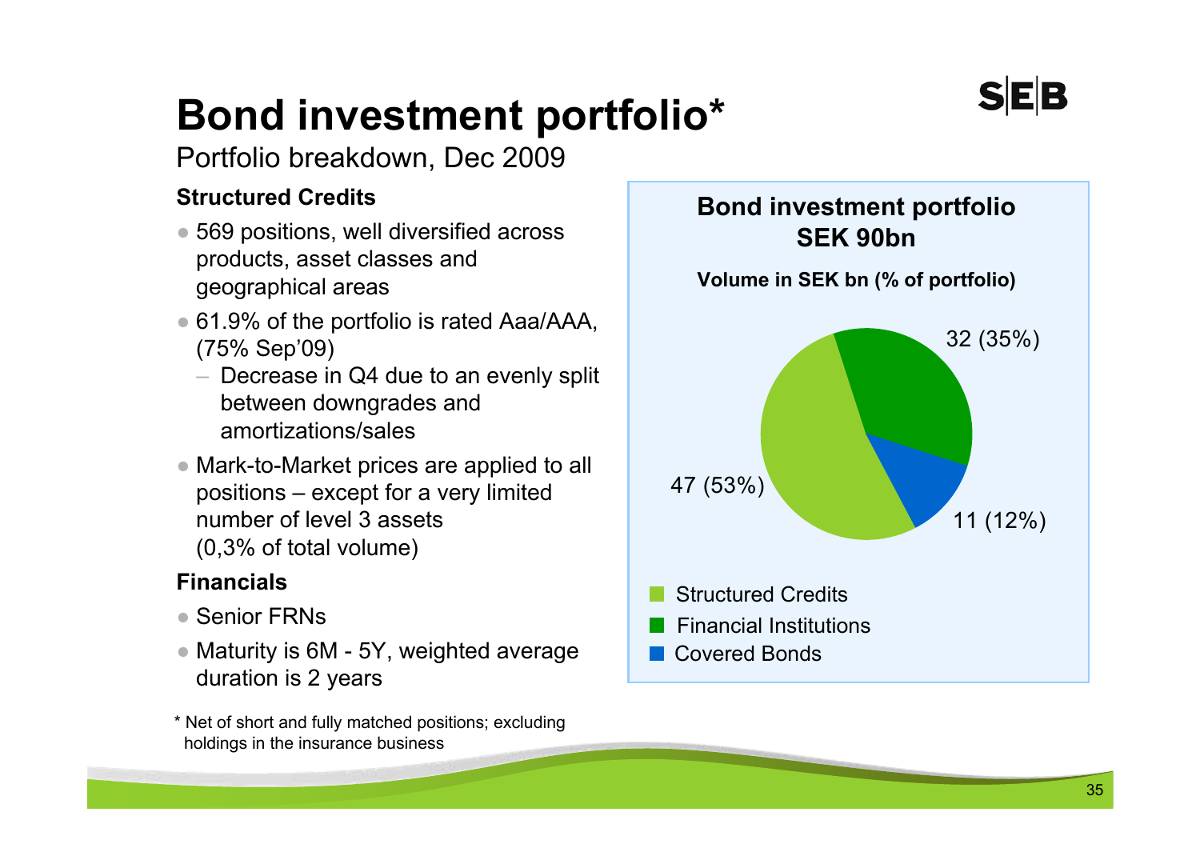# Bond investment portfolio*

Portfolio breakdown, Dec 2009

**Structured Credits**

- 569 positions, well diversified across products, asset classes and geographical areas
- 61.9% of the portfolio is rated Aaa/AAA, (75% Sep'09)
  - Decrease in Q4 due to an evenly split between downgrades and amortizations/sales
- Mark-to-Market prices are applied to all positions – except for a very limited number of level 3 assets (0,3% of total volume)

**Financials**

- Senior FRNs
- Maturity is 6M - 5Y, weighted average duration is 2 years

\* Net of short and fully matched positions; excluding holdings in the insurance business

**Bond investment portfolio SEK 90bn**

**Volume in SEK bn (% of portfolio)**

| Category | Volume in SEK bn (% of portfolio) |
| --- | --- |
| Structured Credits | 47 (53%) |
| Financial Institutions | 32 (35%) |
| Covered Bonds | 11 (12%) |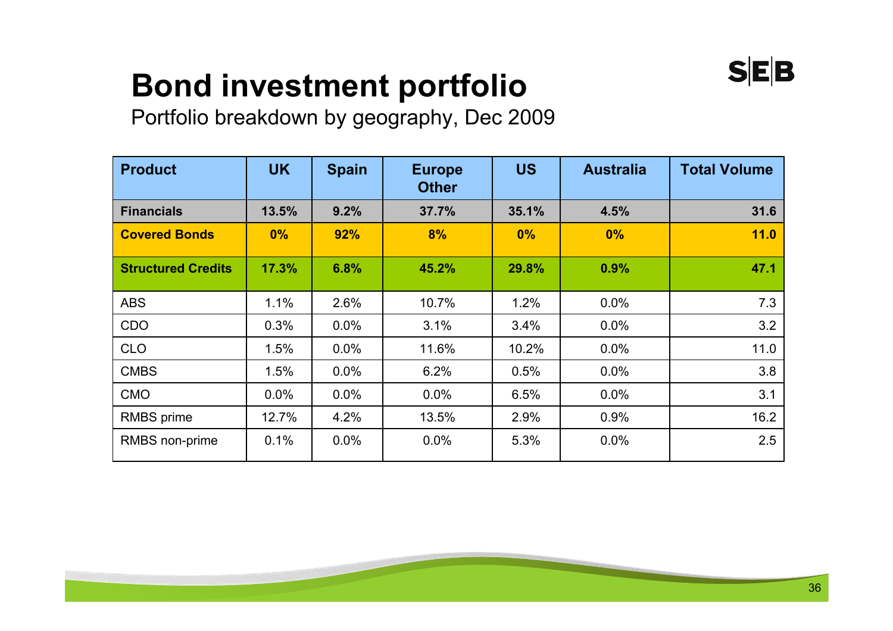# Bond investment portfolio

Portfolio breakdown by geography, Dec 2009

| Product | UK | Spain | Europe Other | US | Australia | Total Volume |
|---|---|---|---|---|---|---|
| **Financials** | **13.5%** | **9.2%** | **37.7%** | **35.1%** | **4.5%** | **31.6** |
| **Covered Bonds** | **0%** | **92%** | **8%** | **0%** | **0%** | **11.0** |
| **Structured Credits** | **17.3%** | **6.8%** | **45.2%** | **29.8%** | **0.9%** | **47.1** |
| ABS | 1.1% | 2.6% | 10.7% | 1.2% | 0.0% | 7.3 |
| CDO | 0.3% | 0.0% | 3.1% | 3.4% | 0.0% | 3.2 |
| CLO | 1.5% | 0.0% | 11.6% | 10.2% | 0.0% | 11.0 |
| CMBS | 1.5% | 0.0% | 6.2% | 0.5% | 0.0% | 3.8 |
| CMO | 0.0% | 0.0% | 0.0% | 6.5% | 0.0% | 3.1 |
| RMBS prime | 12.7% | 4.2% | 13.5% | 2.9% | 0.9% | 16.2 |
| RMBS non-prime | 0.1% | 0.0% | 0.0% | 5.3% | 0.0% | 2.5 |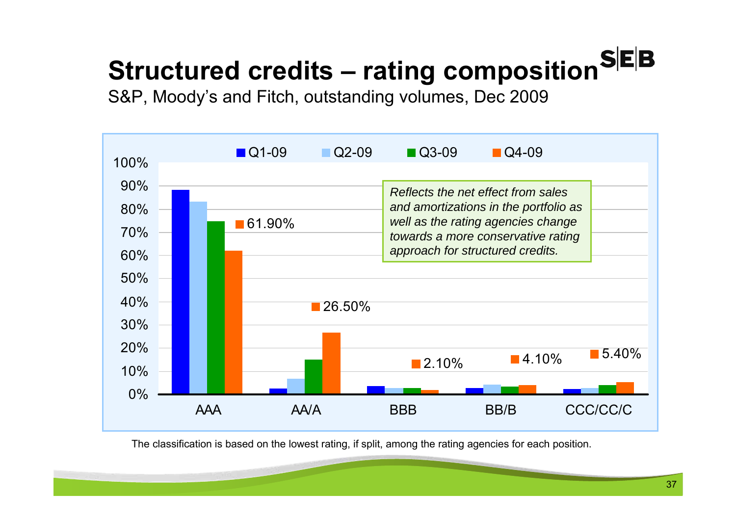# Structured credits – rating composition

S&P, Moody's and Fitch, outstanding volumes, Dec 2009

| Rating | Q4-09 |
| --- | --- |
| AAA | 61.90% |
| AA/A | 26.50% |
| BBB | 2.10% |
| BB/B | 4.10% |
| CCC/CC/C | 5.40% |

*Reflects the net effect from sales and amortizations in the portfolio as well as the rating agencies change towards a more conservative rating approach for structured credits.*

The classification is based on the lowest rating, if split, among the rating agencies for each position.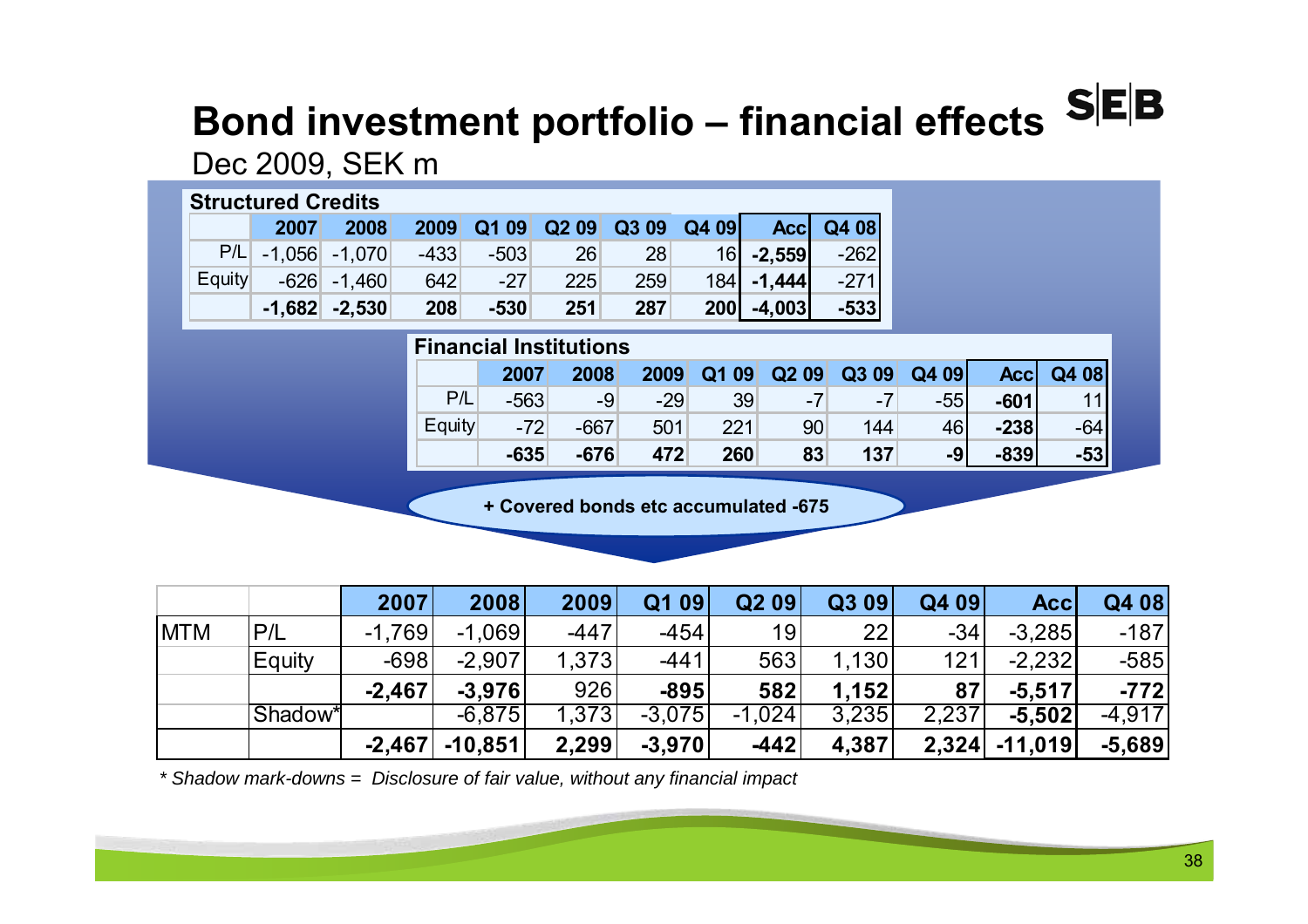# Bond investment portfolio – financial effects

Dec 2009, SEK m

**Structured Credits**

| | 2007 | 2008 | 2009 | Q1 09 | Q2 09 | Q3 09 | Q4 09 | Acc | Q4 08 |
|---|---|---|---|---|---|---|---|---|---|
| P/L | -1,056 | -1,070 | -433 | -503 | 26 | 28 | 16 | **-2,559** | -262 |
| Equity | -626 | -1,460 | 642 | -27 | 225 | 259 | 184 | **-1,444** | -271 |
| | **-1,682** | **-2,530** | **208** | **-530** | **251** | **287** | **200** | **-4,003** | **-533** |

**Financial Institutions**

| | 2007 | 2008 | 2009 | Q1 09 | Q2 09 | Q3 09 | Q4 09 | Acc | Q4 08 |
|---|---|---|---|---|---|---|---|---|---|
| P/L | -563 | -9 | -29 | 39 | -7 | -7 | -55 | **-601** | 11 |
| Equity | -72 | -667 | 501 | 221 | 90 | 144 | 46 | **-238** | -64 |
| | **-635** | **-676** | **472** | **260** | **83** | **137** | **-9** | **-839** | **-53** |

**+ Covered bonds etc accumulated -675**

| | | 2007 | 2008 | 2009 | Q1 09 | Q2 09 | Q3 09 | Q4 09 | Acc | Q4 08 |
|---|---|---|---|---|---|---|---|---|---|---|
| MTM | P/L | -1,769 | -1,069 | -447 | -454 | 19 | 22 | -34 | -3,285 | -187 |
| | Equity | -698 | -2,907 | 1,373 | -441 | 563 | 1,130 | 121 | -2,232 | -585 |
| | | **-2,467** | **-3,976** | 926 | **-895** | **582** | **1,152** | **87** | **-5,517** | **-772** |
| | Shadow* | | -6,875 | 1,373 | -3,075 | -1,024 | 3,235 | 2,237 | **-5,502** | -4,917 |
| | | **-2,467** | **-10,851** | **2,299** | **-3,970** | **-442** | **4,387** | **2,324** | **-11,019** | **-5,689** |

*\* Shadow mark-downs = Disclosure of fair value, without any financial impact*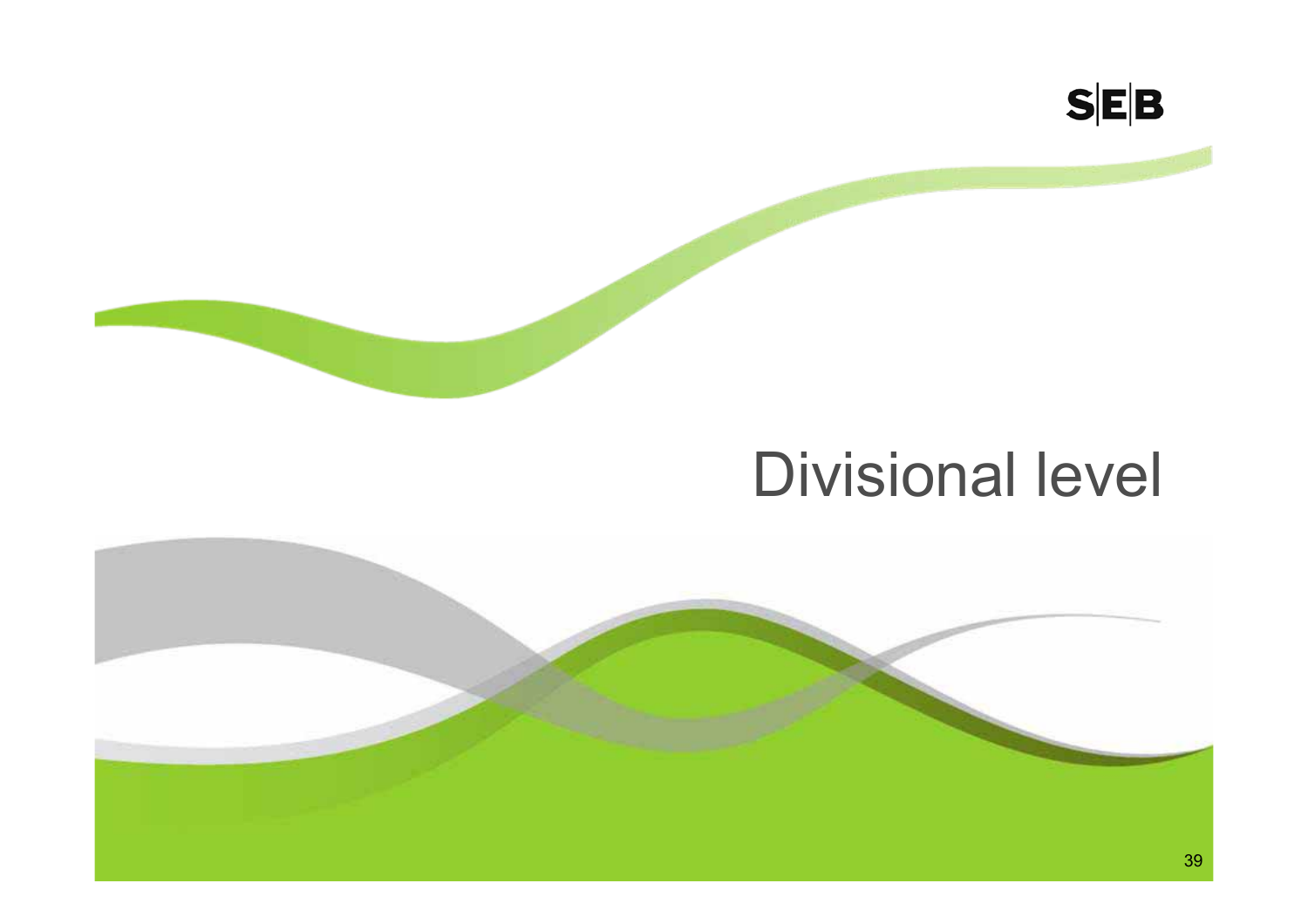# Divisional level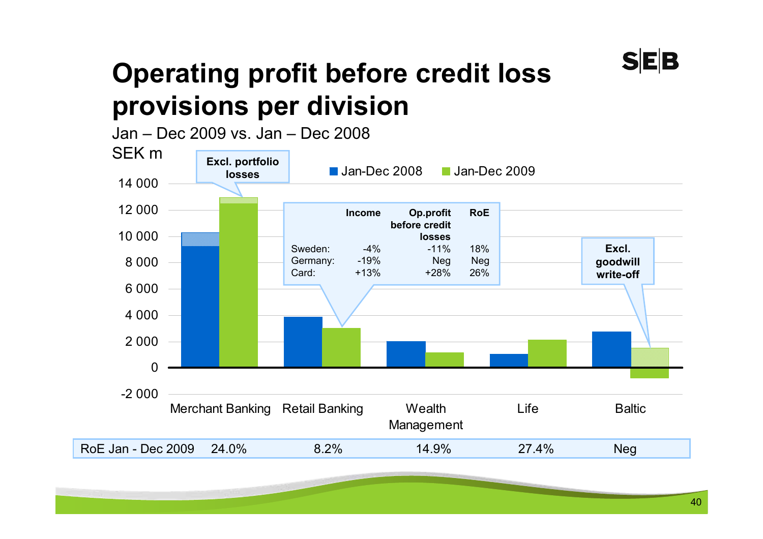# Operating profit before credit loss provisions per division

Jan – Dec 2009 vs. Jan – Dec 2008

SEK m

Jan-Dec 2008 | Jan-Dec 2009

Excl. portfolio losses

| | Income | Op.profit before credit losses | RoE |
|---|---|---|---|
| Sweden: | -4% | -11% | 18% |
| Germany: | -19% | Neg | Neg |
| Card: | +13% | +28% | 26% |

Excl. goodwill write-off

Merchant Banking | Retail Banking | Wealth Management | Life | Baltic

| RoE Jan - Dec 2009 | 24.0% | 8.2% | 14.9% | 27.4% | Neg |
|---|---|---|---|---|---|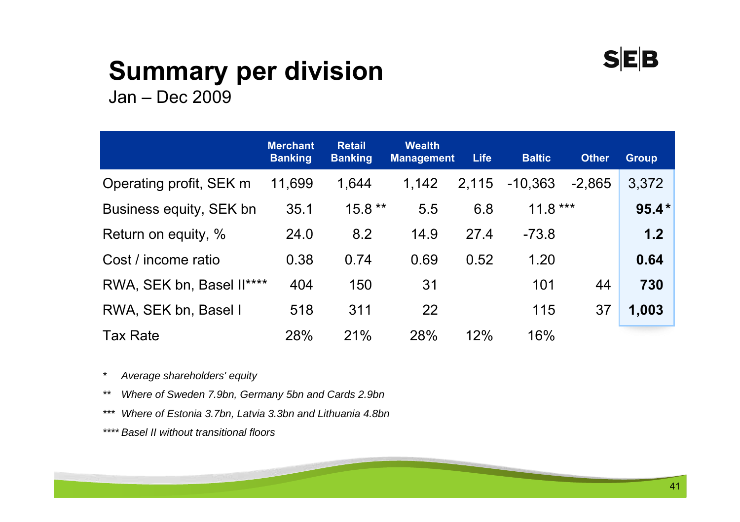# Summary per division

Jan – Dec 2009

| | Merchant Banking | Retail Banking | Wealth Management | Life | Baltic | Other | Group |
|---|---|---|---|---|---|---|---|
| Operating profit, SEK m | 11,699 | 1,644 | 1,142 | 2,115 | -10,363 | -2,865 | 3,372 |
| Business equity, SEK bn | 35.1 | 15.8 ** | 5.5 | 6.8 | 11.8 *** | | **95.4 *** |
| Return on equity, % | 24.0 | 8.2 | 14.9 | 27.4 | -73.8 | | **1.2** |
| Cost / income ratio | 0.38 | 0.74 | 0.69 | 0.52 | 1.20 | | **0.64** |
| RWA, SEK bn, Basel II**** | 404 | 150 | 31 | | 101 | 44 | **730** |
| RWA, SEK bn, Basel I | 518 | 311 | 22 | | 115 | 37 | **1,003** |
| Tax Rate | 28% | 21% | 28% | 12% | 16% | | |

\* *Average shareholders' equity*

\** *Where of Sweden 7.9bn, Germany 5bn and Cards 2.9bn*

\*** *Where of Estonia 3.7bn, Latvia 3.3bn and Lithuania 4.8bn*

\**** *Basel II without transitional floors*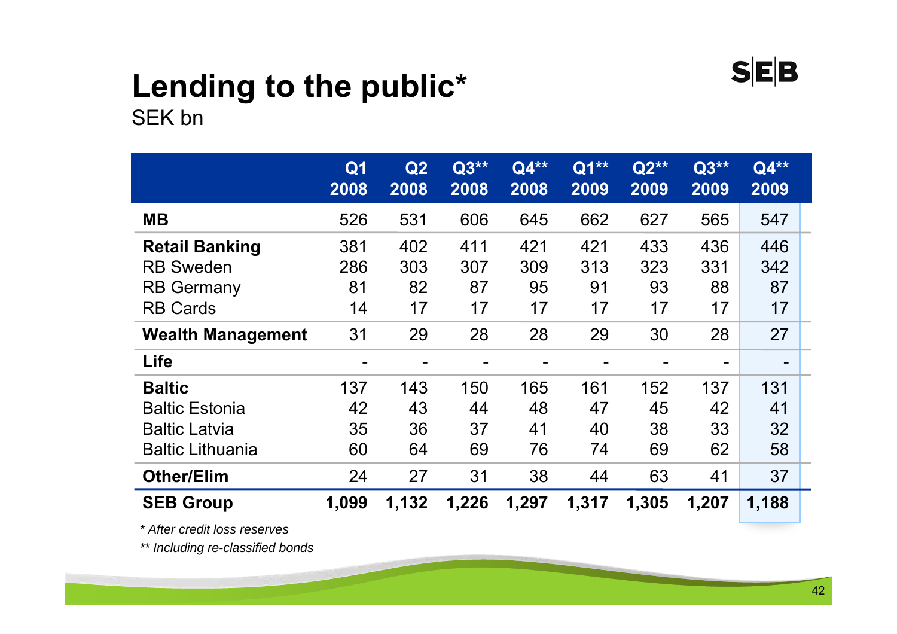# Lending to the public*

SEK bn

| | Q1 2008 | Q2 2008 | Q3** 2008 | Q4** 2008 | Q1** 2009 | Q2** 2009 | Q3** 2009 | Q4** 2009 |
|---|---|---|---|---|---|---|---|---|
| **MB** | 526 | 531 | 606 | 645 | 662 | 627 | 565 | 547 |
| **Retail Banking** | 381 | 402 | 411 | 421 | 421 | 433 | 436 | 446 |
| RB Sweden | 286 | 303 | 307 | 309 | 313 | 323 | 331 | 342 |
| RB Germany | 81 | 82 | 87 | 95 | 91 | 93 | 88 | 87 |
| RB Cards | 14 | 17 | 17 | 17 | 17 | 17 | 17 | 17 |
| **Wealth Management** | 31 | 29 | 28 | 28 | 29 | 30 | 28 | 27 |
| **Life** | - | - | - | - | - | - | - | - |
| **Baltic** | 137 | 143 | 150 | 165 | 161 | 152 | 137 | 131 |
| Baltic Estonia | 42 | 43 | 44 | 48 | 47 | 45 | 42 | 41 |
| Baltic Latvia | 35 | 36 | 37 | 41 | 40 | 38 | 33 | 32 |
| Baltic Lithuania | 60 | 64 | 69 | 76 | 74 | 69 | 62 | 58 |
| **Other/Elim** | 24 | 27 | 31 | 38 | 44 | 63 | 41 | 37 |
| **SEB Group** | **1,099** | **1,132** | **1,226** | **1,297** | **1,317** | **1,305** | **1,207** | **1,188** |

*\* After credit loss reserves*

*\*\* Including re-classified bonds*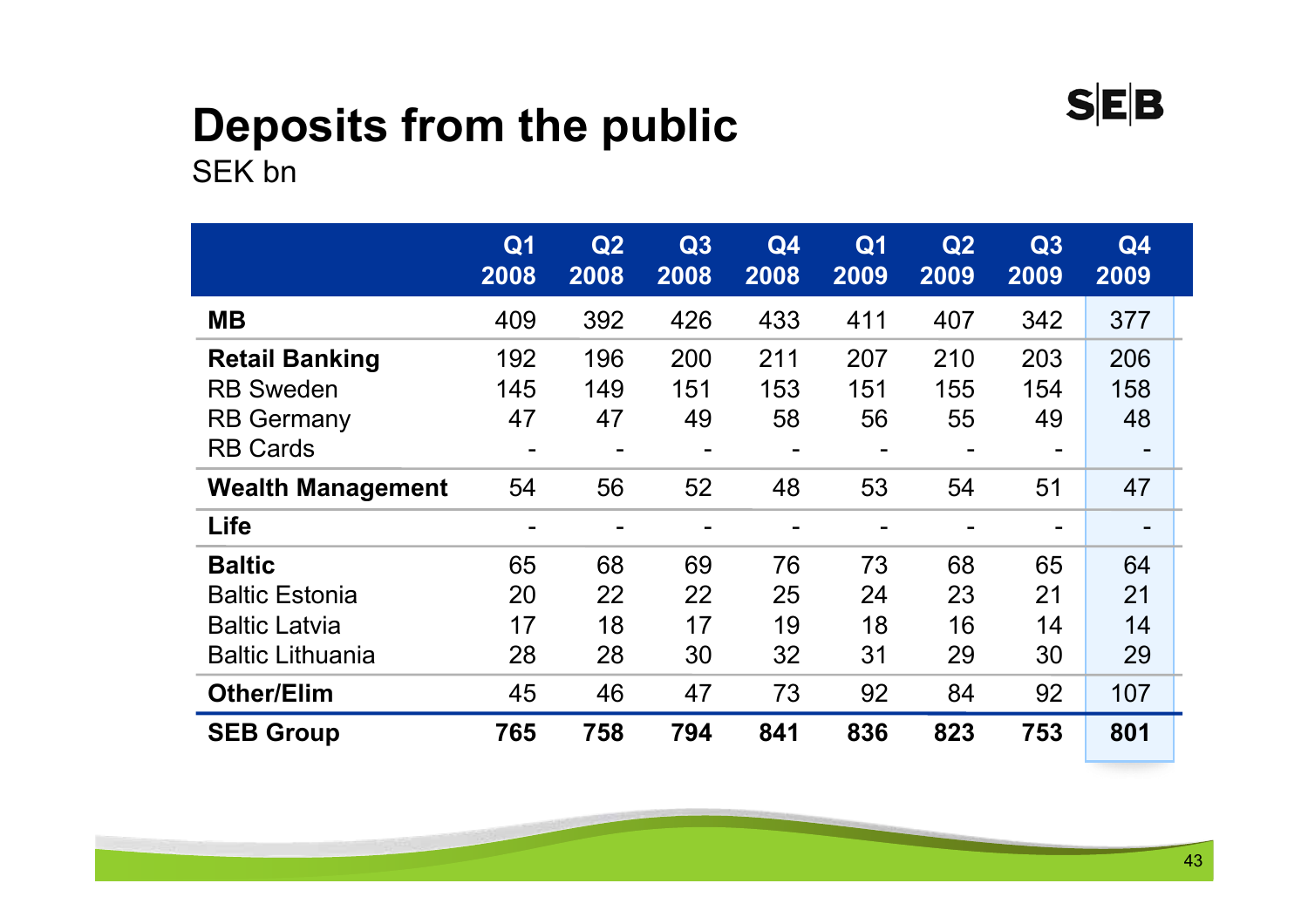# Deposits from the public

SEK bn

| | Q1 2008 | Q2 2008 | Q3 2008 | Q4 2008 | Q1 2009 | Q2 2009 | Q3 2009 | Q4 2009 |
|---|---|---|---|---|---|---|---|---|
| **MB** | 409 | 392 | 426 | 433 | 411 | 407 | 342 | 377 |
| **Retail Banking** | 192 | 196 | 200 | 211 | 207 | 210 | 203 | 206 |
| RB Sweden | 145 | 149 | 151 | 153 | 151 | 155 | 154 | 158 |
| RB Germany | 47 | 47 | 49 | 58 | 56 | 55 | 49 | 48 |
| RB Cards | - | - | - | - | - | - | - | - |
| **Wealth Management** | 54 | 56 | 52 | 48 | 53 | 54 | 51 | 47 |
| **Life** | - | - | - | - | - | - | - | - |
| **Baltic** | 65 | 68 | 69 | 76 | 73 | 68 | 65 | 64 |
| Baltic Estonia | 20 | 22 | 22 | 25 | 24 | 23 | 21 | 21 |
| Baltic Latvia | 17 | 18 | 17 | 19 | 18 | 16 | 14 | 14 |
| Baltic Lithuania | 28 | 28 | 30 | 32 | 31 | 29 | 30 | 29 |
| **Other/Elim** | 45 | 46 | 47 | 73 | 92 | 84 | 92 | 107 |
| **SEB Group** | **765** | **758** | **794** | **841** | **836** | **823** | **753** | **801** |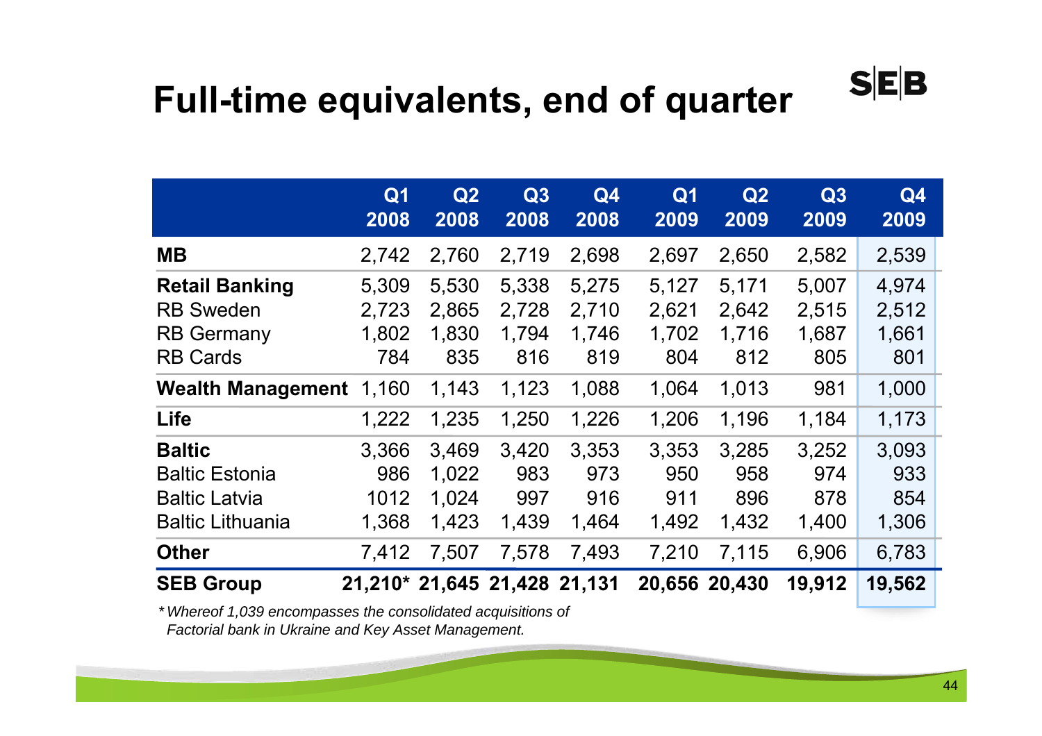# Full-time equivalents, end of quarter

| | Q1 2008 | Q2 2008 | Q3 2008 | Q4 2008 | Q1 2009 | Q2 2009 | Q3 2009 | Q4 2009 |
|---|---|---|---|---|---|---|---|---|
| **MB** | 2,742 | 2,760 | 2,719 | 2,698 | 2,697 | 2,650 | 2,582 | 2,539 |
| **Retail Banking** | 5,309 | 5,530 | 5,338 | 5,275 | 5,127 | 5,171 | 5,007 | 4,974 |
| RB Sweden | 2,723 | 2,865 | 2,728 | 2,710 | 2,621 | 2,642 | 2,515 | 2,512 |
| RB Germany | 1,802 | 1,830 | 1,794 | 1,746 | 1,702 | 1,716 | 1,687 | 1,661 |
| RB Cards | 784 | 835 | 816 | 819 | 804 | 812 | 805 | 801 |
| **Wealth Management** | 1,160 | 1,143 | 1,123 | 1,088 | 1,064 | 1,013 | 981 | 1,000 |
| **Life** | 1,222 | 1,235 | 1,250 | 1,226 | 1,206 | 1,196 | 1,184 | 1,173 |
| **Baltic** | 3,366 | 3,469 | 3,420 | 3,353 | 3,353 | 3,285 | 3,252 | 3,093 |
| Baltic Estonia | 986 | 1,022 | 983 | 973 | 950 | 958 | 974 | 933 |
| Baltic Latvia | 1012 | 1,024 | 997 | 916 | 911 | 896 | 878 | 854 |
| Baltic Lithuania | 1,368 | 1,423 | 1,439 | 1,464 | 1,492 | 1,432 | 1,400 | 1,306 |
| **Other** | 7,412 | 7,507 | 7,578 | 7,493 | 7,210 | 7,115 | 6,906 | 6,783 |
| **SEB Group** | **21,210*** | **21,645** | **21,428** | **21,131** | **20,656** | **20,430** | **19,912** | **19,562** |

*\* Whereof 1,039 encompasses the consolidated acquisitions of Factorial bank in Ukraine and Key Asset Management.*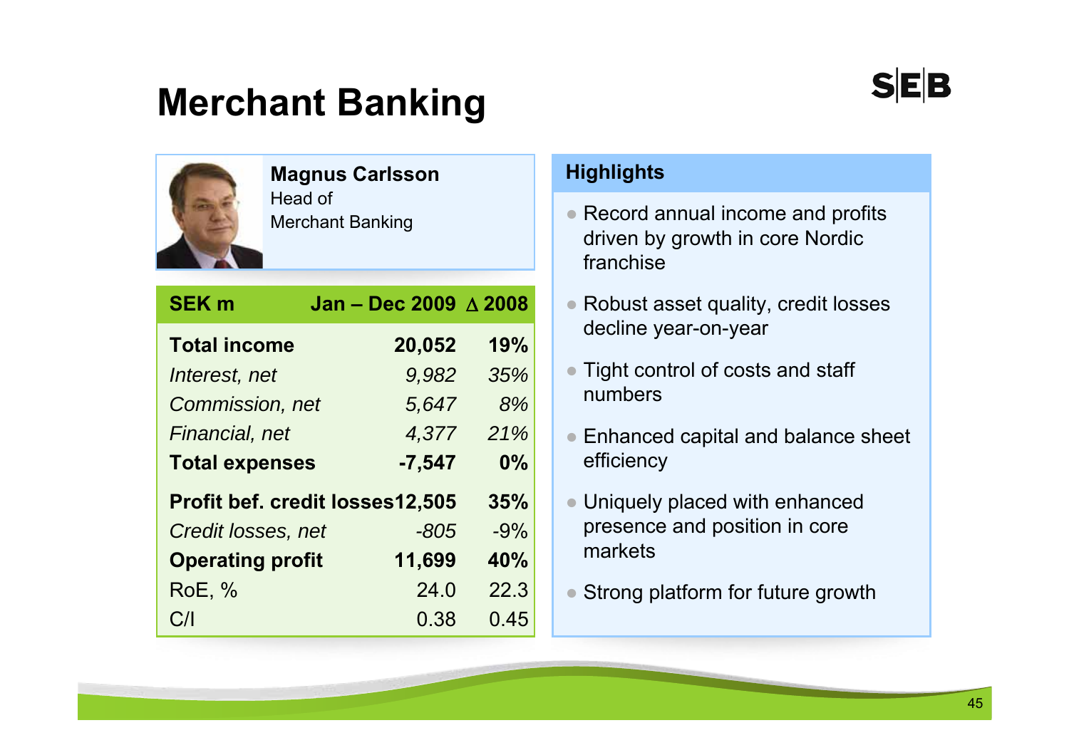# Merchant Banking

**Magnus Carlsson**
Head of
Merchant Banking

| SEK m | Jan – Dec 2009 | Δ 2008 |
|---|---|---|
| **Total income** | **20,052** | **19%** |
| *Interest, net* | *9,982* | *35%* |
| *Commission, net* | *5,647* | *8%* |
| *Financial, net* | *4,377* | *21%* |
| **Total expenses** | **-7,547** | **0%** |
| **Profit bef. credit losses** | **12,505** | **35%** |
| *Credit losses, net* | *-805* | *-9%* |
| **Operating profit** | **11,699** | **40%** |
| RoE, % | 24.0 | 22.3 |
| C/I | 0.38 | 0.45 |

## Highlights

- Record annual income and profits driven by growth in core Nordic franchise
- Robust asset quality, credit losses decline year-on-year
- Tight control of costs and staff numbers
- Enhanced capital and balance sheet efficiency
- Uniquely placed with enhanced presence and position in core markets
- Strong platform for future growth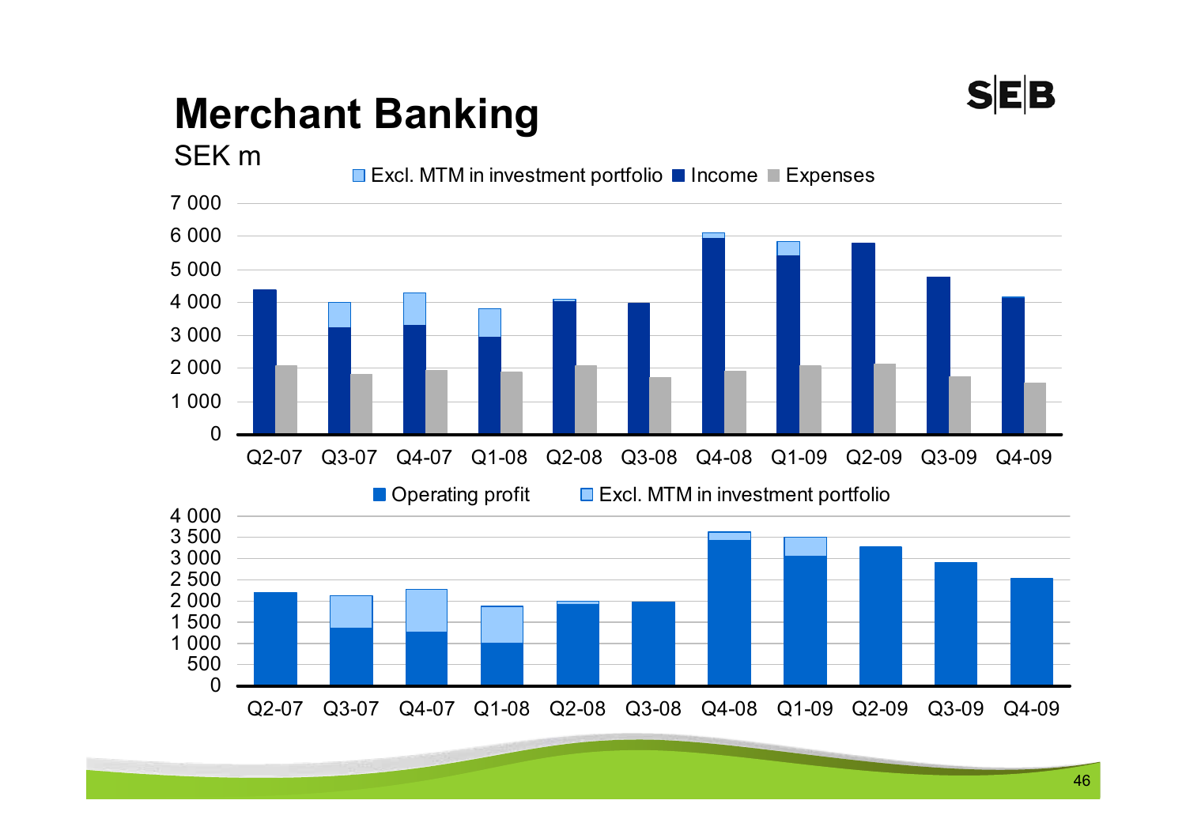# Merchant Banking

SEK m

Excl. MTM in investment portfolio | Income | Expenses

7 000
6 000
5 000
4 000
3 000
2 000
1 000
0

Q2-07 Q3-07 Q4-07 Q1-08 Q2-08 Q3-08 Q4-08 Q1-09 Q2-09 Q3-09 Q4-09

Operating profit | Excl. MTM in investment portfolio

4 000
3 500
3 000
2 500
2 000
1 500
1 000
500
0

Q2-07 Q3-07 Q4-07 Q1-08 Q2-08 Q3-08 Q4-08 Q1-09 Q2-09 Q3-09 Q4-09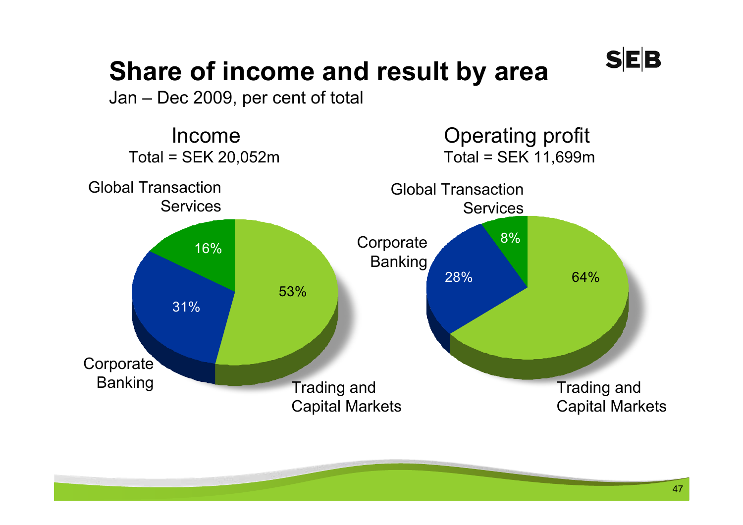# Share of income and result by area

Jan – Dec 2009, per cent of total

## Income

Total = SEK 20,052m

| Area | Share |
|---|---|
| Trading and Capital Markets | 53% |
| Corporate Banking | 31% |
| Global Transaction Services | 16% |

## Operating profit

Total = SEK 11,699m

| Area | Share |
|---|---|
| Trading and Capital Markets | 64% |
| Corporate Banking | 28% |
| Global Transaction Services | 8% |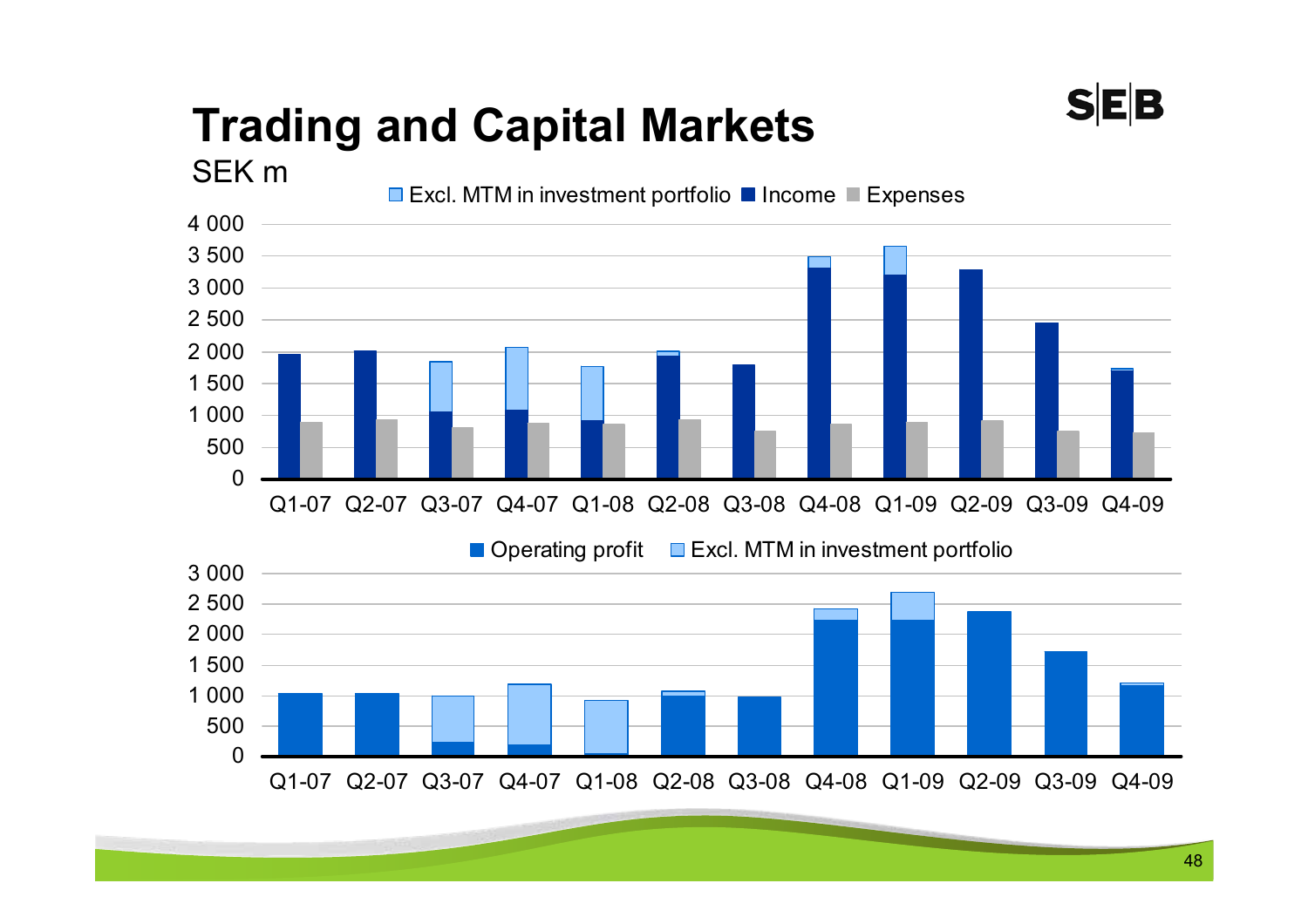# Trading and Capital Markets

SEK m

Excl. MTM in investment portfolio | Income | Expenses

Q1-07 Q2-07 Q3-07 Q4-07 Q1-08 Q2-08 Q3-08 Q4-08 Q1-09 Q2-09 Q3-09 Q4-09

Operating profit | Excl. MTM in investment portfolio

Q1-07 Q2-07 Q3-07 Q4-07 Q1-08 Q2-08 Q3-08 Q4-08 Q1-09 Q2-09 Q3-09 Q4-09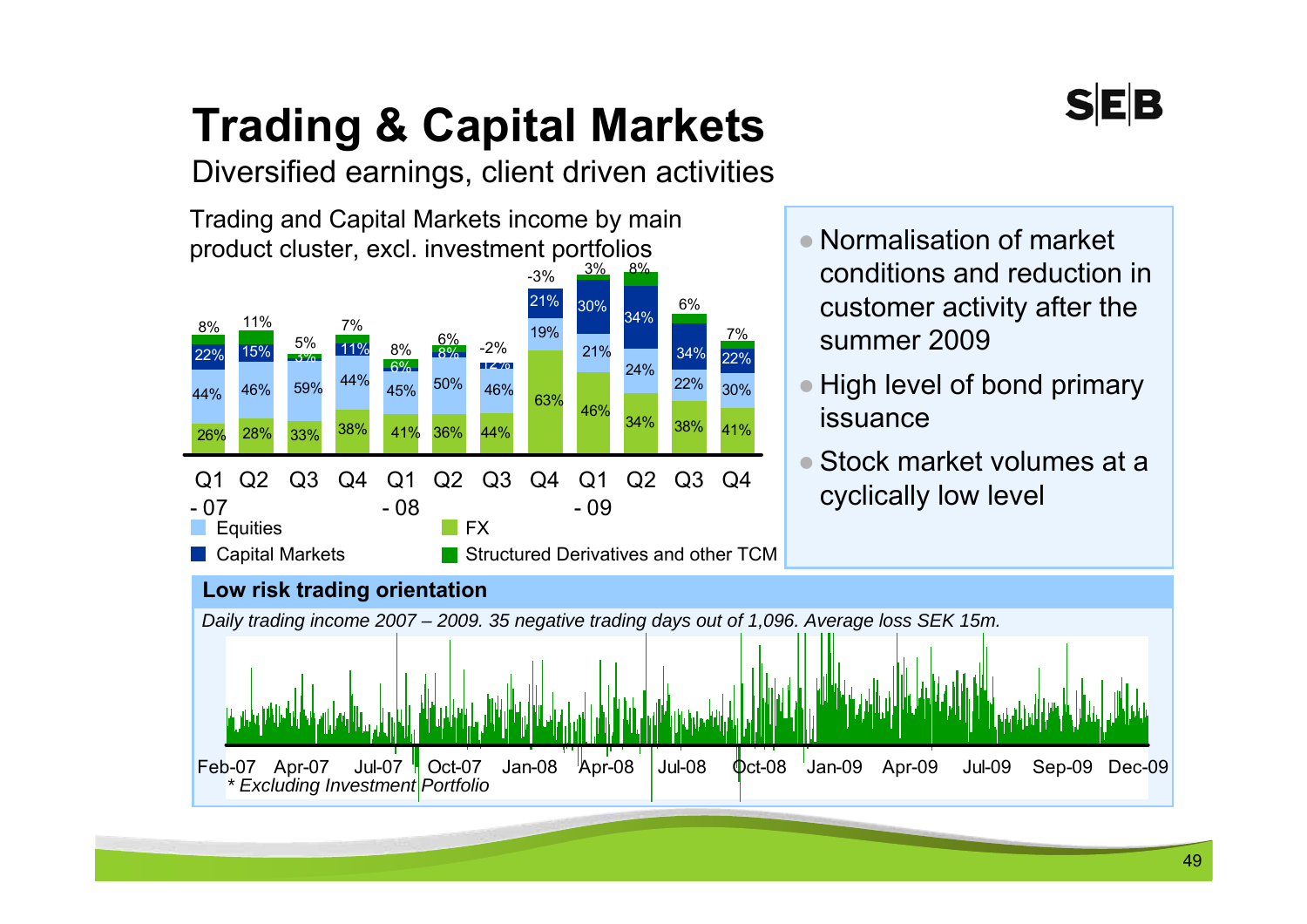# Trading & Capital Markets

Diversified earnings, client driven activities

Trading and Capital Markets income by main product cluster, excl. investment portfolios

| | Q1 -07 | Q2 | Q3 | Q4 | Q1 -08 | Q2 | Q3 | Q4 | Q1 -09 | Q2 | Q3 | Q4 |
|---|---|---|---|---|---|---|---|---|---|---|---|---|
| Structured Derivatives and other TCM | 8% | 11% | 5% | 7% | 8% | 6% | -2% | -3% | 3% | 8% | 6% | 7% |
| Capital Markets | 22% | 15% | 3% | 11% | 6% | 8% | 12% | 21% | 30% | 34% | 34% | 22% |
| Equities | 44% | 46% | 59% | 44% | 45% | 50% | 46% | 19% | 21% | 24% | 22% | 30% |
| FX | 26% | 28% | 33% | 38% | 41% | 36% | 44% | 63% | 46% | 34% | 38% | 41% |

- Normalisation of market conditions and reduction in customer activity after the summer 2009
- High level of bond primary issuance
- Stock market volumes at a cyclically low level

**Low risk trading orientation**

*Daily trading income 2007 – 2009. 35 negative trading days out of 1,096. Average loss SEK 15m.*

Feb-07 Apr-07 Jul-07 Oct-07 Jan-08 Apr-08 Jul-08 Oct-08 Jan-09 Apr-09 Jul-09 Sep-09 Dec-09

*\* Excluding Investment Portfolio*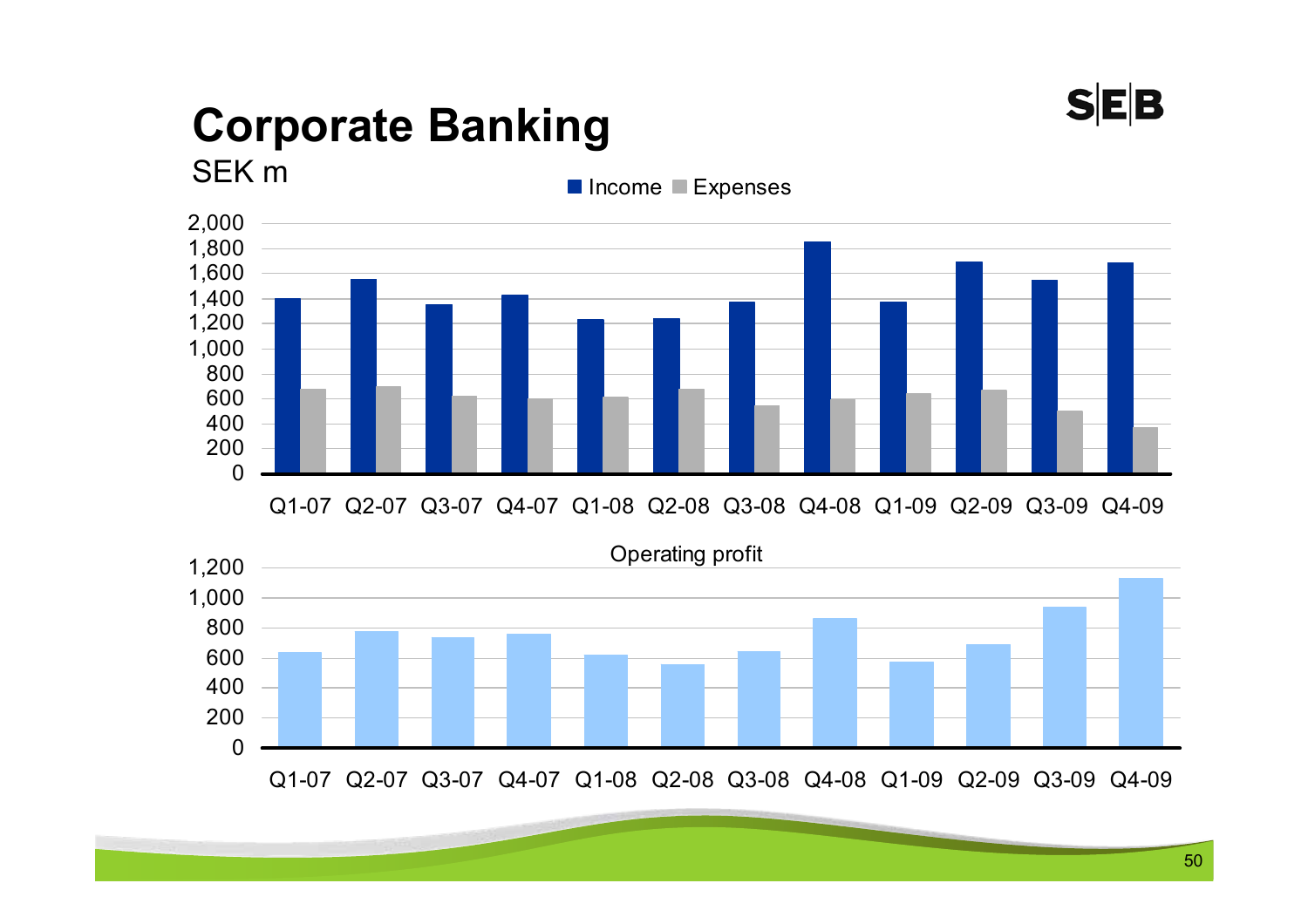# Corporate Banking

SEK m

Income ■ Expenses

Q1-07 Q2-07 Q3-07 Q4-07 Q1-08 Q2-08 Q3-08 Q4-08 Q1-09 Q2-09 Q3-09 Q4-09

Operating profit

Q1-07 Q2-07 Q3-07 Q4-07 Q1-08 Q2-08 Q3-08 Q4-08 Q1-09 Q2-09 Q3-09 Q4-09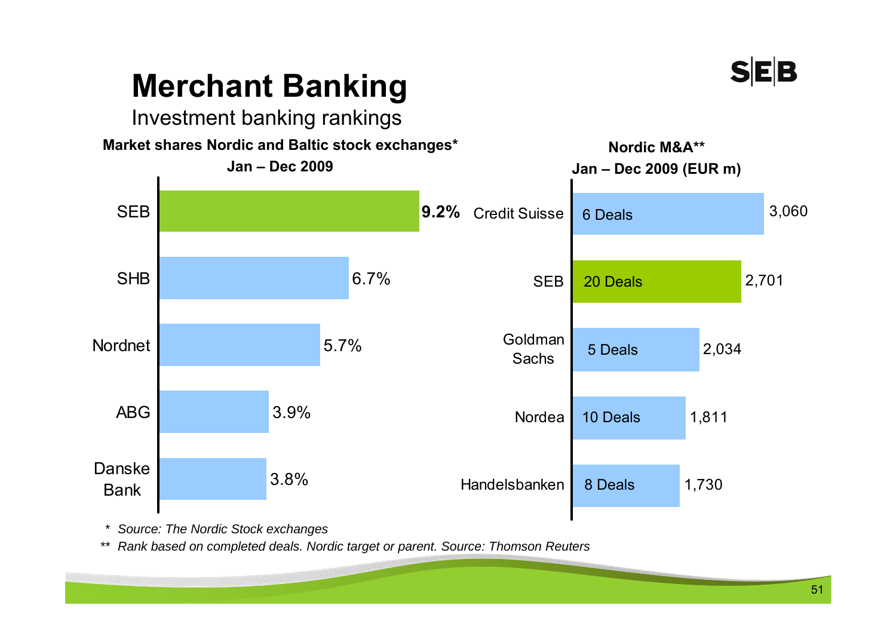# Merchant Banking

## Investment banking rankings

**Market shares Nordic and Baltic stock exchanges***
**Jan – Dec 2009**

| Bank | Market share |
|---|---|
| SEB | **9.2%** |
| SHB | 6.7% |
| Nordnet | 5.7% |
| ABG | 3.9% |
| Danske Bank | 3.8% |

**Nordic M&A****
**Jan – Dec 2009 (EUR m)**

| Bank | Deals | EUR m |
|---|---|---|
| Credit Suisse | 6 Deals | 3,060 |
| SEB | 20 Deals | 2,701 |
| Goldman Sachs | 5 Deals | 2,034 |
| Nordea | 10 Deals | 1,811 |
| Handelsbanken | 8 Deals | 1,730 |

*\* Source: The Nordic Stock exchanges*

*\*\* Rank based on completed deals. Nordic target or parent. Source: Thomson Reuters*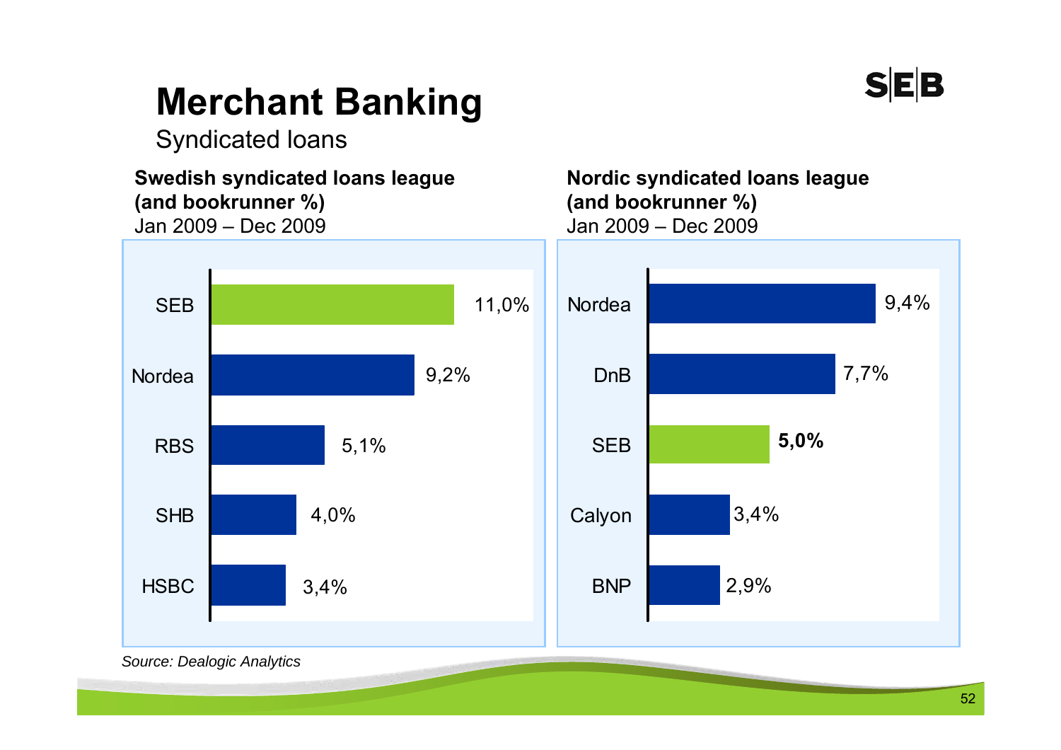# Merchant Banking

Syndicated loans

**Swedish syndicated loans league (and bookrunner %)**
Jan 2009 – Dec 2009

| Bank | Bookrunner % |
|---|---|
| SEB | 11,0% |
| Nordea | 9,2% |
| RBS | 5,1% |
| SHB | 4,0% |
| HSBC | 3,4% |

**Nordic syndicated loans league (and bookrunner %)**
Jan 2009 – Dec 2009

| Bank | Bookrunner % |
|---|---|
| Nordea | 9,4% |
| DnB | 7,7% |
| SEB | **5,0%** |
| Calyon | 3,4% |
| BNP | 2,9% |

*Source: Dealogic Analytics*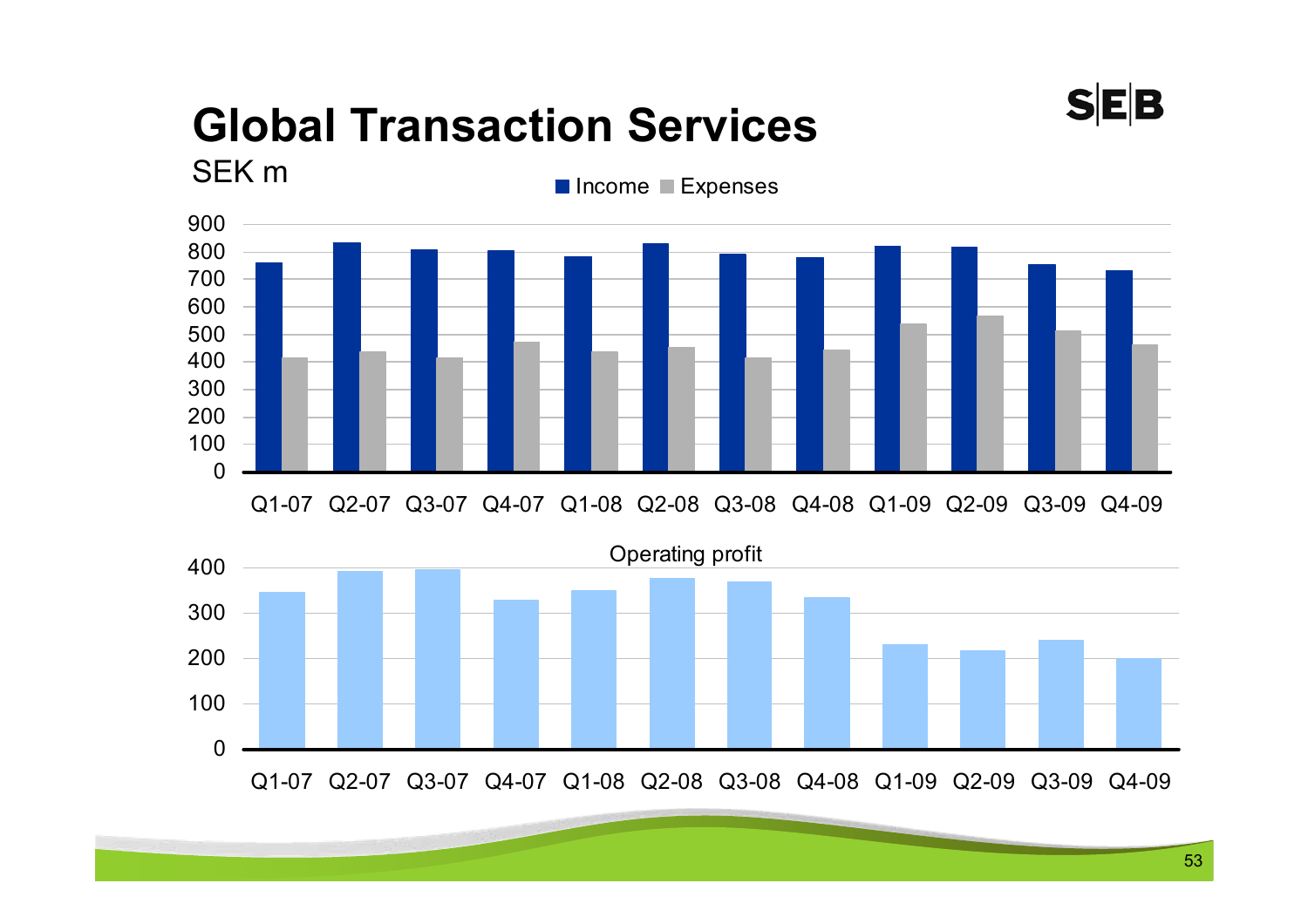# Global Transaction Services

SEK m

Income ■ Expenses

900
800
700
600
500
400
300
200
100
0

Q1-07 Q2-07 Q3-07 Q4-07 Q1-08 Q2-08 Q3-08 Q4-08 Q1-09 Q2-09 Q3-09 Q4-09

Operating profit

400
300
200
100
0

Q1-07 Q2-07 Q3-07 Q4-07 Q1-08 Q2-08 Q3-08 Q4-08 Q1-09 Q2-09 Q3-09 Q4-09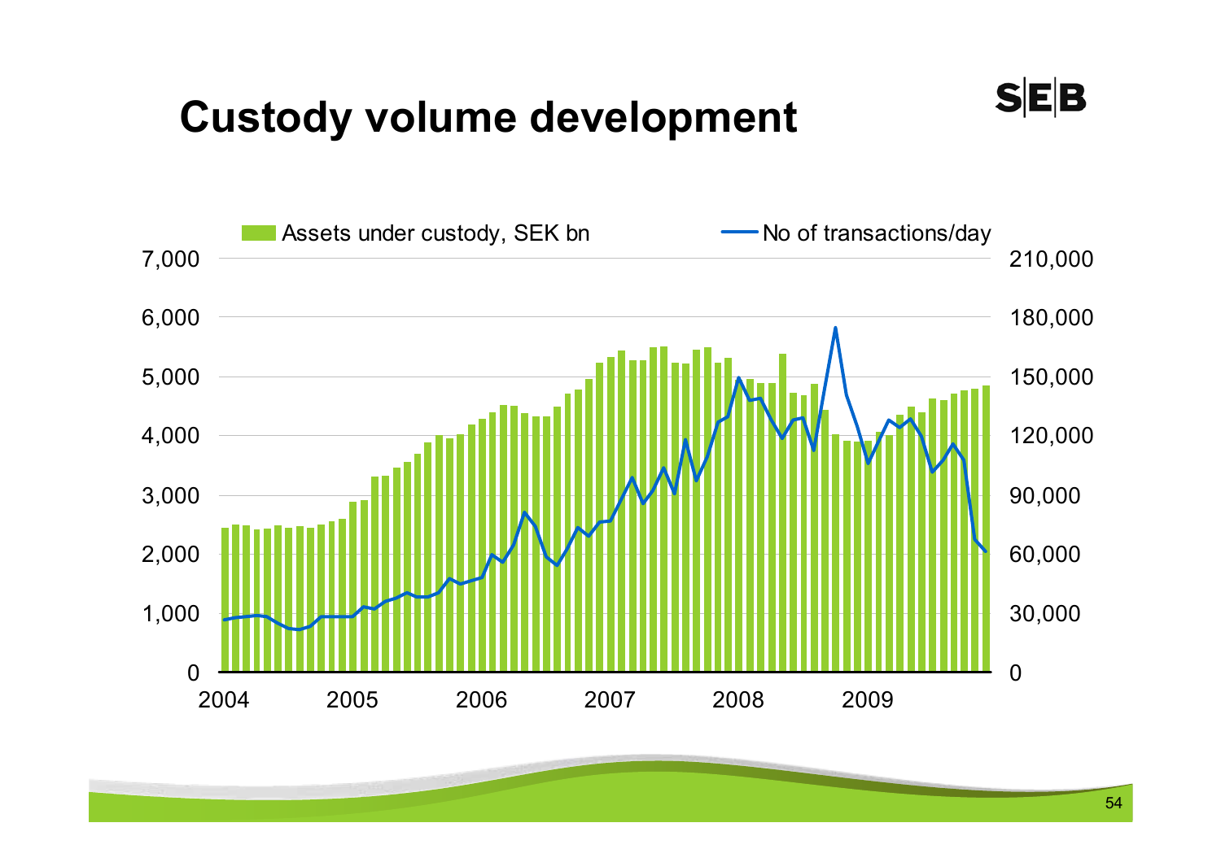# Custody volume development

Assets under custody, SEK bn — No of transactions/day

Left axis: 0, 1,000, 2,000, 3,000, 4,000, 5,000, 6,000, 7,000

Right axis: 0, 30,000, 60,000, 90,000, 120,000, 150,000, 180,000, 210,000

2004 2005 2006 2007 2008 2009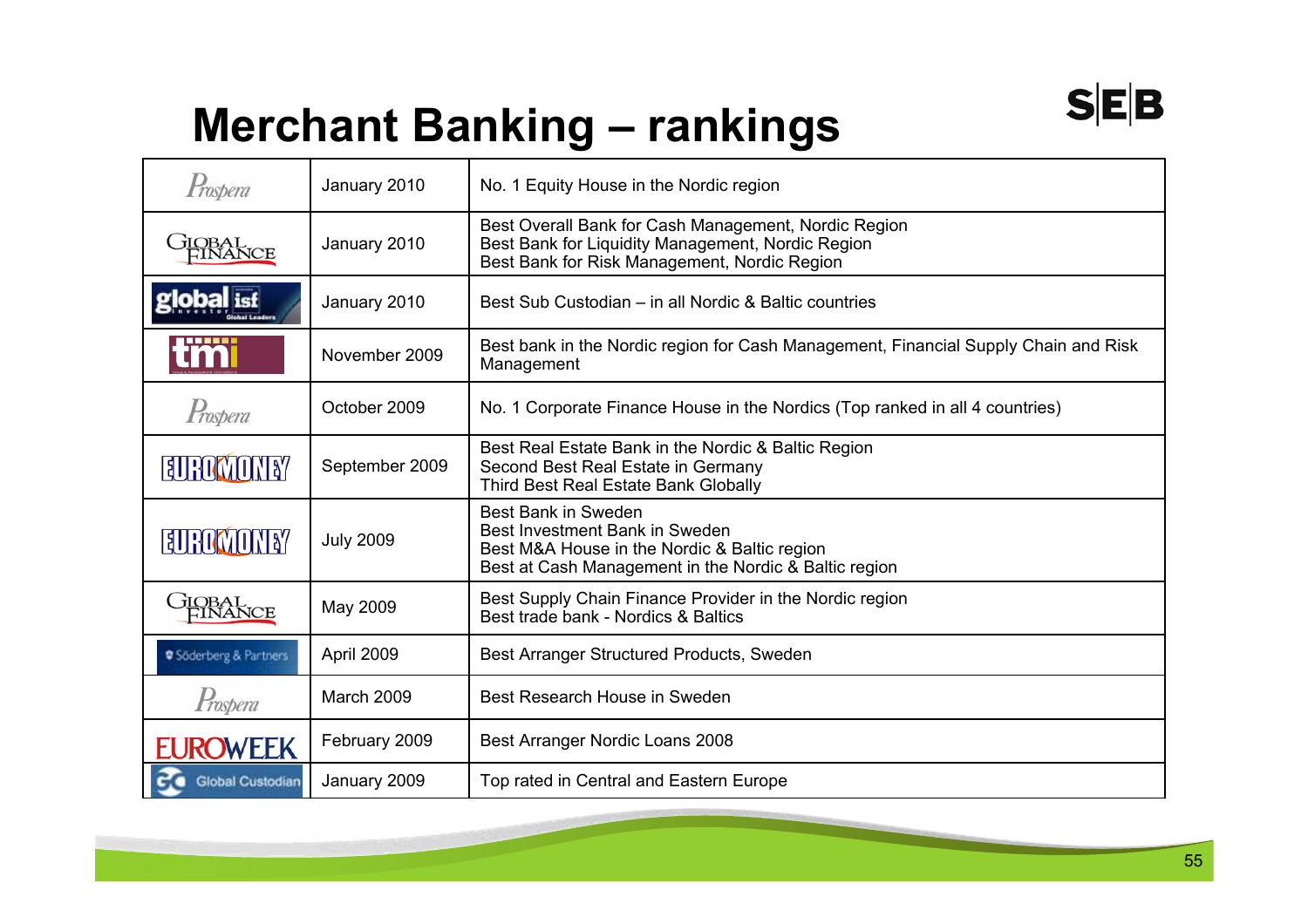# Merchant Banking – rankings

| Source | Date | Ranking |
|---|---|---|
| Prospera | January 2010 | No. 1 Equity House in the Nordic region |
| Global Finance | January 2010 | Best Overall Bank for Cash Management, Nordic Region<br>Best Bank for Liquidity Management, Nordic Region<br>Best Bank for Risk Management, Nordic Region |
| global isf investor | January 2010 | Best Sub Custodian – in all Nordic & Baltic countries |
| tmi | November 2009 | Best bank in the Nordic region for Cash Management, Financial Supply Chain and Risk Management |
| Prospera | October 2009 | No. 1 Corporate Finance House in the Nordics (Top ranked in all 4 countries) |
| Euromoney | September 2009 | Best Real Estate Bank in the Nordic & Baltic Region<br>Second Best Real Estate in Germany<br>Third Best Real Estate Bank Globally |
| Euromoney | July 2009 | Best Bank in Sweden<br>Best Investment Bank in Sweden<br>Best M&A House in the Nordic & Baltic region<br>Best at Cash Management in the Nordic & Baltic region |
| Global Finance | May 2009 | Best Supply Chain Finance Provider in the Nordic region<br>Best trade bank - Nordics & Baltics |
| Söderberg & Partners | April 2009 | Best Arranger Structured Products, Sweden |
| Prospera | March 2009 | Best Research House in Sweden |
| Euroweek | February 2009 | Best Arranger Nordic Loans 2008 |
| Global Custodian | January 2009 | Top rated in Central and Eastern Europe |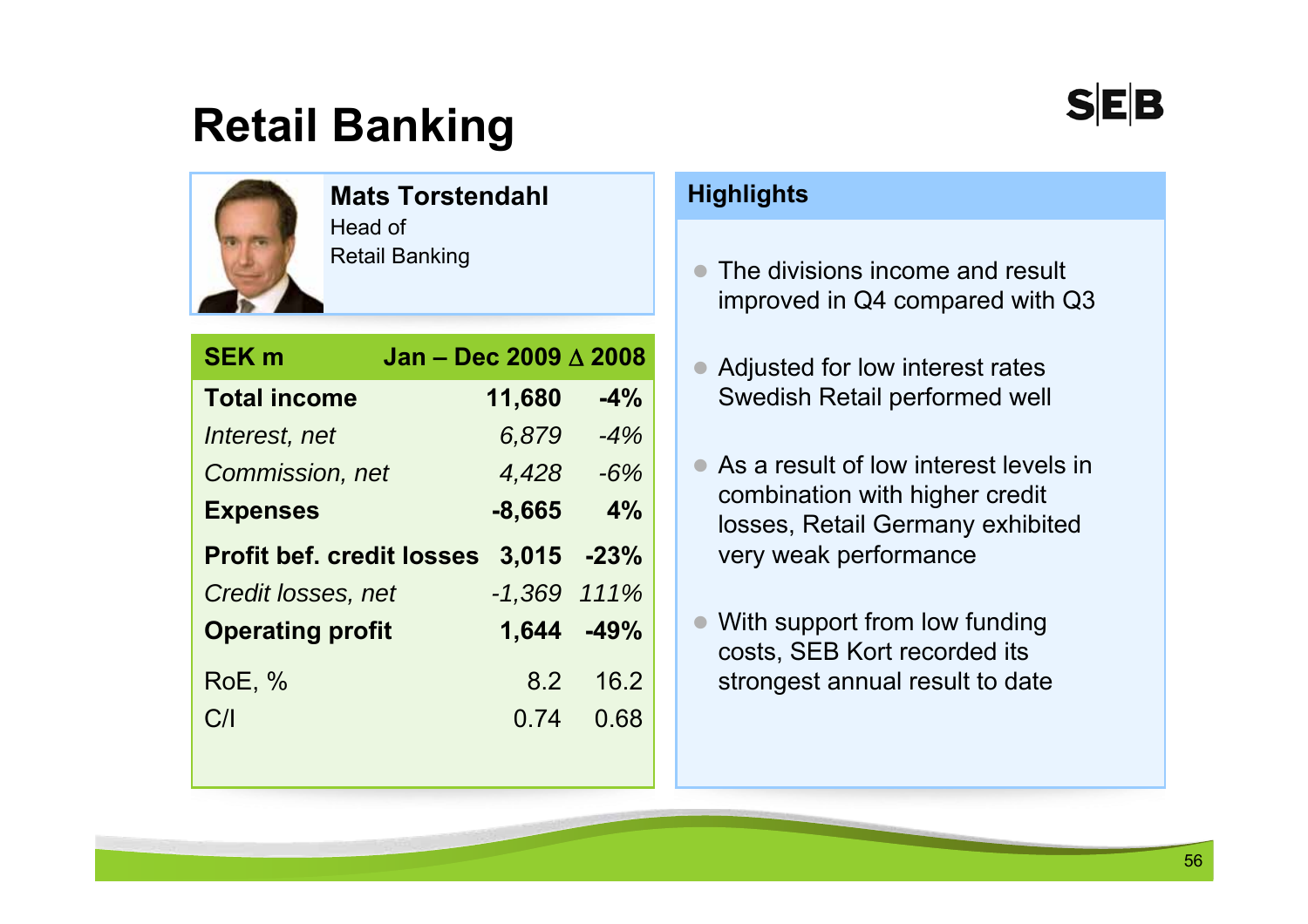# Retail Banking

**Mats Torstendahl**
Head of
Retail Banking

| SEK m | Jan – Dec 2009 | Δ 2008 |
|---|---|---|
| **Total income** | **11,680** | **-4%** |
| *Interest, net* | *6,879* | *-4%* |
| *Commission, net* | *4,428* | *-6%* |
| **Expenses** | **-8,665** | **4%** |
| **Profit bef. credit losses** | **3,015** | **-23%** |
| *Credit losses, net* | *-1,369* | *111%* |
| **Operating profit** | **1,644** | **-49%** |
| RoE, % | 8.2 | 16.2 |
| C/I | 0.74 | 0.68 |

## Highlights

- The divisions income and result improved in Q4 compared with Q3
- Adjusted for low interest rates Swedish Retail performed well
- As a result of low interest levels in combination with higher credit losses, Retail Germany exhibited very weak performance
- With support from low funding costs, SEB Kort recorded its strongest annual result to date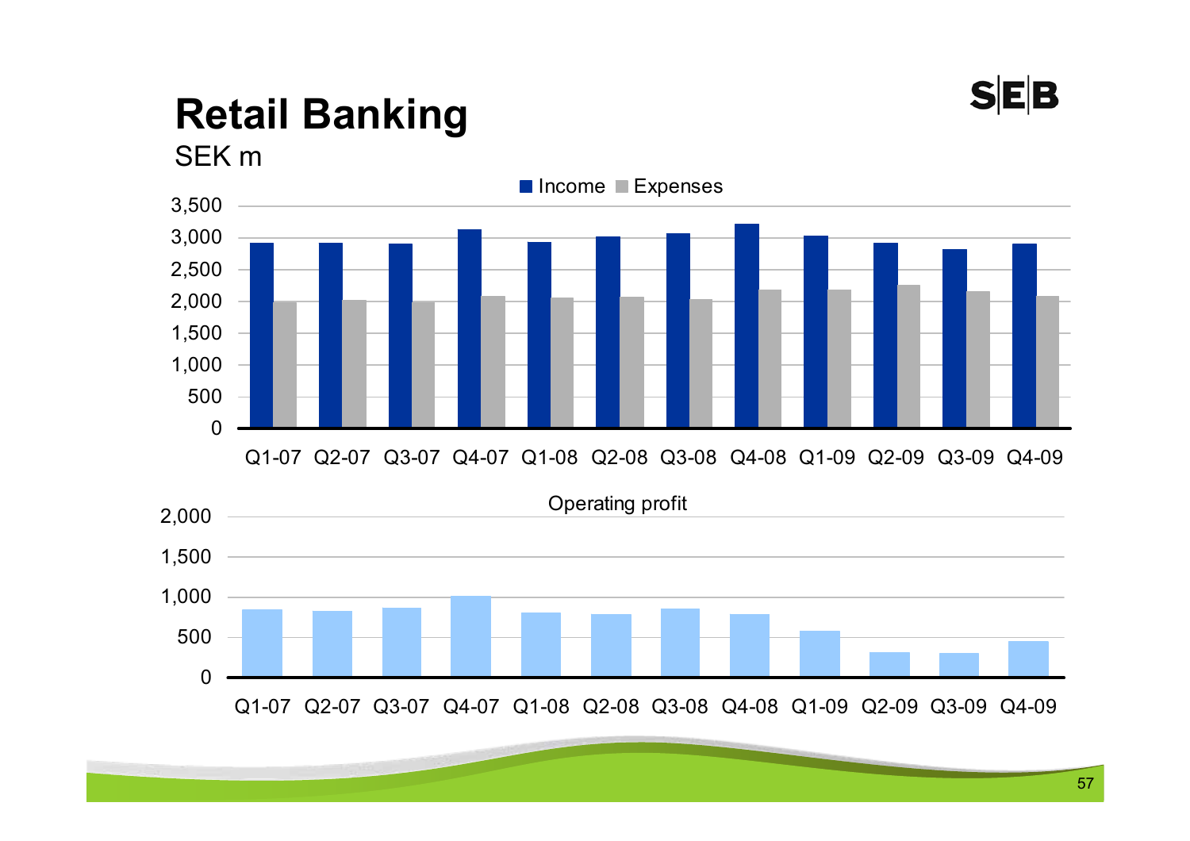# Retail Banking

SEK m

Income ■ Expenses ■

3,500
3,000
2,500
2,000
1,500
1,000
500
0

Q1-07 Q2-07 Q3-07 Q4-07 Q1-08 Q2-08 Q3-08 Q4-08 Q1-09 Q2-09 Q3-09 Q4-09

Operating profit

2,000
1,500
1,000
500
0

Q1-07 Q2-07 Q3-07 Q4-07 Q1-08 Q2-08 Q3-08 Q4-08 Q1-09 Q2-09 Q3-09 Q4-09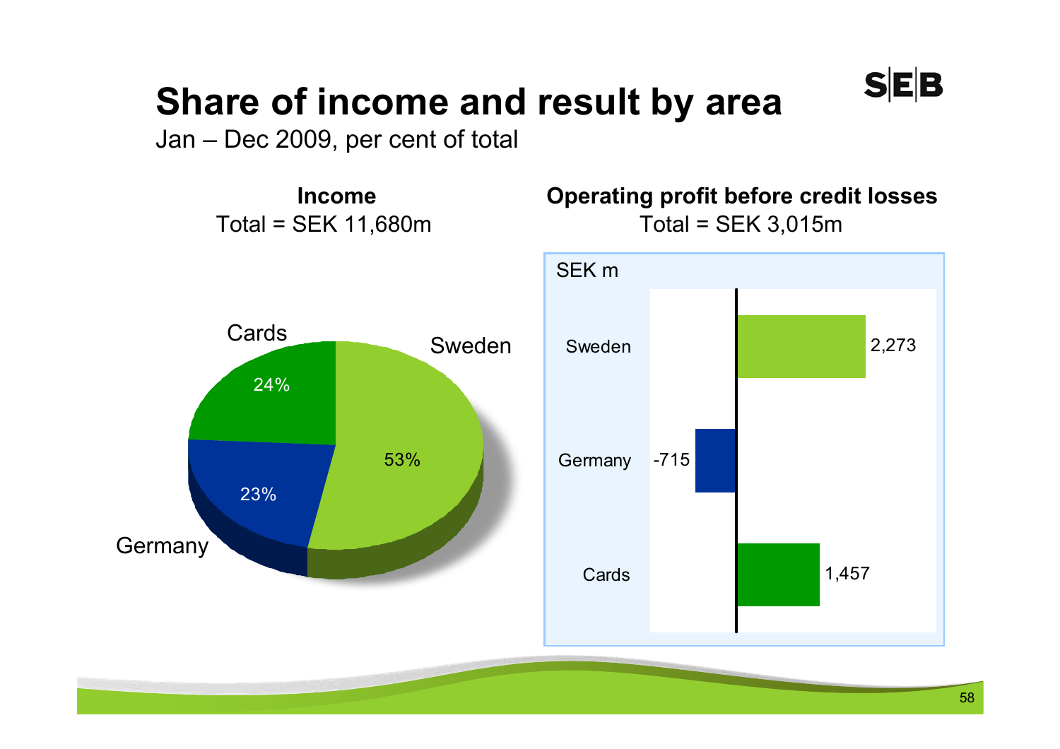# Share of income and result by area

Jan – Dec 2009, per cent of total

## Income

Total = SEK 11,680m

| Area | Share |
|---|---|
| Sweden | 53% |
| Cards | 24% |
| Germany | 23% |

## Operating profit before credit losses

Total = SEK 3,015m

| Area | SEK m |
|---|---|
| Sweden | 2,273 |
| Germany | -715 |
| Cards | 1,457 |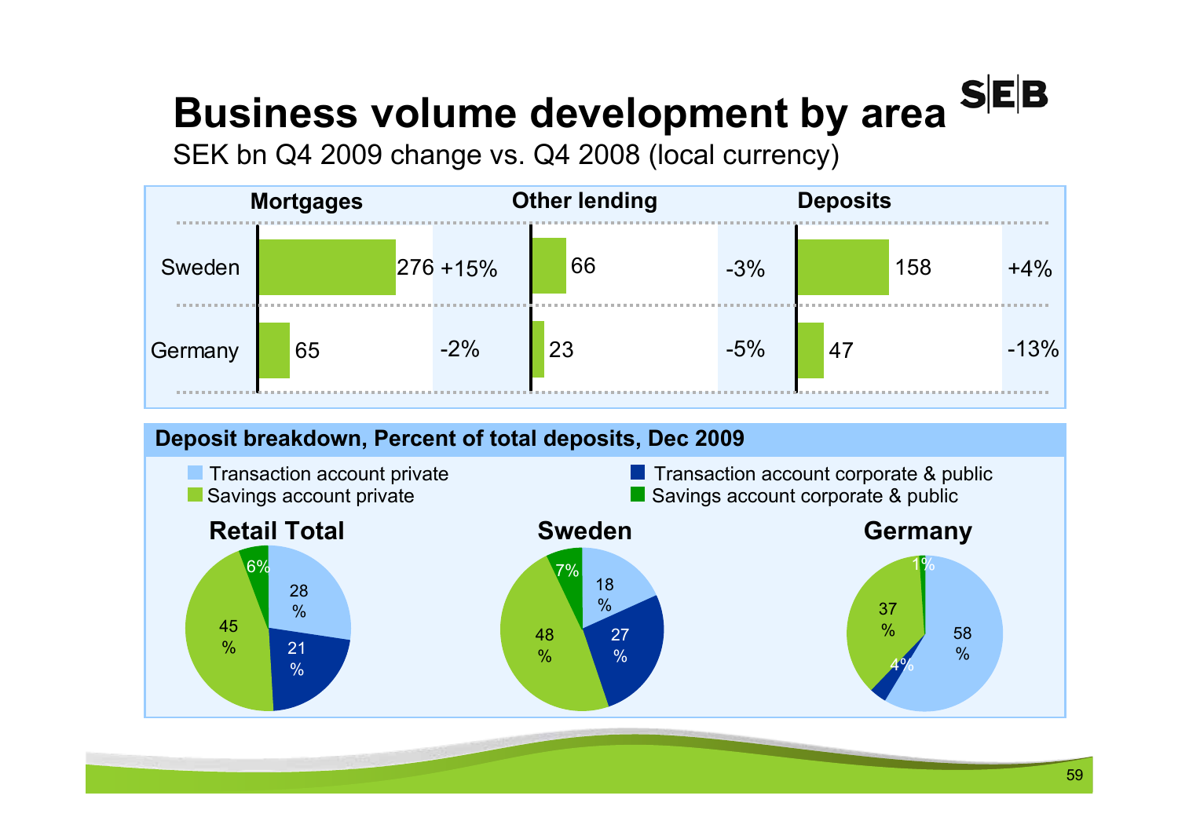# Business volume development by area

SEK bn Q4 2009 change vs. Q4 2008 (local currency)

| | Mortgages | | Other lending | | Deposits | |
|---|---|---|---|---|---|---|
| Sweden | 276 | +15% | 66 | -3% | 158 | +4% |
| Germany | 65 | -2% | 23 | -5% | 47 | -13% |

## Deposit breakdown, Percent of total deposits, Dec 2009

| | Retail Total | Sweden | Germany |
|---|---|---|---|
| Transaction account private | 28% | 18% | 58% |
| Transaction account corporate & public | 21% | 27% | 4% |
| Savings account private | 45% | 48% | 37% |
| Savings account corporate & public | 6% | 7% | 1% |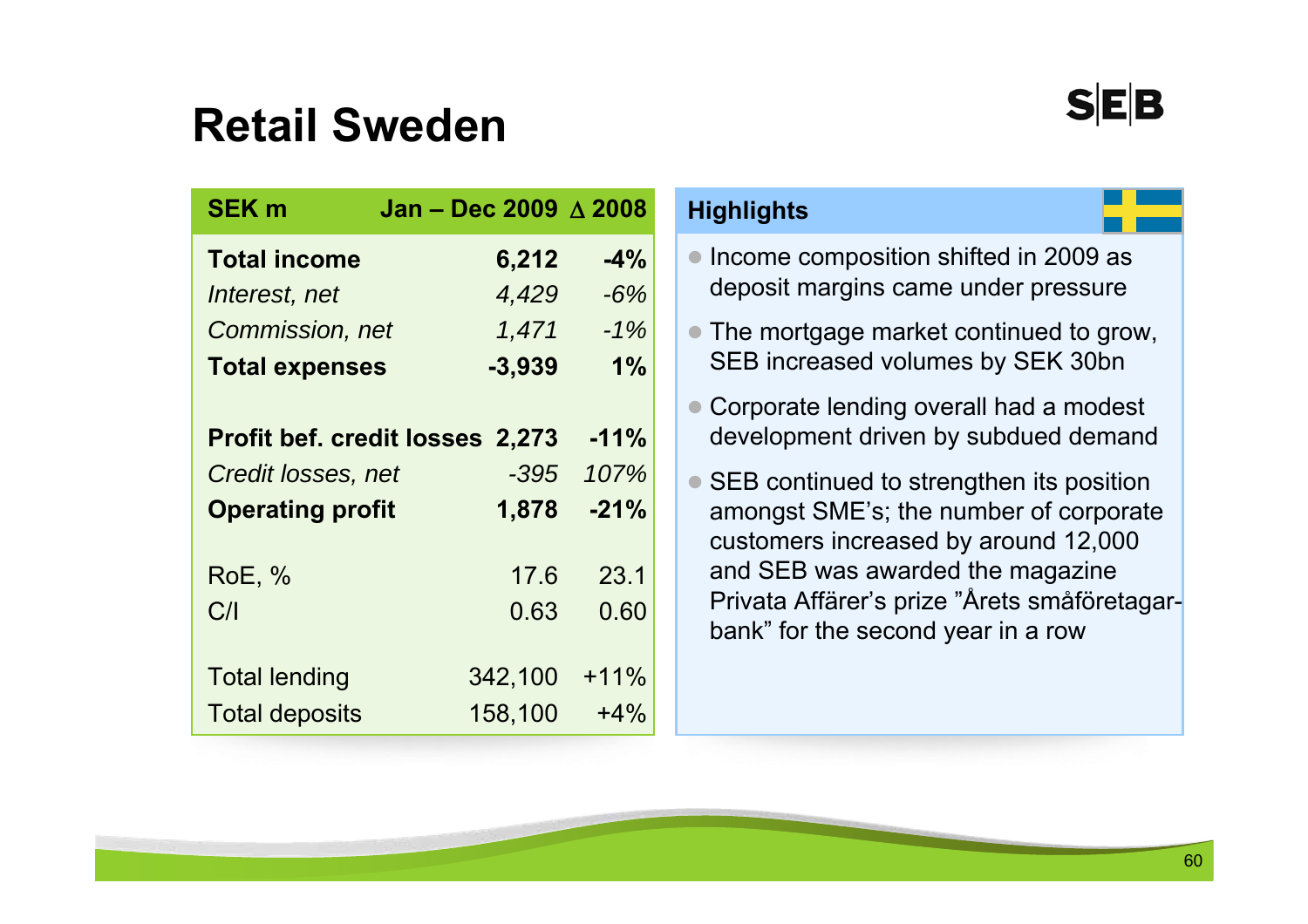# Retail Sweden

| SEK m | Jan – Dec 2009 | Δ 2008 |
|---|---|---|
| **Total income** | **6,212** | **-4%** |
| *Interest, net* | *4,429* | *-6%* |
| *Commission, net* | *1,471* | *-1%* |
| **Total expenses** | **-3,939** | **1%** |
| | | |
| **Profit bef. credit losses** | **2,273** | **-11%** |
| *Credit losses, net* | *-395* | *107%* |
| **Operating profit** | **1,878** | **-21%** |
| | | |
| RoE, % | 17.6 | 23.1 |
| C/I | 0.63 | 0.60 |
| | | |
| Total lending | 342,100 | +11% |
| Total deposits | 158,100 | +4% |

## Highlights

- Income composition shifted in 2009 as deposit margins came under pressure
- The mortgage market continued to grow, SEB increased volumes by SEK 30bn
- Corporate lending overall had a modest development driven by subdued demand
- SEB continued to strengthen its position amongst SME's; the number of corporate customers increased by around 12,000 and SEB was awarded the magazine Privata Affärer's prize "Årets småföretagar-bank" for the second year in a row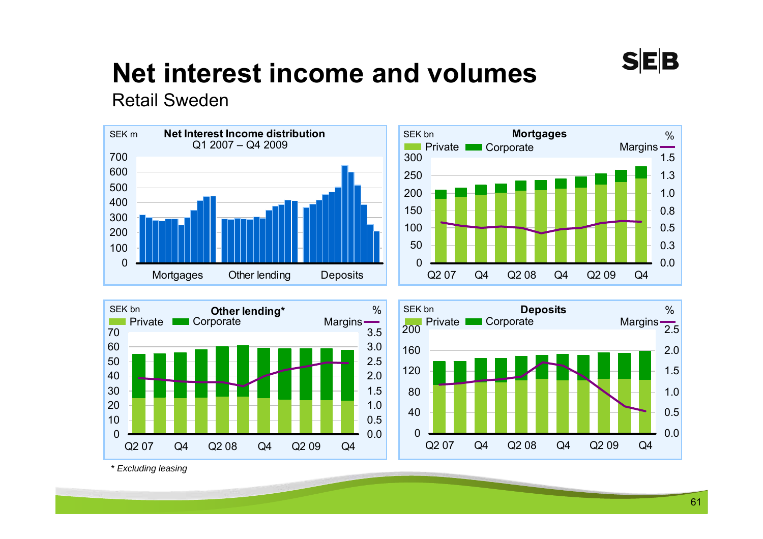# Net interest income and volumes

Retail Sweden

**Net Interest Income distribution**
Q1 2007 – Q4 2009

SEK m

700
600
500
400
300
200
100
0

Mortgages | Other lending | Deposits

**Mortgages**

SEK bn | % 

Private | Corporate | Margins

300 | 1.5
250 | 1.3
200 | 1.0
150 | 0.8
100 | 0.5
50 | 0.3
0 | 0.0

Q2 07 | Q4 | Q2 08 | Q4 | Q2 09 | Q4

**Other lending***

SEK bn | %

Private | Corporate | Margins

70 | 3.5
60 | 3.0
50 | 2.5
40 | 2.0
30 | 1.5
20 | 1.0
10 | 0.5
0 | 0.0

Q2 07 | Q4 | Q2 08 | Q4 | Q2 09 | Q4

**Deposits**

SEK bn | %

Private | Corporate | Margins

200 | 2.5
160 | 2.0
120 | 1.5
80 | 1.0
40 | 0.5
0 | 0.0

Q2 07 | Q4 | Q2 08 | Q4 | Q2 09 | Q4

*\* Excluding leasing*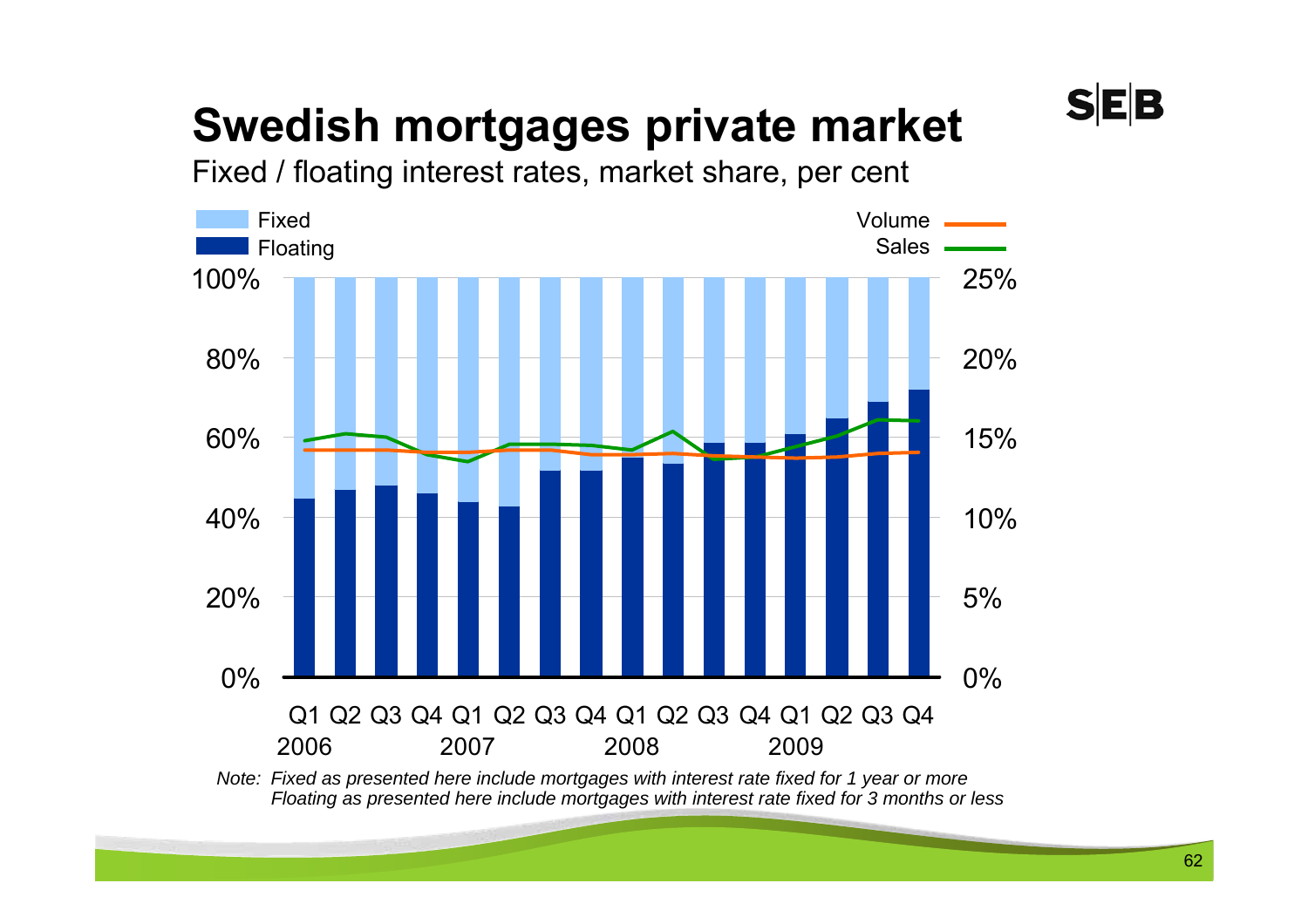# Swedish mortgages private market

Fixed / floating interest rates, market share, per cent

Fixed
Floating

Volume
Sales

100% 25%
80% 20%
60% 15%
40% 10%
20% 5%
0% 0%

Q1 Q2 Q3 Q4 Q1 Q2 Q3 Q4 Q1 Q2 Q3 Q4 Q1 Q2 Q3 Q4
2006 2007 2008 2009

*Note: Fixed as presented here include mortgages with interest rate fixed for 1 year or more*
*Floating as presented here include mortgages with interest rate fixed for 3 months or less*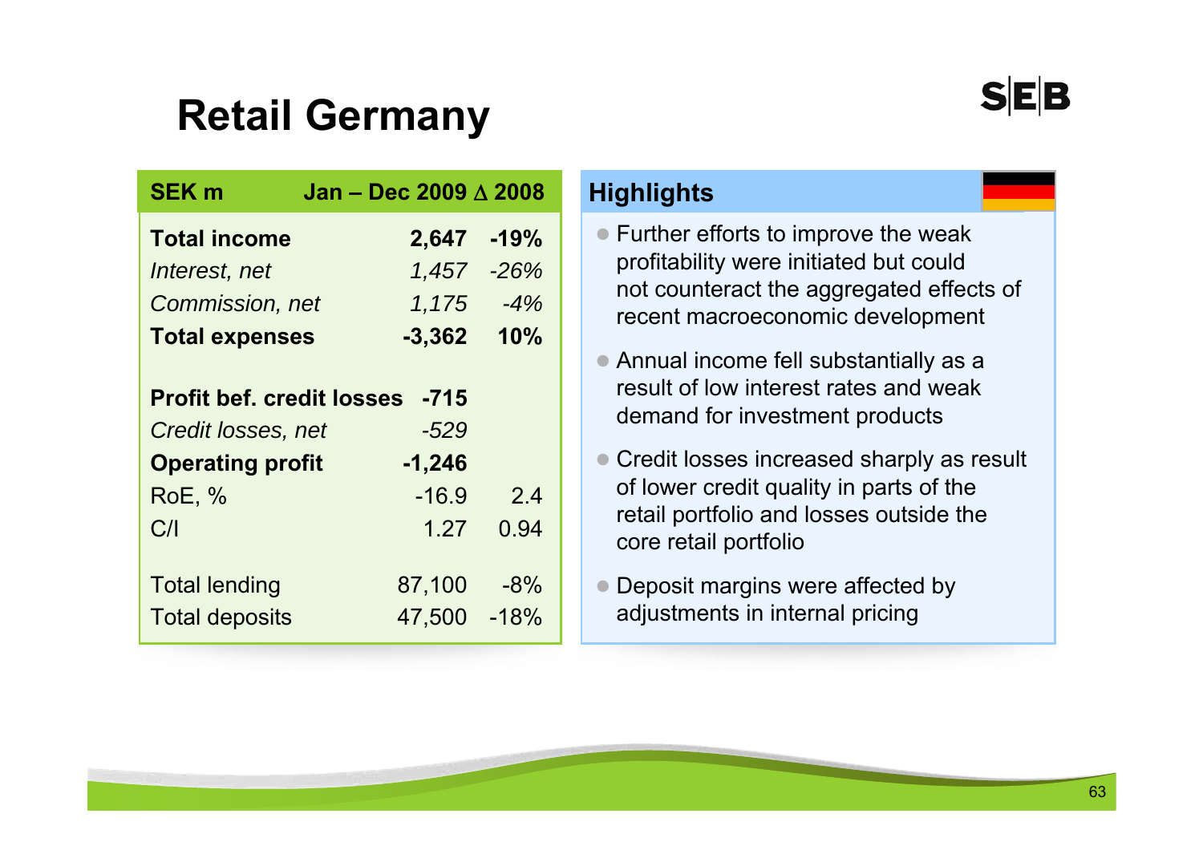# Retail Germany

| SEK m | Jan – Dec 2009 | Δ 2008 |
|---|---|---|
| **Total income** | **2,647** | **-19%** |
| *Interest, net* | *1,457* | *-26%* |
| *Commission, net* | *1,175* | *-4%* |
| **Total expenses** | **-3,362** | **10%** |
| | | |
| **Profit bef. credit losses** | **-715** | |
| *Credit losses, net* | *-529* | |
| **Operating profit** | **-1,246** | |
| RoE, % | -16.9 | 2.4 |
| C/I | 1.27 | 0.94 |
| | | |
| Total lending | 87,100 | -8% |
| Total deposits | 47,500 | -18% |

## Highlights

- Further efforts to improve the weak profitability were initiated but could not counteract the aggregated effects of recent macroeconomic development
- Annual income fell substantially as a result of low interest rates and weak demand for investment products
- Credit losses increased sharply as result of lower credit quality in parts of the retail portfolio and losses outside the core retail portfolio
- Deposit margins were affected by adjustments in internal pricing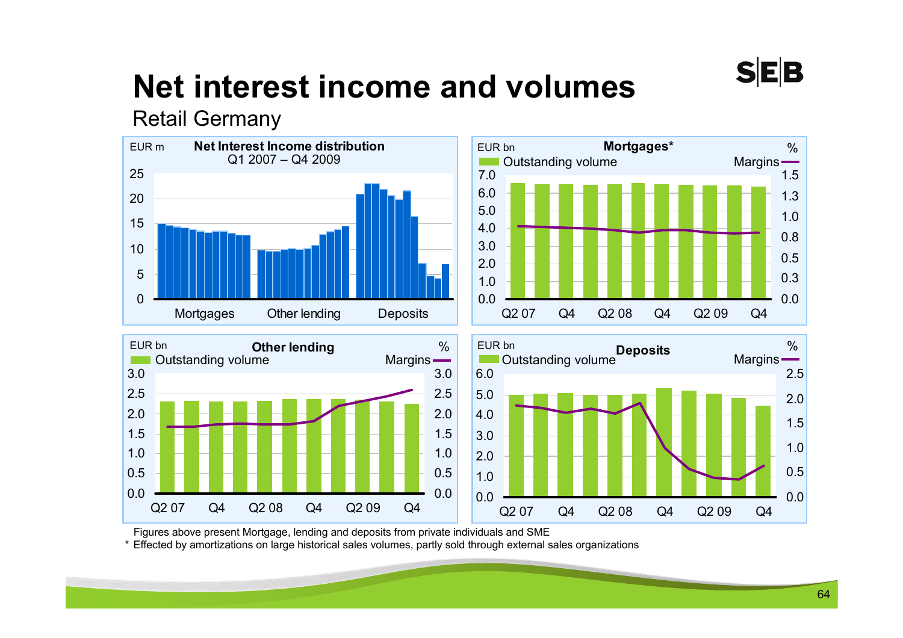# Net interest income and volumes

Retail Germany

**Net Interest Income distribution**
Q1 2007 – Q4 2009

EUR m

Mortgages | Other lending | Deposits

**Mortgages***

EUR bn | %

Outstanding volume | Margins

Q2 07 | Q4 | Q2 08 | Q4 | Q2 09 | Q4

**Other lending**

EUR bn | %

Outstanding volume | Margins

Q2 07 | Q4 | Q2 08 | Q4 | Q2 09 | Q4

**Deposits**

EUR bn | %

Outstanding volume | Margins

Q2 07 | Q4 | Q2 08 | Q4 | Q2 09 | Q4

Figures above present Mortgage, lending and deposits from private individuals and SME

\* Effected by amortizations on large historical sales volumes, partly sold through external sales organizations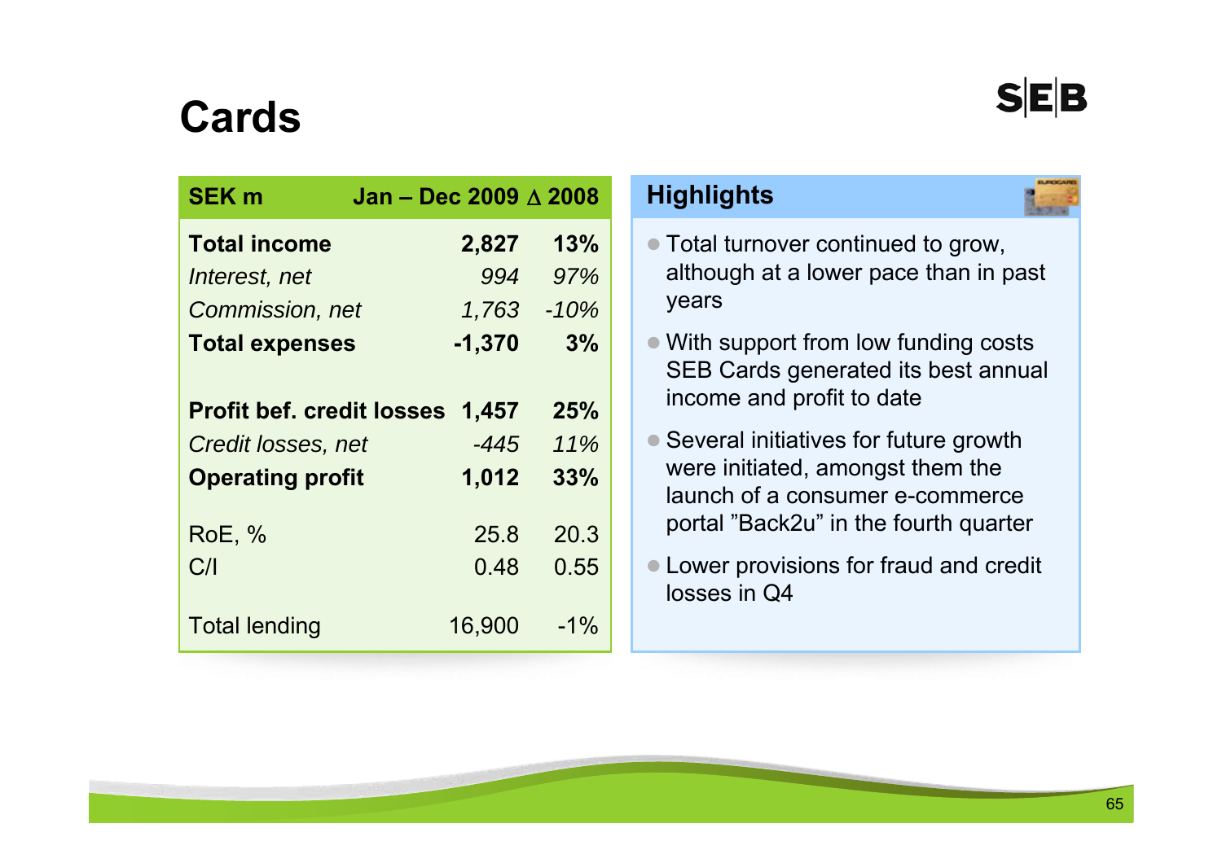# Cards

| SEK m | Jan – Dec 2009 | Δ 2008 |
|---|---|---|
| **Total income** | **2,827** | **13%** |
| *Interest, net* | *994* | *97%* |
| *Commission, net* | *1,763* | *-10%* |
| **Total expenses** | **-1,370** | **3%** |
| | | |
| **Profit bef. credit losses** | **1,457** | **25%** |
| *Credit losses, net* | *-445* | *11%* |
| **Operating profit** | **1,012** | **33%** |
| | | |
| RoE, % | 25.8 | 20.3 |
| C/I | 0.48 | 0.55 |
| | | |
| Total lending | 16,900 | -1% |

## Highlights

- Total turnover continued to grow, although at a lower pace than in past years
- With support from low funding costs SEB Cards generated its best annual income and profit to date
- Several initiatives for future growth were initiated, amongst them the launch of a consumer e-commerce portal ”Back2u” in the fourth quarter
- Lower provisions for fraud and credit losses in Q4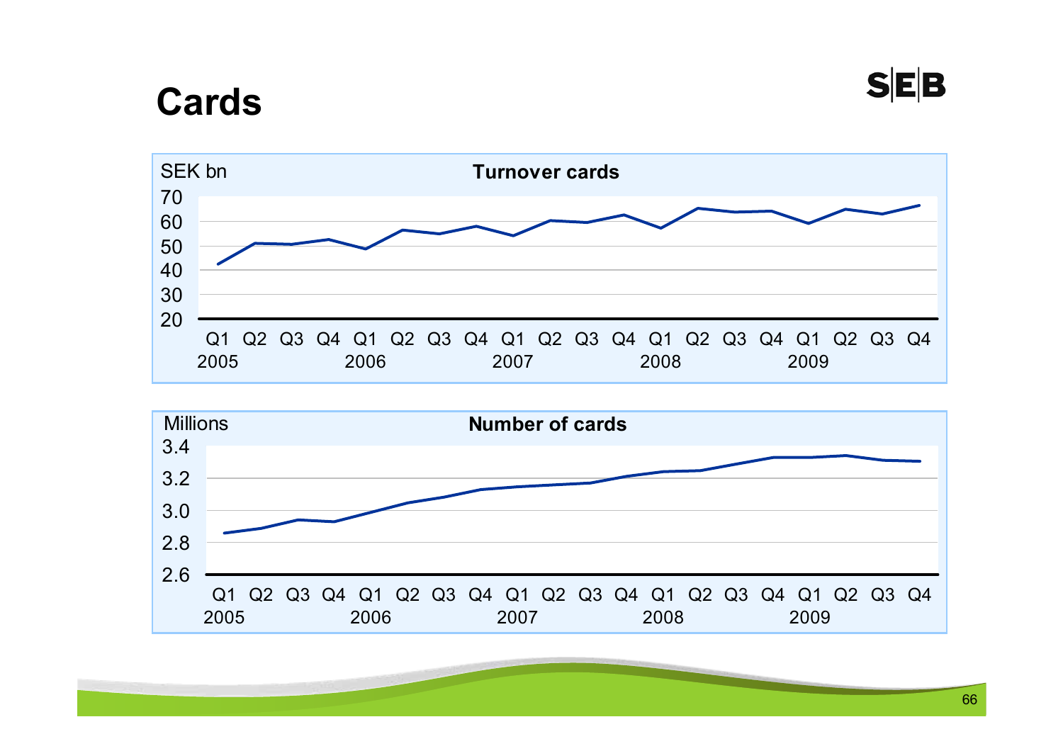# Cards

**Turnover cards**

SEK bn

**Number of cards**

Millions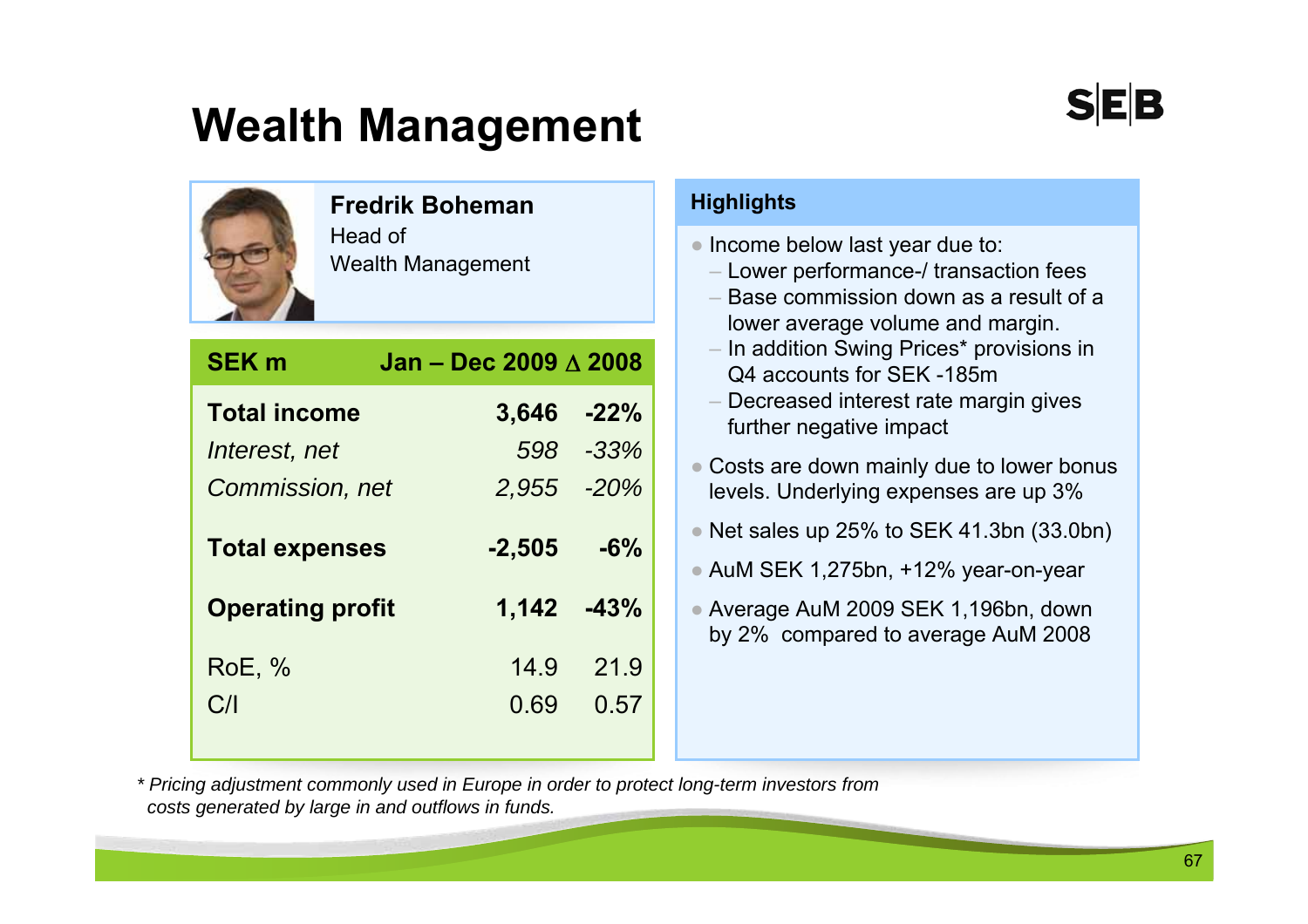# Wealth Management

**Fredrik Boheman**
Head of
Wealth Management

| SEK m | Jan – Dec 2009 | Δ 2008 |
|---|---|---|
| **Total income** | **3,646** | **-22%** |
| *Interest, net* | *598* | *-33%* |
| *Commission, net* | *2,955* | *-20%* |
| **Total expenses** | **-2,505** | **-6%** |
| **Operating profit** | **1,142** | **-43%** |
| RoE, % | 14.9 | 21.9 |
| C/I | 0.69 | 0.57 |

### Highlights

- Income below last year due to:
  - Lower performance-/ transaction fees
  - Base commission down as a result of a lower average volume and margin.
  - In addition Swing Prices* provisions in Q4 accounts for SEK -185m
  - Decreased interest rate margin gives further negative impact
- Costs are down mainly due to lower bonus levels. Underlying expenses are up 3%
- Net sales up 25% to SEK 41.3bn (33.0bn)
- AuM SEK 1,275bn, +12% year-on-year
- Average AuM 2009 SEK 1,196bn, down by 2% compared to average AuM 2008

*\* Pricing adjustment commonly used in Europe in order to protect long-term investors from costs generated by large in and outflows in funds.*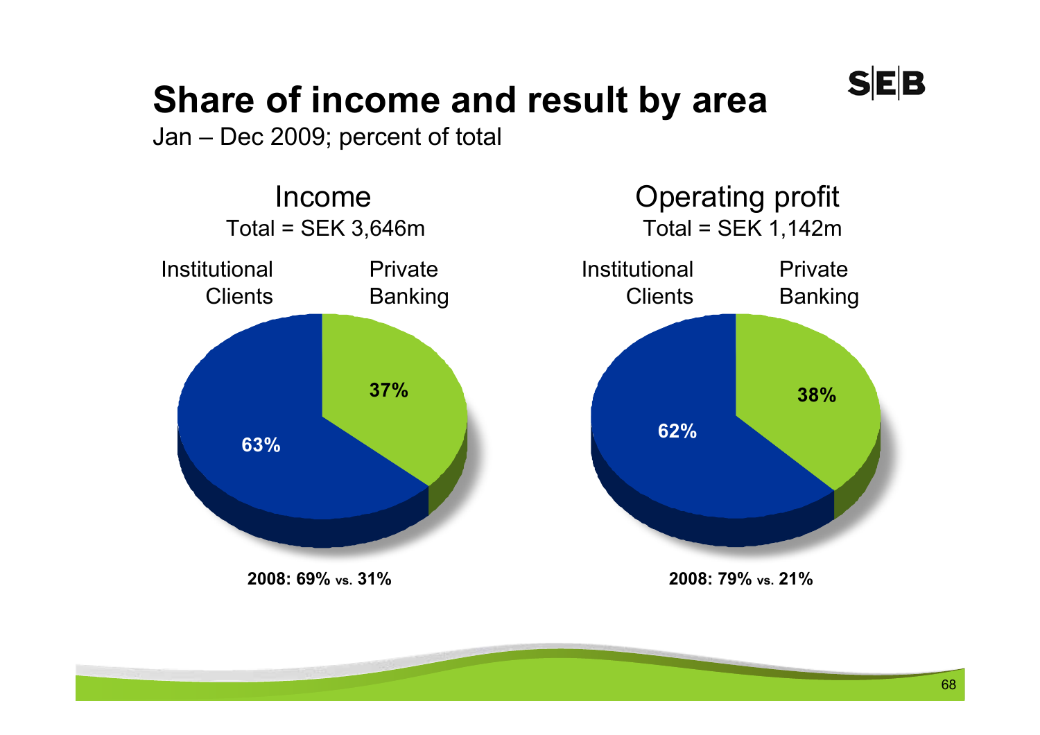# Share of income and result by area

Jan – Dec 2009; percent of total

## Income

Total = SEK 3,646m

| Institutional Clients | Private Banking |
|---|---|
| 63% | 37% |

2008: 69% vs. 31%

## Operating profit

Total = SEK 1,142m

| Institutional Clients | Private Banking |
|---|---|
| 62% | 38% |

2008: 79% vs. 21%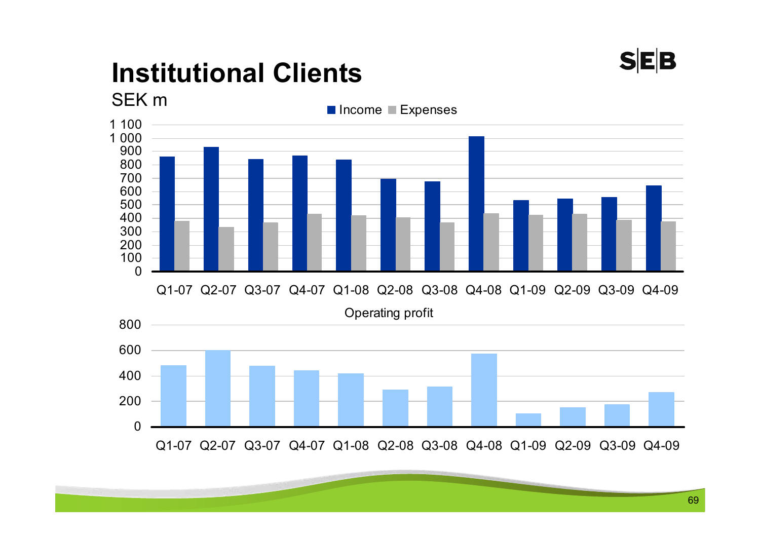# Institutional Clients

SEK m

Income ■ Expenses

1 100
1 000
900
800
700
600
500
400
300
200
100
0

Q1-07 Q2-07 Q3-07 Q4-07 Q1-08 Q2-08 Q3-08 Q4-08 Q1-09 Q2-09 Q3-09 Q4-09

Operating profit

800
600
400
200
0

Q1-07 Q2-07 Q3-07 Q4-07 Q1-08 Q2-08 Q3-08 Q4-08 Q1-09 Q2-09 Q3-09 Q4-09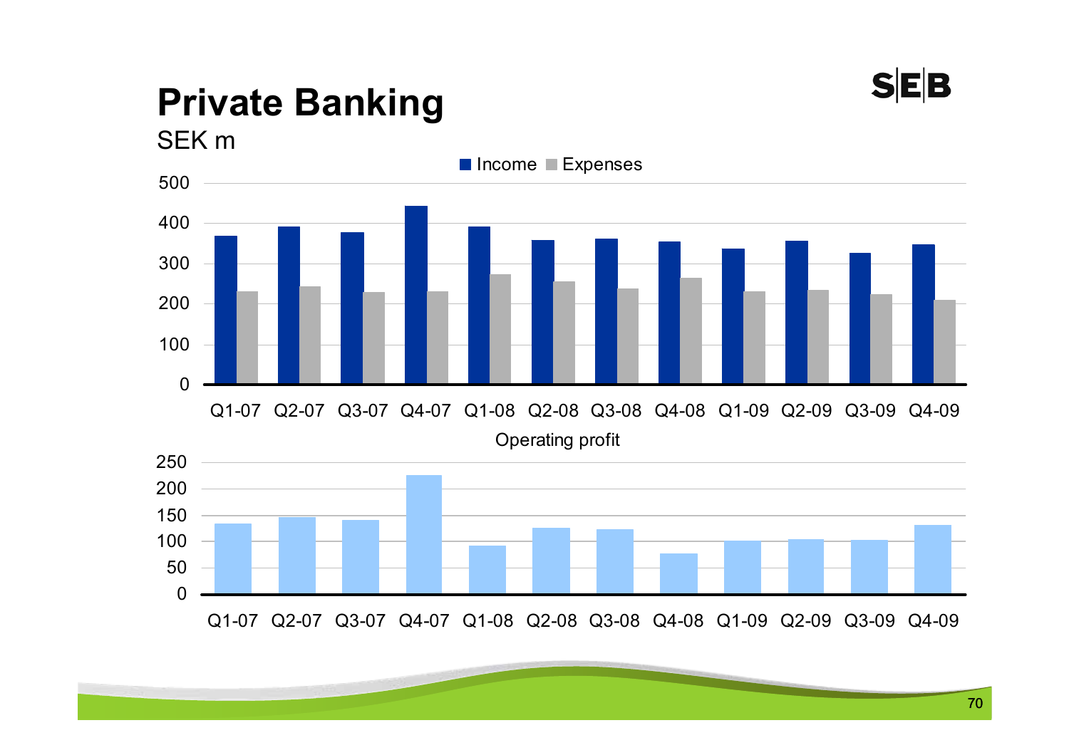# Private Banking

SEK m

Income / Expenses

| Quarter | Q1-07 | Q2-07 | Q3-07 | Q4-07 | Q1-08 | Q2-08 | Q3-08 | Q4-08 | Q1-09 | Q2-09 | Q3-09 | Q4-09 |
|---|---|---|---|---|---|---|---|---|---|---|---|---|

Operating profit

| Quarter | Q1-07 | Q2-07 | Q3-07 | Q4-07 | Q1-08 | Q2-08 | Q3-08 | Q4-08 | Q1-09 | Q2-09 | Q3-09 | Q4-09 |
|---|---|---|---|---|---|---|---|---|---|---|---|---|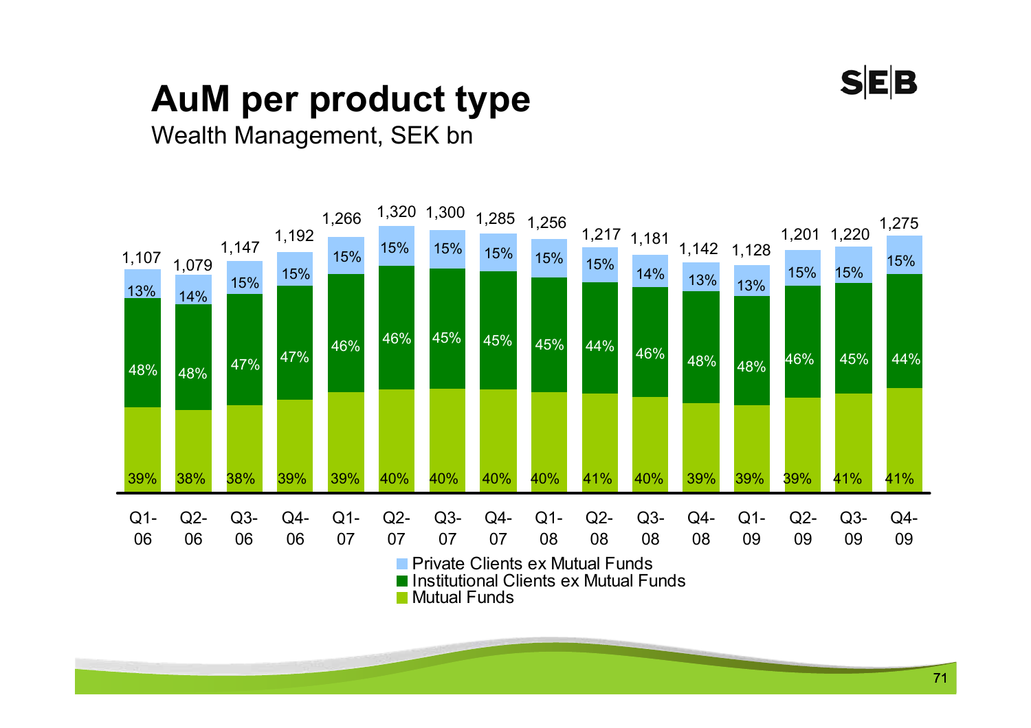# AuM per product type

Wealth Management, SEK bn

| Quarter | Total | Private Clients ex Mutual Funds | Institutional Clients ex Mutual Funds | Mutual Funds |
|---|---|---|---|---|
| Q1-06 | 1,107 | 13% | 48% | 39% |
| Q2-06 | 1,079 | 14% | 48% | 38% |
| Q3-06 | 1,147 | 15% | 47% | 38% |
| Q4-06 | 1,192 | 15% | 47% | 39% |
| Q1-07 | 1,266 | 15% | 46% | 39% |
| Q2-07 | 1,320 | 15% | 46% | 40% |
| Q3-07 | 1,300 | 15% | 45% | 40% |
| Q4-07 | 1,285 | 15% | 45% | 40% |
| Q1-08 | 1,256 | 15% | 45% | 40% |
| Q2-08 | 1,217 | 15% | 44% | 41% |
| Q3-08 | 1,181 | 14% | 46% | 40% |
| Q4-08 | 1,142 | 13% | 48% | 39% |
| Q1-09 | 1,128 | 13% | 48% | 39% |
| Q2-09 | 1,201 | 15% | 46% | 39% |
| Q3-09 | 1,220 | 15% | 45% | 41% |
| Q4-09 | 1,275 | 15% | 44% | 41% |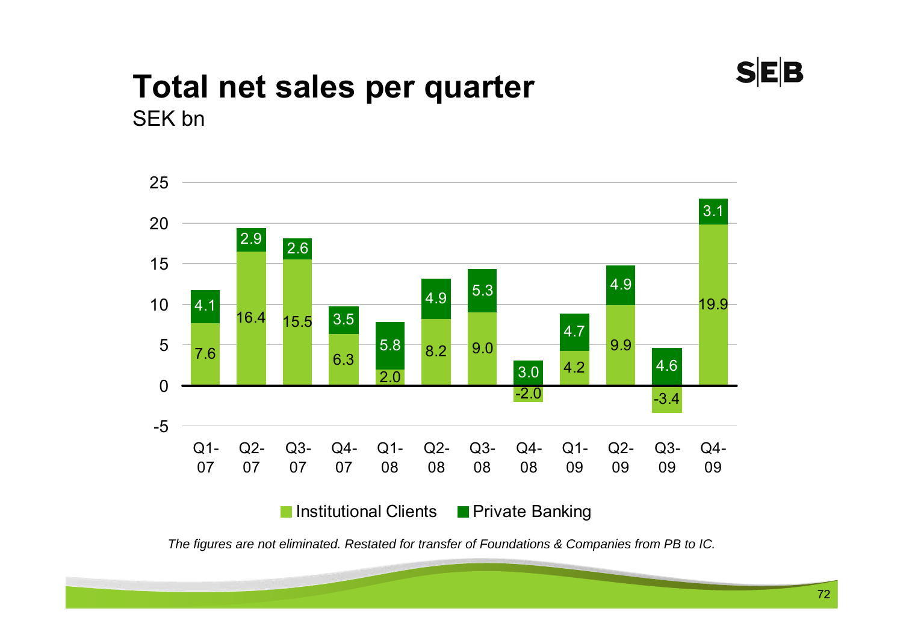# Total net sales per quarter

SEK bn

| Quarter | Institutional Clients | Private Banking |
|---|---|---|
| Q1-07 | 7.6 | 4.1 |
| Q2-07 | 16.4 | 2.9 |
| Q3-07 | 15.5 | 2.6 |
| Q4-07 | 6.3 | 3.5 |
| Q1-08 | 2.0 | 5.8 |
| Q2-08 | 8.2 | 4.9 |
| Q3-08 | 9.0 | 5.3 |
| Q4-08 | -2.0 | 3.0 |
| Q1-09 | 4.2 | 4.7 |
| Q2-09 | 9.9 | 4.9 |
| Q3-09 | -3.4 | 4.6 |
| Q4-09 | 19.9 | 3.1 |

*The figures are not eliminated. Restated for transfer of Foundations & Companies from PB to IC.*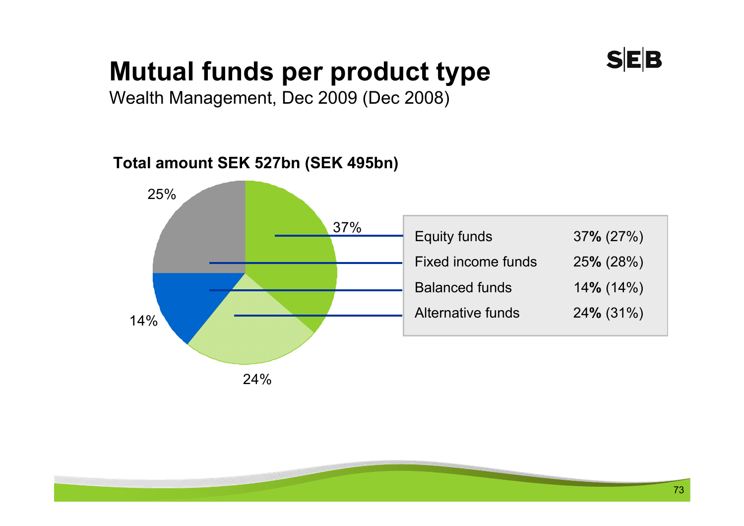# Mutual funds per product type

Wealth Management, Dec 2009 (Dec 2008)

**Total amount SEK 527bn (SEK 495bn)**

| Product type | Share |
|---|---|
| Equity funds | 37**%** (27%) |
| Fixed income funds | 25**%** (28%) |
| Balanced funds | 14**%** (14%) |
| Alternative funds | 24**%** (31%) |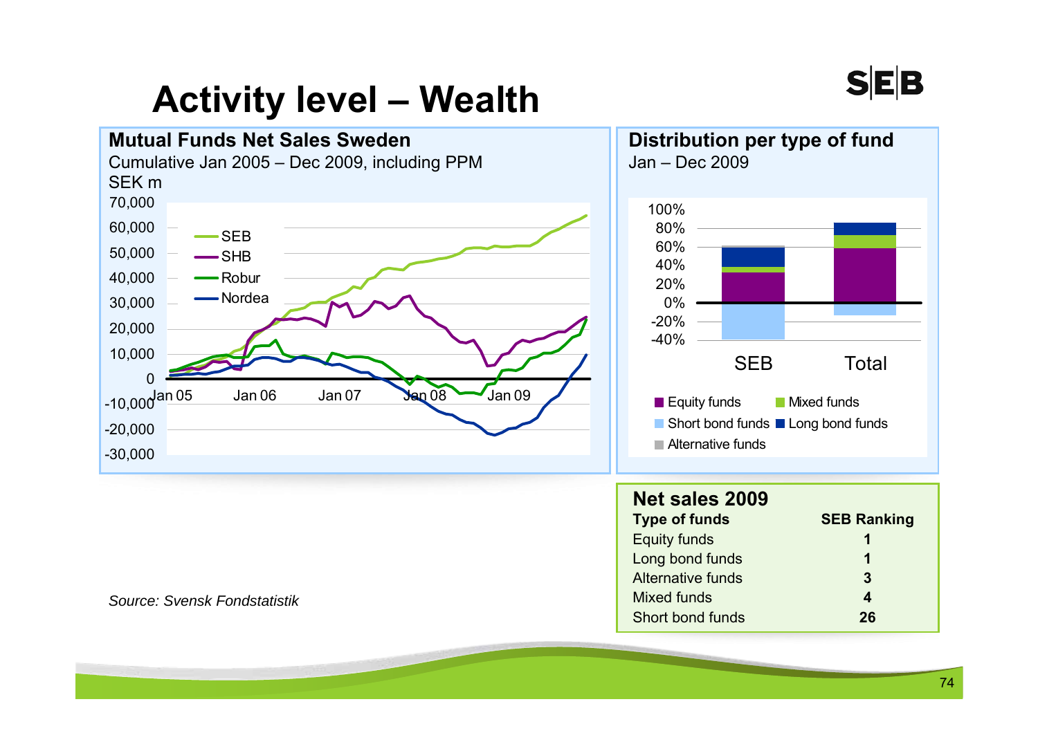# Activity level – Wealth

## Mutual Funds Net Sales Sweden

Cumulative Jan 2005 – Dec 2009, including PPM

SEK m

70,000
60,000
50,000
40,000
30,000
20,000
10,000
0
-10,000
-20,000
-30,000

Jan 05 Jan 06 Jan 07 Jan 08 Jan 09

SEB
SHB
Robur
Nordea

## Distribution per type of fund

Jan – Dec 2009

100%
80%
60%
40%
20%
0%
-20%
-40%

SEB Total

Equity funds, Mixed funds, Short bond funds, Long bond funds, Alternative funds

## Net sales 2009

| Type of funds | SEB Ranking |
|---|---|
| Equity funds | 1 |
| Long bond funds | 1 |
| Alternative funds | 3 |
| Mixed funds | 4 |
| Short bond funds | 26 |

*Source: Svensk Fondstatistik*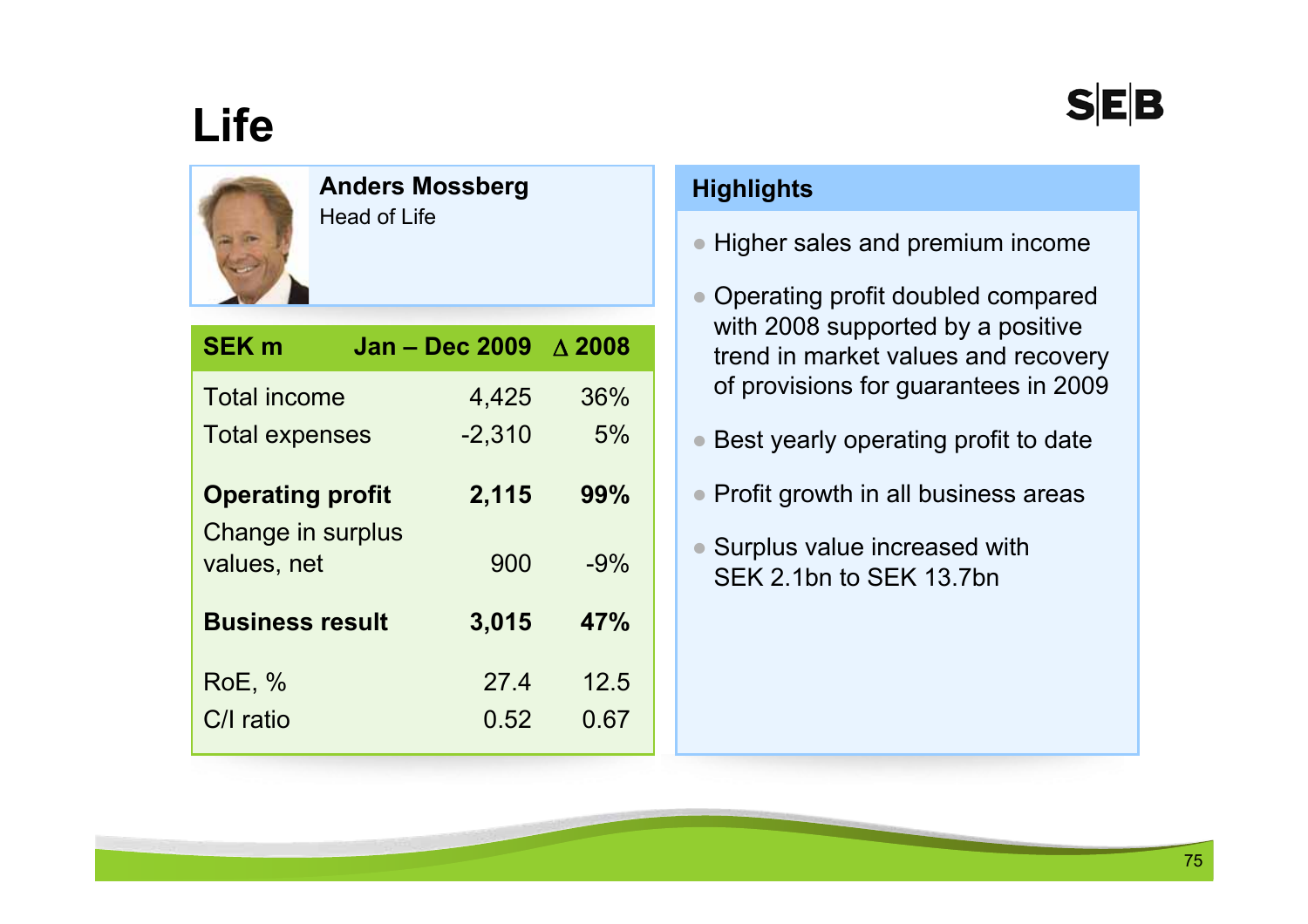# Life

**Anders Mossberg**
Head of Life

| SEK m | Jan – Dec 2009 | Δ 2008 |
|---|---|---|
| Total income | 4,425 | 36% |
| Total expenses | -2,310 | 5% |
| **Operating profit** | **2,115** | **99%** |
| Change in surplus values, net | 900 | -9% |
| **Business result** | **3,015** | **47%** |
| RoE, % | 27.4 | 12.5 |
| C/I ratio | 0.52 | 0.67 |

## Highlights

- Higher sales and premium income
- Operating profit doubled compared with 2008 supported by a positive trend in market values and recovery of provisions for guarantees in 2009
- Best yearly operating profit to date
- Profit growth in all business areas
- Surplus value increased with SEK 2.1bn to SEK 13.7bn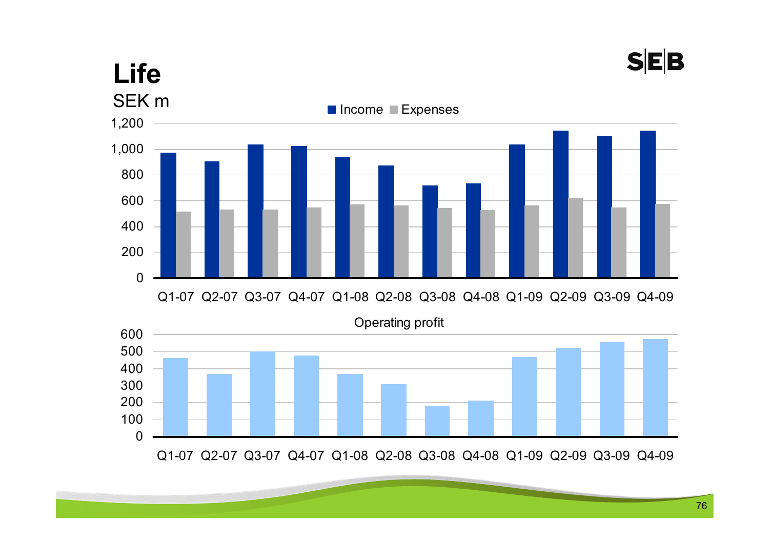# Life

SEK m

Income ■ Expenses

1,200
1,000
800
600
400
200
0

Q1-07 Q2-07 Q3-07 Q4-07 Q1-08 Q2-08 Q3-08 Q4-08 Q1-09 Q2-09 Q3-09 Q4-09

Operating profit

600
500
400
300
200
100
0

Q1-07 Q2-07 Q3-07 Q4-07 Q1-08 Q2-08 Q3-08 Q4-08 Q1-09 Q2-09 Q3-09 Q4-09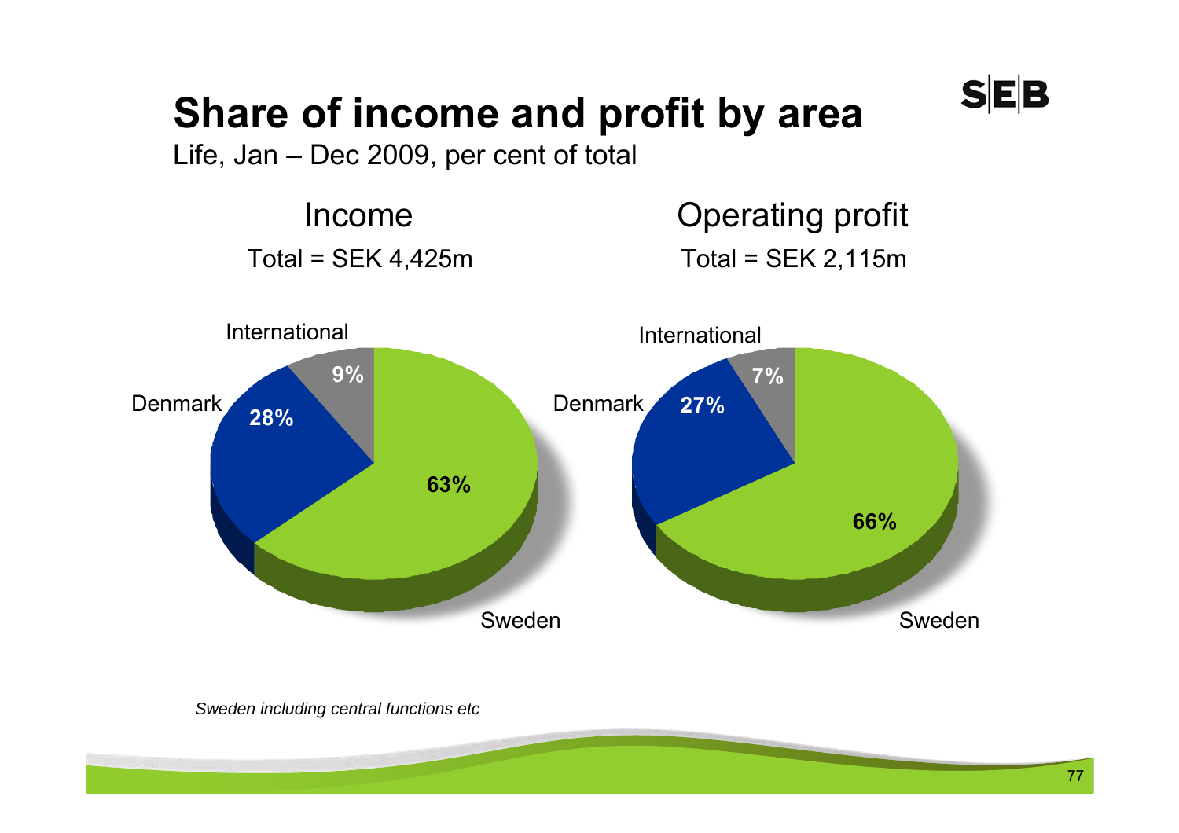# Share of income and profit by area

Life, Jan – Dec 2009, per cent of total

## Income

Total = SEK 4,425m

| Area | Share |
|---|---|
| Sweden | 63% |
| Denmark | 28% |
| International | 9% |

## Operating profit

Total = SEK 2,115m

| Area | Share |
|---|---|
| Sweden | 66% |
| Denmark | 27% |
| International | 7% |

*Sweden including central functions etc*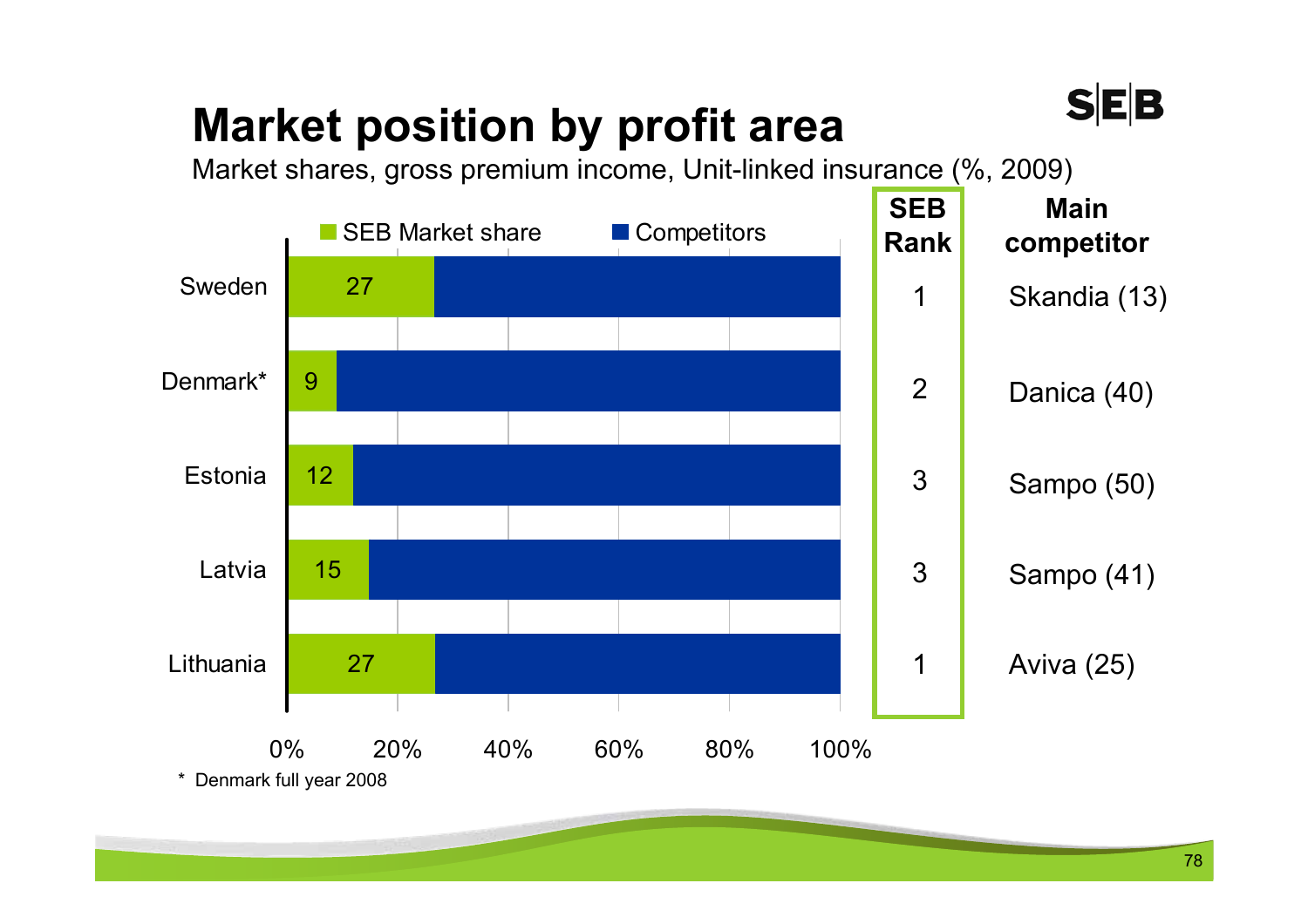# Market position by profit area

Market shares, gross premium income, Unit-linked insurance (%, 2009)

| Country | SEB Market share | SEB Rank | Main competitor |
|---|---|---|---|
| Sweden | 27 | 1 | Skandia (13) |
| Denmark* | 9 | 2 | Danica (40) |
| Estonia | 12 | 3 | Sampo (50) |
| Latvia | 15 | 3 | Sampo (41) |
| Lithuania | 27 | 1 | Aviva (25) |

\* Denmark full year 2008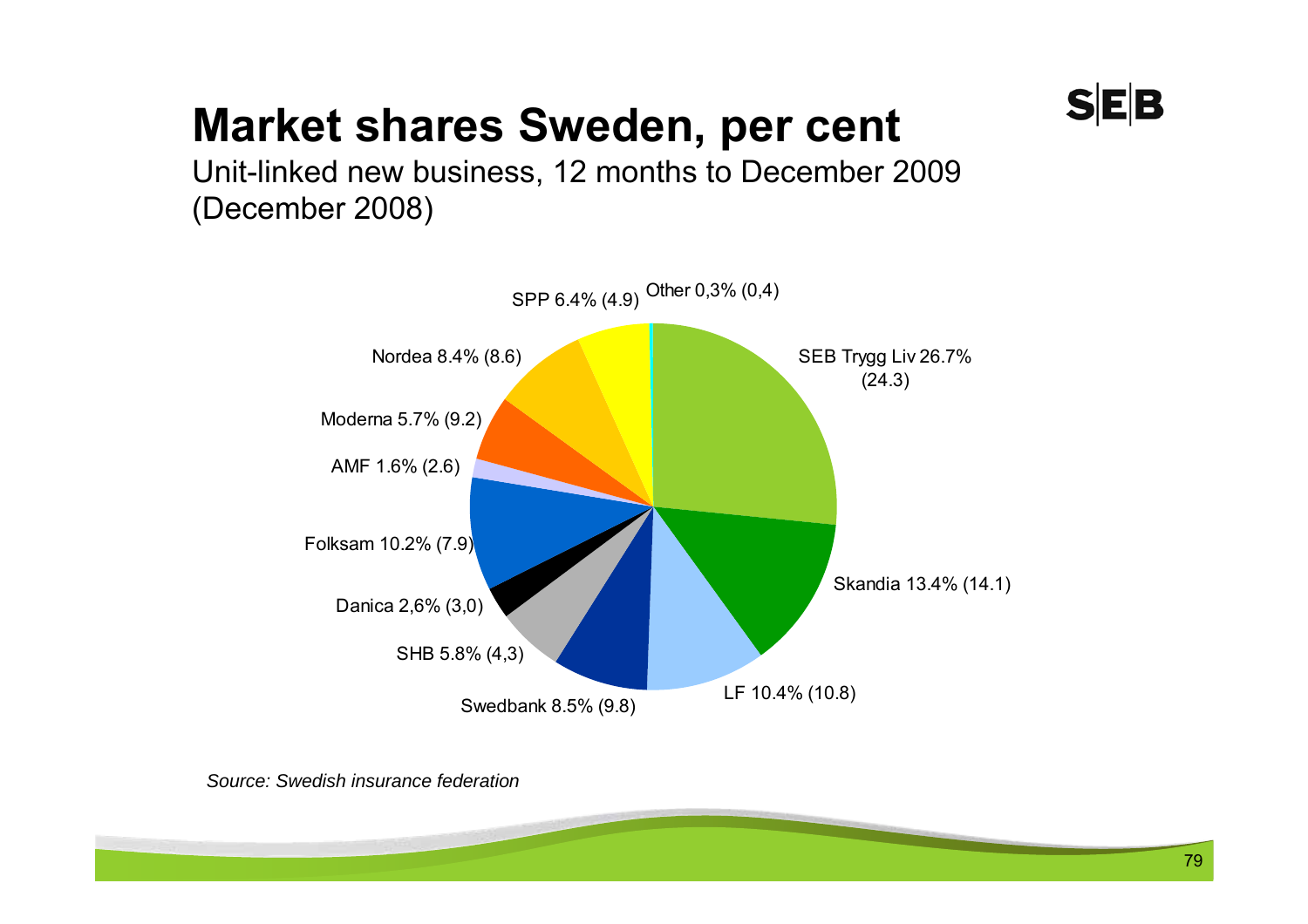# Market shares Sweden, per cent

Unit-linked new business, 12 months to December 2009 (December 2008)

SEB Trygg Liv 26.7% (24.3)

Skandia 13.4% (14.1)

LF 10.4% (10.8)

Swedbank 8.5% (9.8)

SHB 5.8% (4,3)

Danica 2,6% (3,0)

Folksam 10.2% (7.9)

AMF 1.6% (2.6)

Moderna 5.7% (9.2)

Nordea 8.4% (8.6)

SPP 6.4% (4.9)

Other 0,3% (0,4)

*Source: Swedish insurance federation*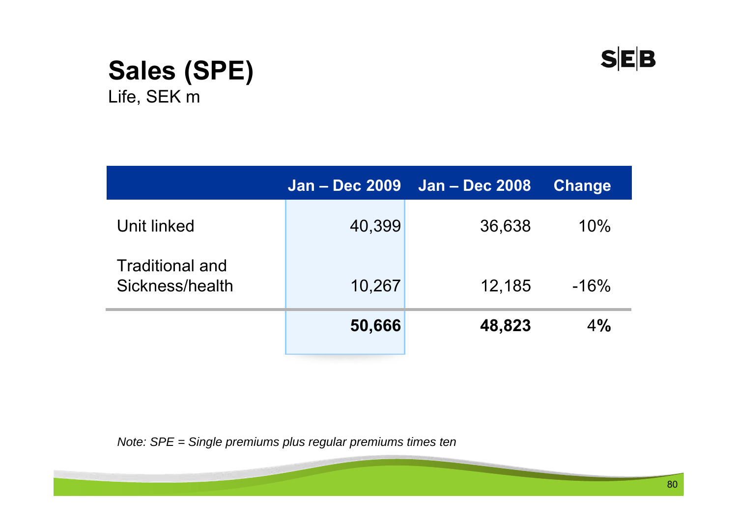# Sales (SPE)

Life, SEK m

| | Jan – Dec 2009 | Jan – Dec 2008 | Change |
|---|---|---|---|
| Unit linked | 40,399 | 36,638 | 10% |
| Traditional and Sickness/health | 10,267 | 12,185 | -16% |
| | **50,666** | **48,823** | **4%** |

*Note: SPE = Single premiums plus regular premiums times ten*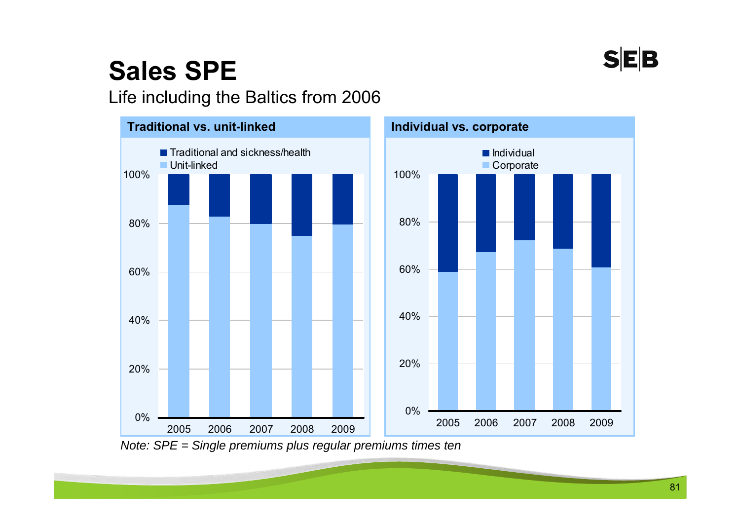# Sales SPE

Life including the Baltics from 2006

**Traditional vs. unit-linked**

- Traditional and sickness/health
- Unit-linked

**Individual vs. corporate**

- Individual
- Corporate

*Note: SPE = Single premiums plus regular premiums times ten*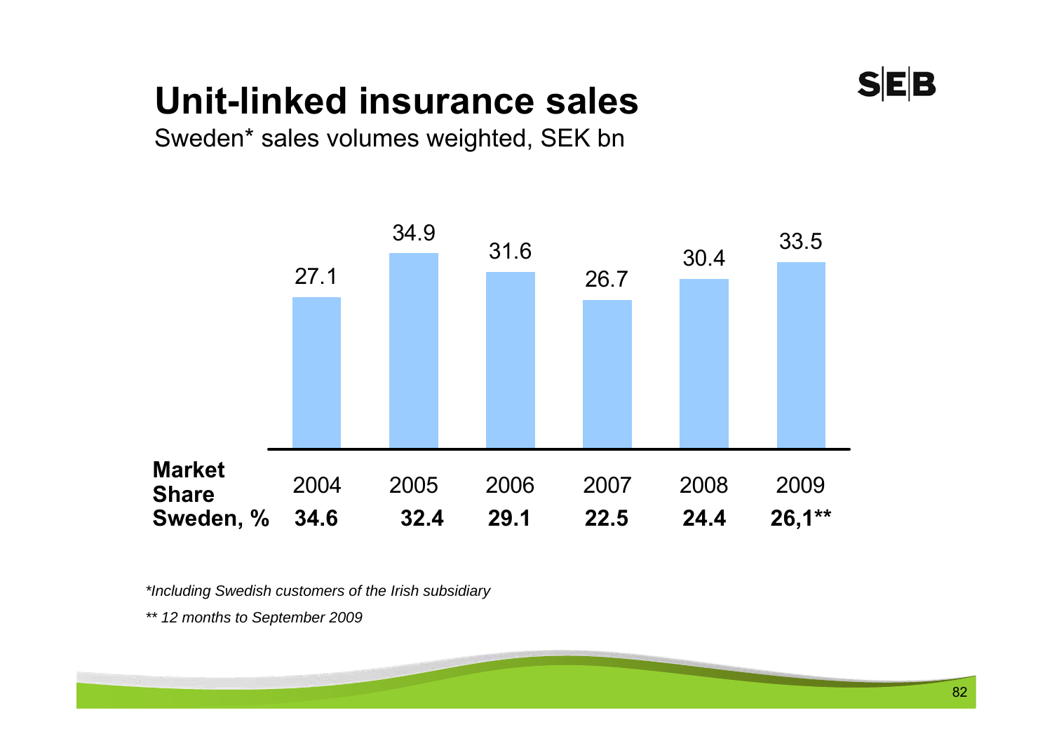# Unit-linked insurance sales

Sweden* sales volumes weighted, SEK bn

| | 2004 | 2005 | 2006 | 2007 | 2008 | 2009 |
|---|---|---|---|---|---|---|
| Sales volumes weighted, SEK bn | 27.1 | 34.9 | 31.6 | 26.7 | 30.4 | 33.5 |
| **Market Share Sweden, %** | **34.6** | **32.4** | **29.1** | **22.5** | **24.4** | **26,1**** |

*\*Including Swedish customers of the Irish subsidiary*

*\*\* 12 months to September 2009*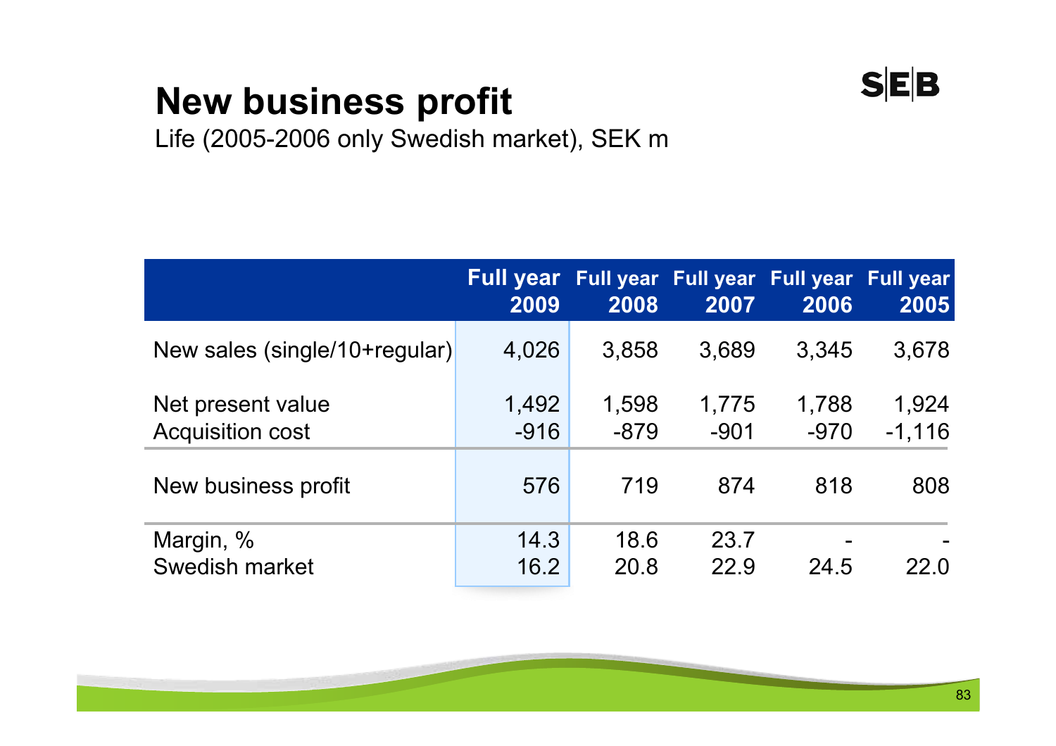# New business profit

Life (2005-2006 only Swedish market), SEK m

| | Full year 2009 | Full year 2008 | Full year 2007 | Full year 2006 | Full year 2005 |
|---|---|---|---|---|---|
| New sales (single/10+regular) | 4,026 | 3,858 | 3,689 | 3,345 | 3,678 |
| Net present value | 1,492 | 1,598 | 1,775 | 1,788 | 1,924 |
| Acquisition cost | -916 | -879 | -901 | -970 | -1,116 |
| New business profit | 576 | 719 | 874 | 818 | 808 |
| Margin, % | 14.3 | 18.6 | 23.7 | - | - |
| Swedish market | 16.2 | 20.8 | 22.9 | 24.5 | 22.0 |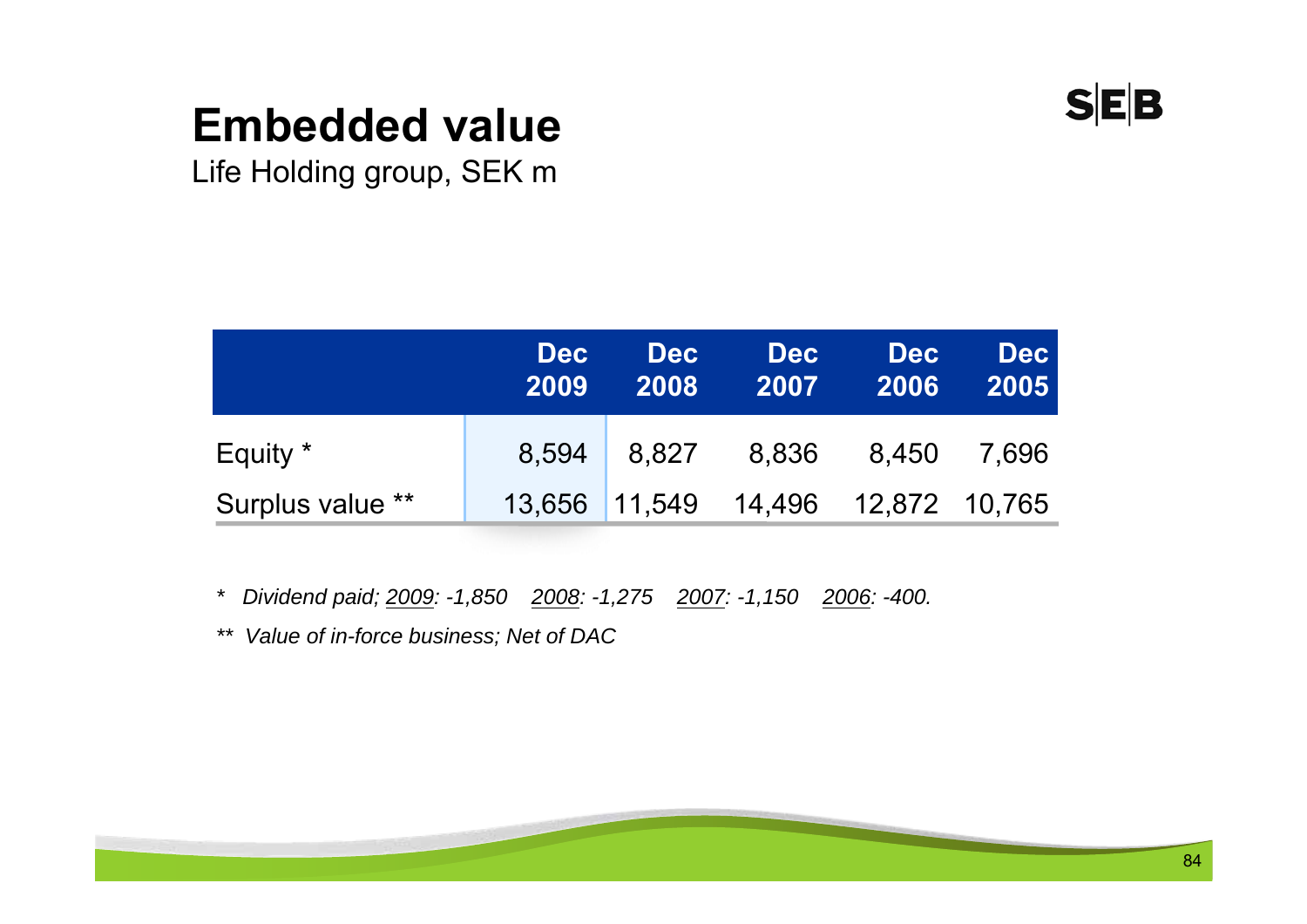# Embedded value

Life Holding group, SEK m

| | Dec 2009 | Dec 2008 | Dec 2007 | Dec 2006 | Dec 2005 |
|---|---|---|---|---|---|
| Equity * | 8,594 | 8,827 | 8,836 | 8,450 | 7,696 |
| Surplus value ** | 13,656 | 11,549 | 14,496 | 12,872 | 10,765 |

* *Dividend paid; 2009: -1,850   2008: -1,275   2007: -1,150   2006: -400.*

** *Value of in-force business; Net of DAC*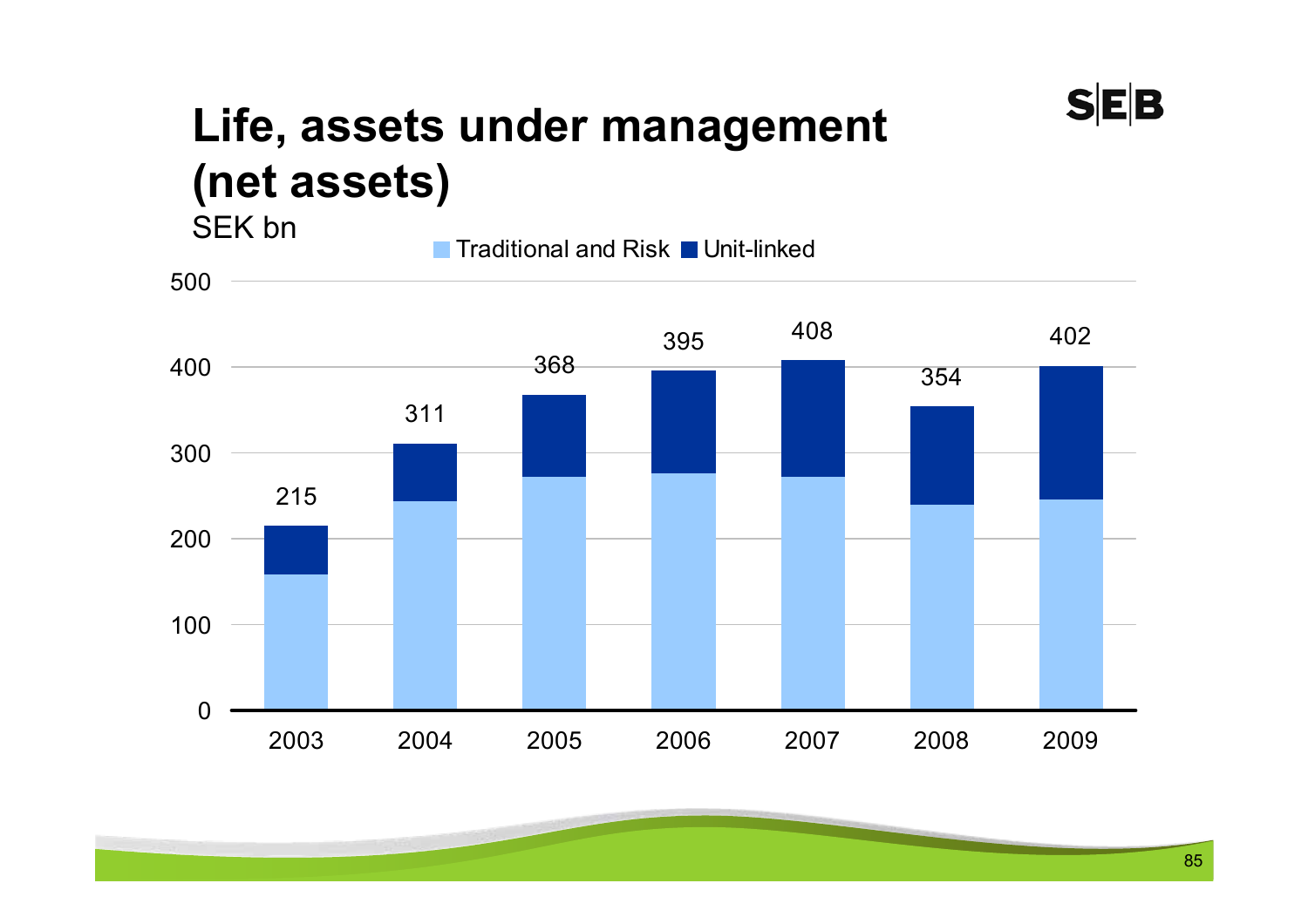# Life, assets under management (net assets)

SEK bn

Legend: Traditional and Risk, Unit-linked

| Year | Total |
|---|---|
| 2003 | 215 |
| 2004 | 311 |
| 2005 | 368 |
| 2006 | 395 |
| 2007 | 408 |
| 2008 | 354 |
| 2009 | 402 |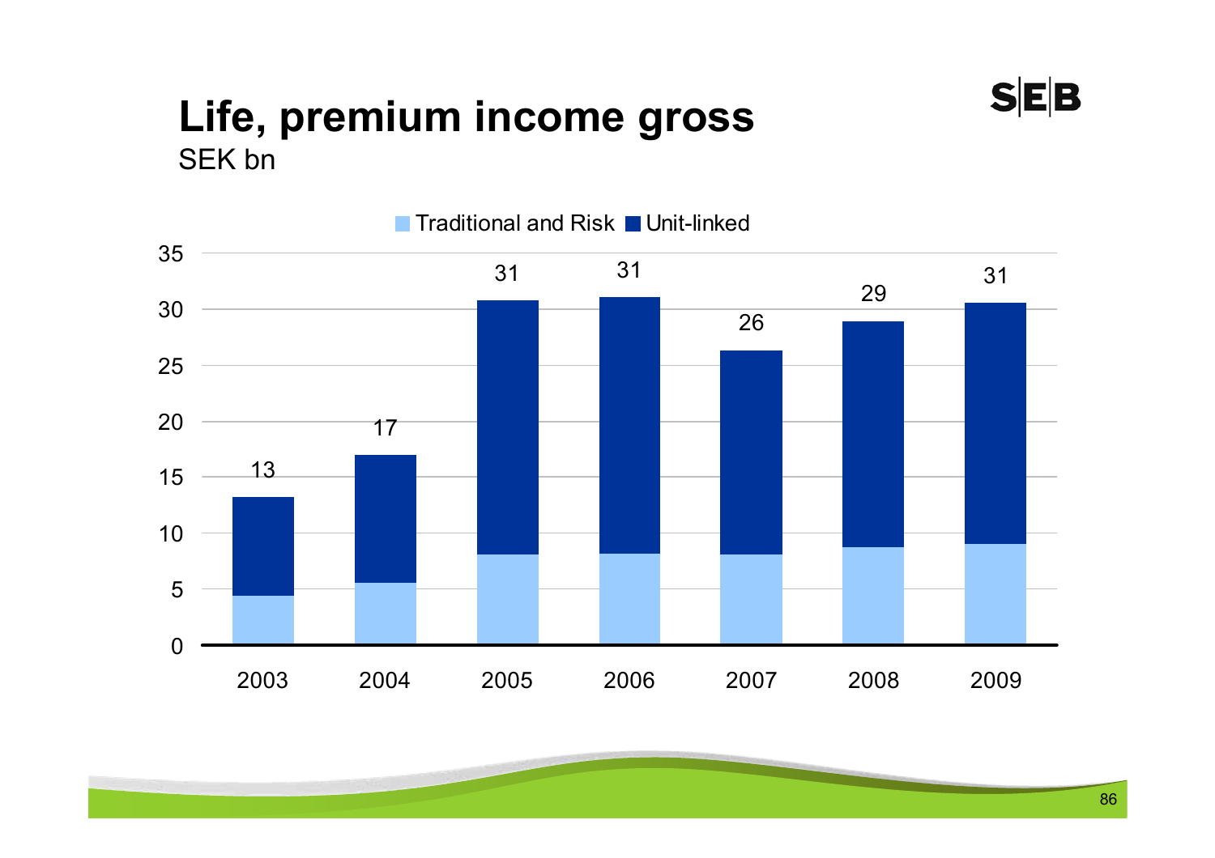# Life, premium income gross

SEK bn

| Year | Total |
|---|---|
| 2003 | 13 |
| 2004 | 17 |
| 2005 | 31 |
| 2006 | 31 |
| 2007 | 26 |
| 2008 | 29 |
| 2009 | 31 |

Legend: Traditional and Risk, Unit-linked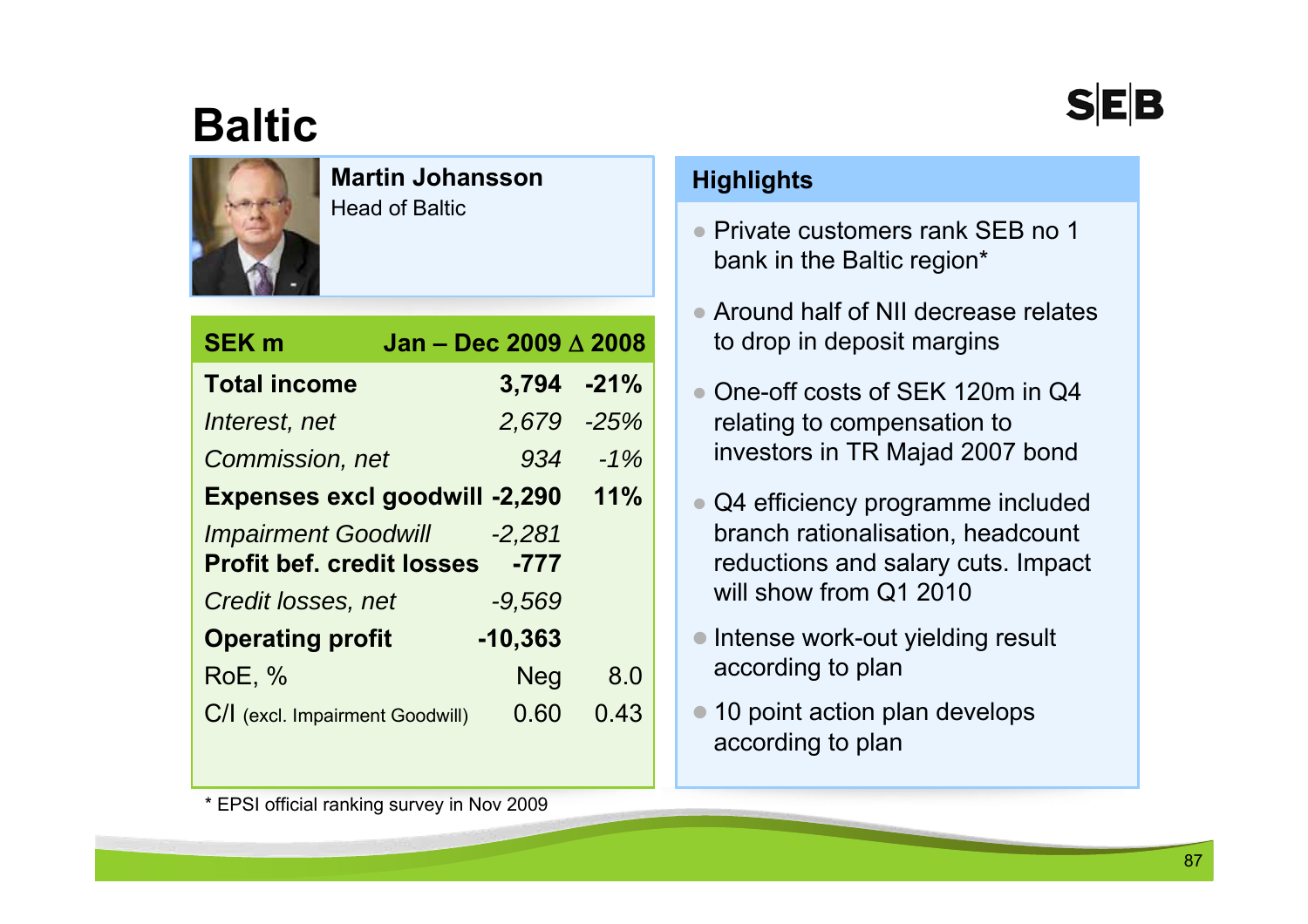# Baltic

**Martin Johansson**
Head of Baltic

| SEK m | Jan – Dec 2009 | Δ 2008 |
|---|---|---|
| **Total income** | **3,794** | **-21%** |
| *Interest, net* | *2,679* | *-25%* |
| *Commission, net* | *934* | *-1%* |
| **Expenses excl goodwill** | **-2,290** | **11%** |
| *Impairment Goodwill* | *-2,281* | |
| **Profit bef. credit losses** | **-777** | |
| *Credit losses, net* | *-9,569* | |
| **Operating profit** | **-10,363** | |
| RoE, % | Neg | 8.0 |
| C/I (excl. Impairment Goodwill) | 0.60 | 0.43 |

\* EPSI official ranking survey in Nov 2009

## Highlights

- Private customers rank SEB no 1 bank in the Baltic region*
- Around half of NII decrease relates to drop in deposit margins
- One-off costs of SEK 120m in Q4 relating to compensation to investors in TR Majad 2007 bond
- Q4 efficiency programme included branch rationalisation, headcount reductions and salary cuts. Impact will show from Q1 2010
- Intense work-out yielding result according to plan
- 10 point action plan develops according to plan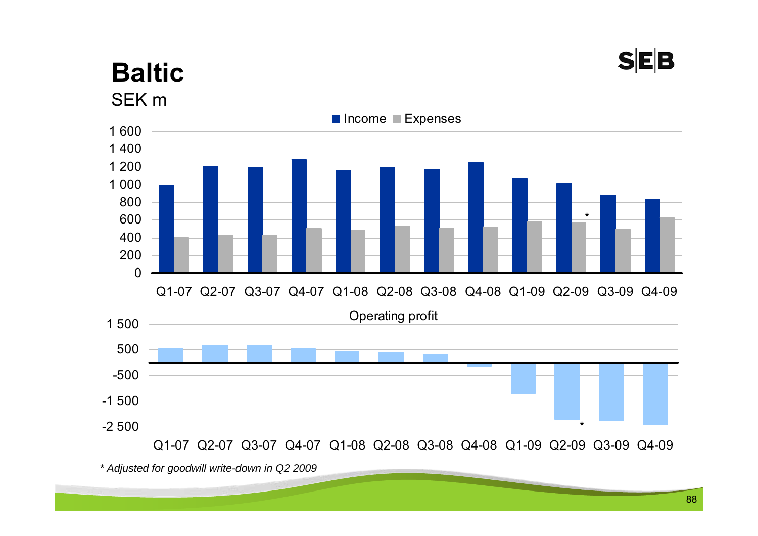# Baltic

SEK m

Income / Expenses

| | Q1-07 | Q2-07 | Q3-07 | Q4-07 | Q1-08 | Q2-08 | Q3-08 | Q4-08 | Q1-09 | Q2-09 | Q3-09 | Q4-09 |
|---|---|---|---|---|---|---|---|---|---|---|---|---|

Operating profit

| | Q1-07 | Q2-07 | Q3-07 | Q4-07 | Q1-08 | Q2-08 | Q3-08 | Q4-08 | Q1-09 | Q2-09 | Q3-09 | Q4-09 |
|---|---|---|---|---|---|---|---|---|---|---|---|---|

*\* Adjusted for goodwill write-down in Q2 2009*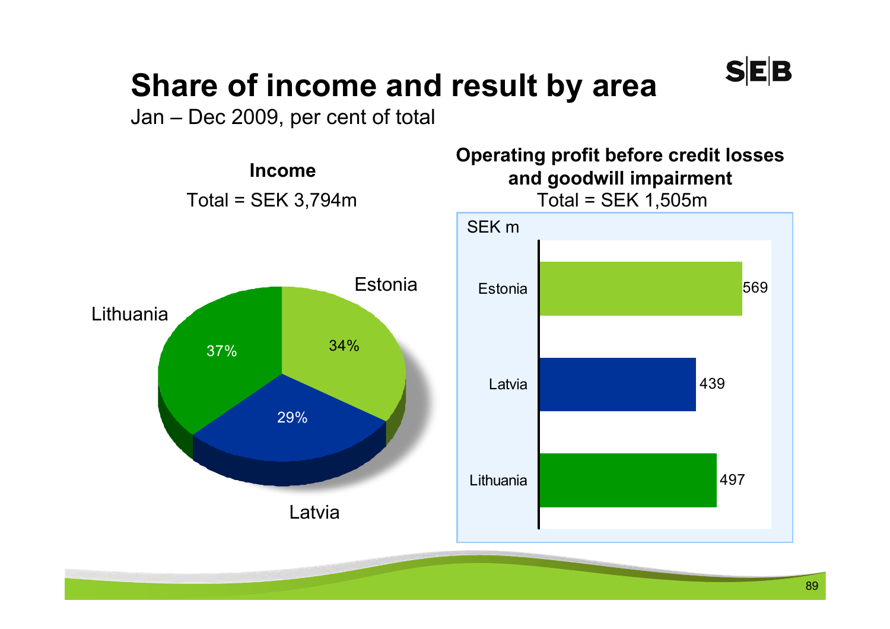# Share of income and result by area

Jan – Dec 2009, per cent of total

**Income**

Total = SEK 3,794m

| Area | Share |
|---|---|
| Estonia | 34% |
| Latvia | 29% |
| Lithuania | 37% |

**Operating profit before credit losses and goodwill impairment**

Total = SEK 1,505m

SEK m

| Area | SEK m |
|---|---|
| Estonia | 569 |
| Latvia | 439 |
| Lithuania | 497 |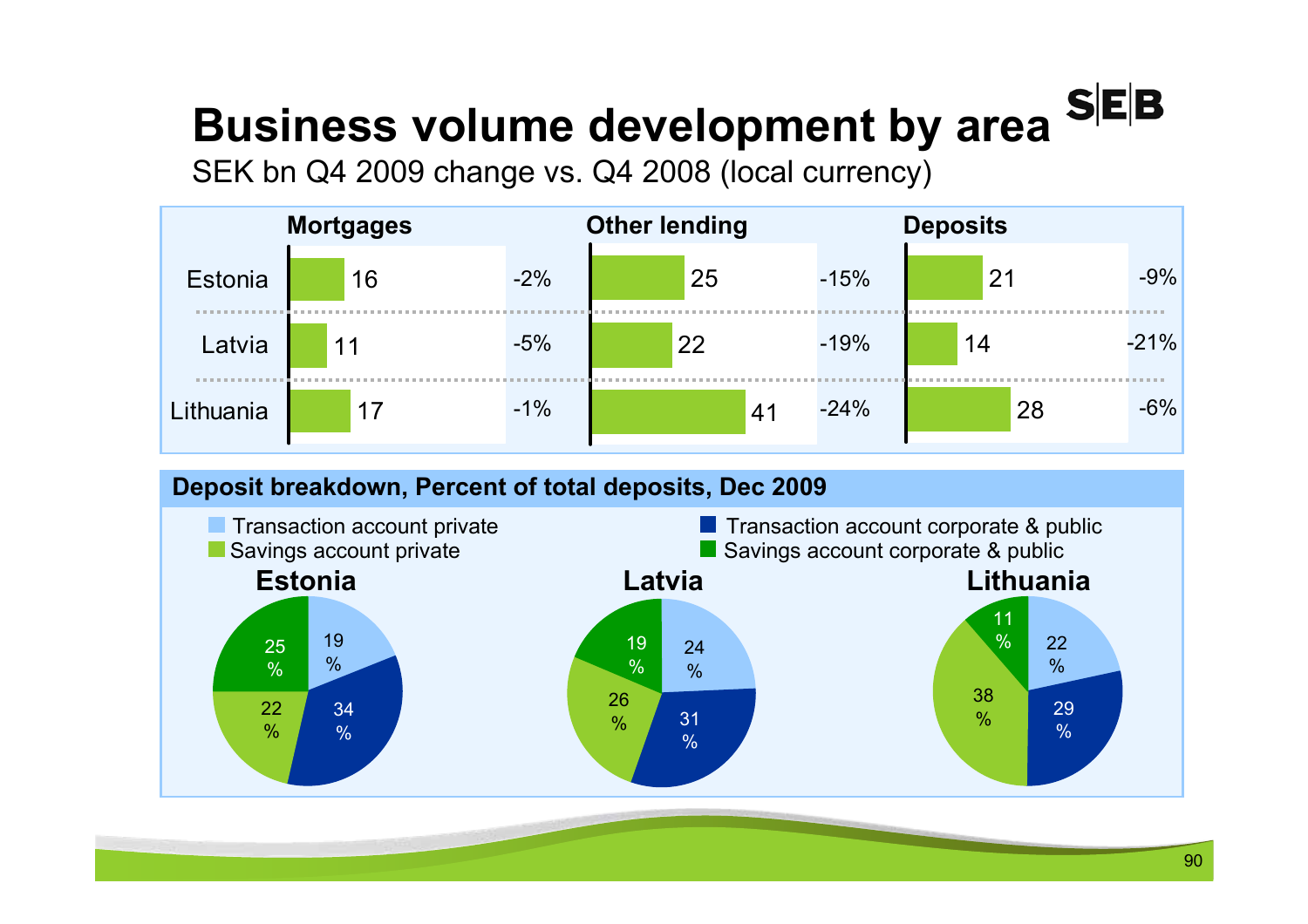# Business volume development by area

SEK bn Q4 2009 change vs. Q4 2008 (local currency)

| | Mortgages | | Other lending | | Deposits | |
|---|---|---|---|---|---|---|
| Estonia | 16 | -2% | 25 | -15% | 21 | -9% |
| Latvia | 11 | -5% | 22 | -19% | 14 | -21% |
| Lithuania | 17 | -1% | 41 | -24% | 28 | -6% |

## Deposit breakdown, Percent of total deposits, Dec 2009

| | Estonia | Latvia | Lithuania |
|---|---|---|---|
| Transaction account private | 19% | 24% | 22% |
| Transaction account corporate & public | 34% | 31% | 29% |
| Savings account private | 22% | 26% | 38% |
| Savings account corporate & public | 25% | 19% | 11% |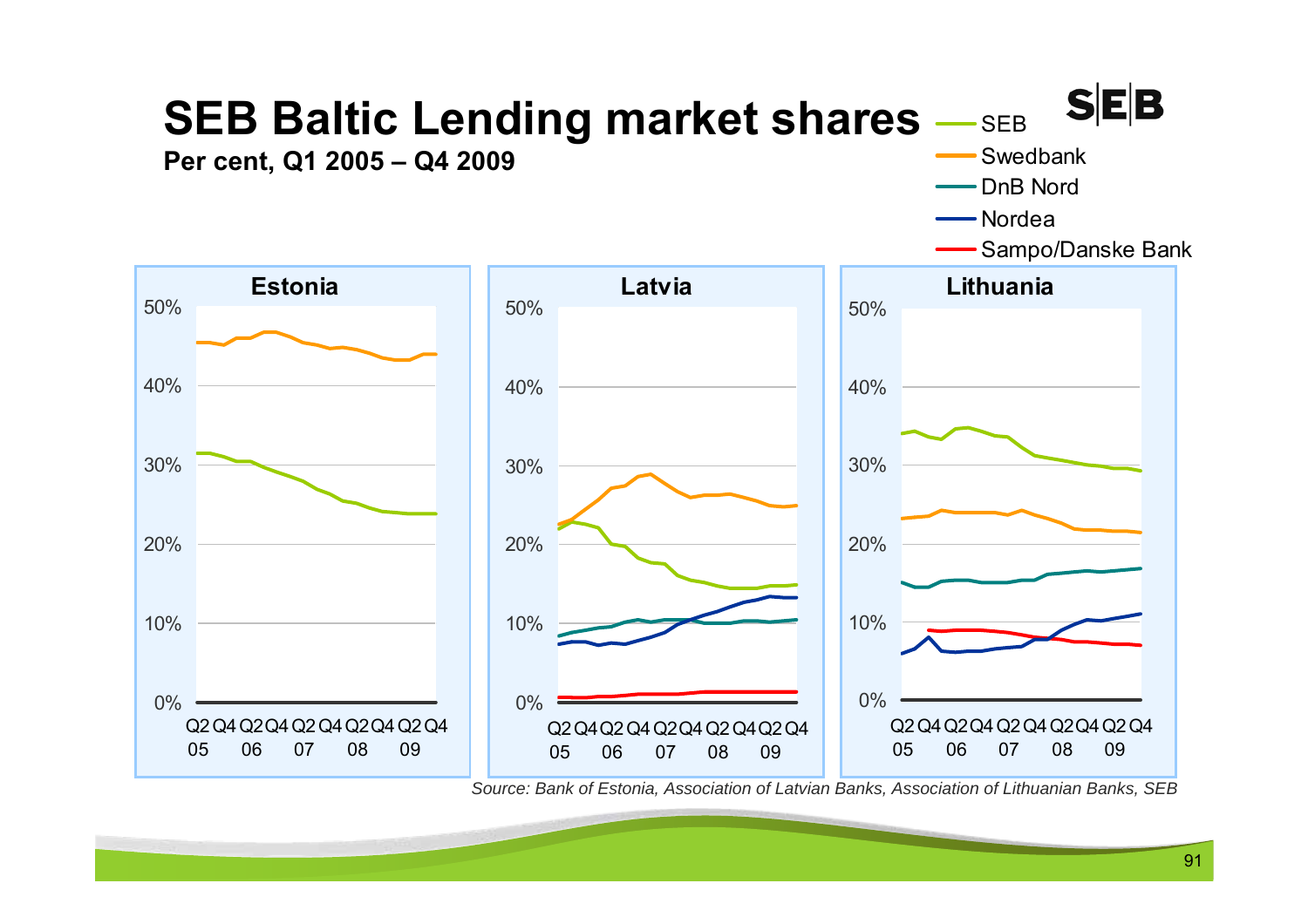# SEB Baltic Lending market shares

**Per cent, Q1 2005 – Q4 2009**

- SEB
- Swedbank
- DnB Nord
- Nordea
- Sampo/Danske Bank

**Estonia**

**Latvia**

**Lithuania**

*Source: Bank of Estonia, Association of Latvian Banks, Association of Lithuanian Banks, SEB*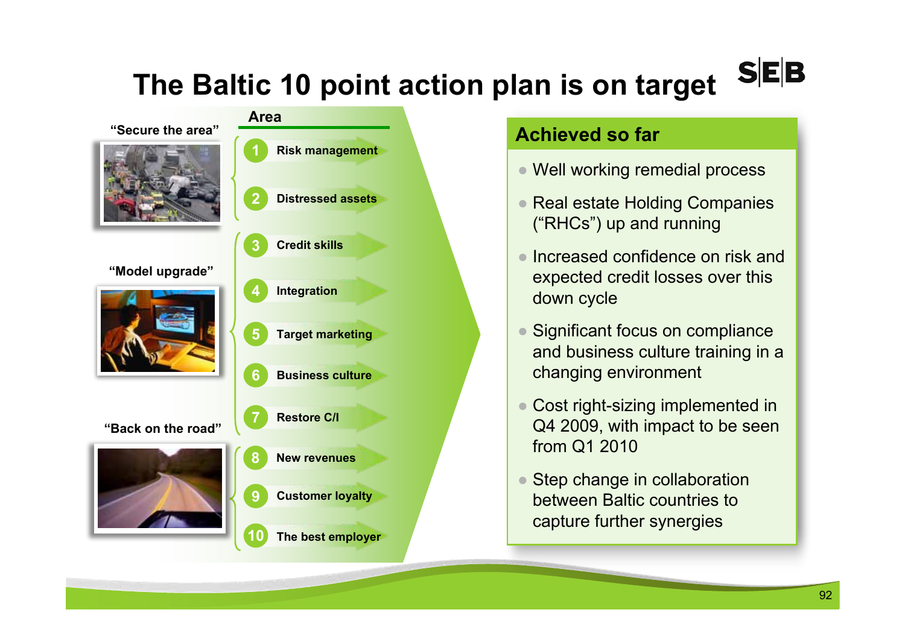# The Baltic 10 point action plan is on target

**"Secure the area"**

**"Model upgrade"**

**"Back on the road"**

**Area**

1. Risk management
2. Distressed assets
3. Credit skills
4. Integration
5. Target marketing
6. Business culture
7. Restore C/I
8. New revenues
9. Customer loyalty
10. The best employer

## Achieved so far

- Well working remedial process
- Real estate Holding Companies ("RHCs") up and running
- Increased confidence on risk and expected credit losses over this down cycle
- Significant focus on compliance and business culture training in a changing environment
- Cost right-sizing implemented in Q4 2009, with impact to be seen from Q1 2010
- Step change in collaboration between Baltic countries to capture further synergies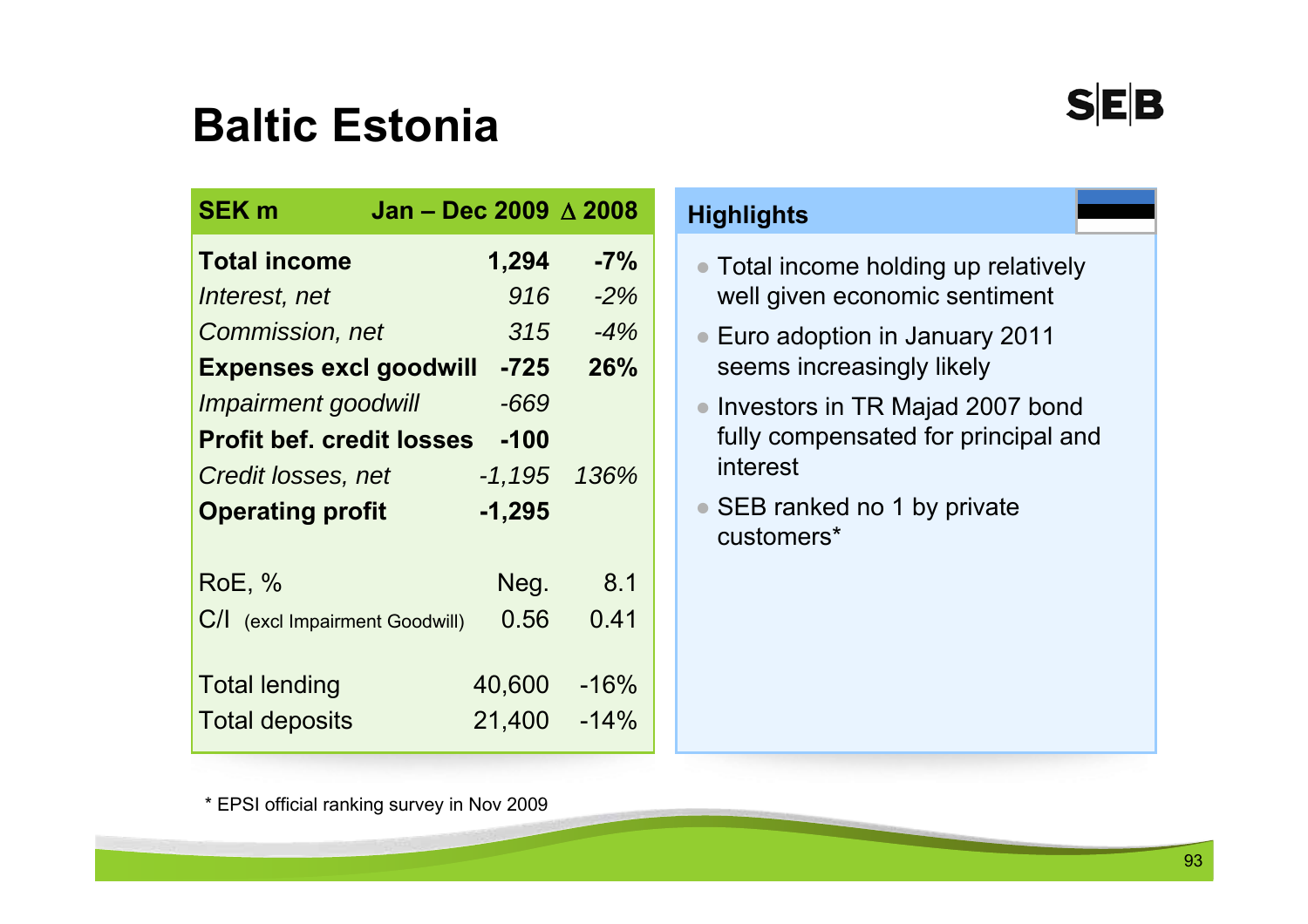# Baltic Estonia

| SEK m | Jan – Dec 2009 | Δ 2008 |
|---|---|---|
| **Total income** | **1,294** | **-7%** |
| *Interest, net* | *916* | *-2%* |
| *Commission, net* | *315* | *-4%* |
| **Expenses excl goodwill** | **-725** | **26%** |
| *Impairment goodwill* | *-669* | |
| **Profit bef. credit losses** | **-100** | |
| *Credit losses, net* | *-1,195* | *136%* |
| **Operating profit** | **-1,295** | |
| | | |
| RoE, % | Neg. | 8.1 |
| C/I (excl Impairment Goodwill) | 0.56 | 0.41 |
| | | |
| Total lending | 40,600 | -16% |
| Total deposits | 21,400 | -14% |

## Highlights

- Total income holding up relatively well given economic sentiment
- Euro adoption in January 2011 seems increasingly likely
- Investors in TR Majad 2007 bond fully compensated for principal and interest
- SEB ranked no 1 by private customers*

* EPSI official ranking survey in Nov 2009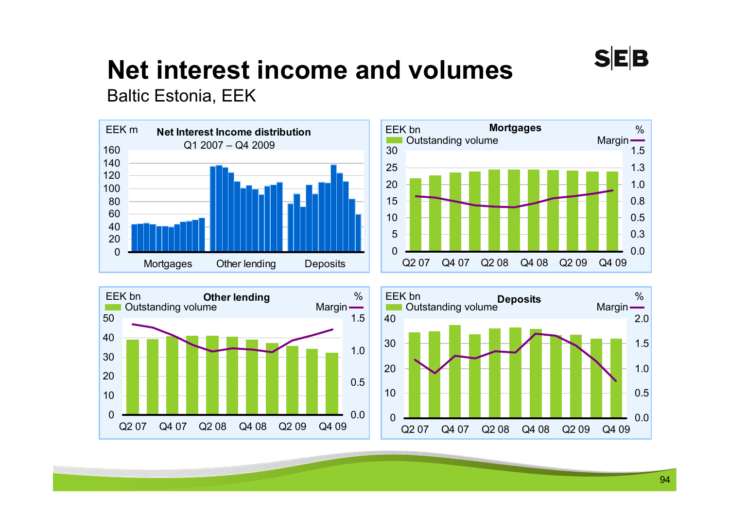# Net interest income and volumes

Baltic Estonia, EEK

**Net Interest Income distribution**
Q1 2007 – Q4 2009

EEK m

160
140
120
100
80
60
40
20
0

Mortgages    Other lending    Deposits

**Mortgages**

EEK bn    %

Outstanding volume    Margin

30    1.5
25    1.3
20    1.0
15    0.8
10    0.5
5    0.3
0    0.0

Q2 07    Q4 07    Q2 08    Q4 08    Q2 09    Q4 09

**Other lending**

EEK bn    %

Outstanding volume    Margin

50    1.5
40
30    1.0
20
10    0.5
0    0.0

Q2 07    Q4 07    Q2 08    Q4 08    Q2 09    Q4 09

**Deposits**

EEK bn    %

Outstanding volume    Margin

40    2.0
30    1.5
20    1.0
10    0.5
0    0.0

Q2 07    Q4 07    Q2 08    Q4 08    Q2 09    Q4 09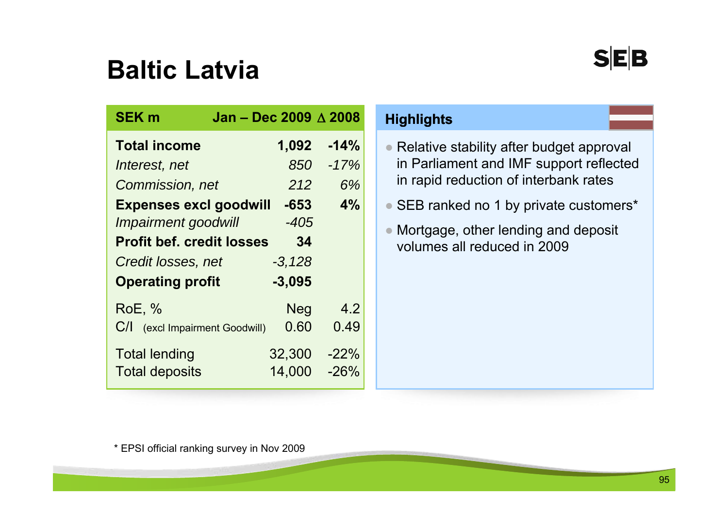# Baltic Latvia

| SEK m | Jan – Dec 2009 | Δ 2008 |
|---|---|---|
| **Total income** | **1,092** | **-14%** |
| *Interest, net* | *850* | *-17%* |
| *Commission, net* | *212* | *6%* |
| **Expenses excl goodwill** | **-653** | **4%** |
| *Impairment goodwill* | *-405* | |
| **Profit bef. credit losses** | **34** | |
| *Credit losses, net* | *-3,128* | |
| **Operating profit** | **-3,095** | |
| RoE, % | Neg | 4.2 |
| C/I (excl Impairment Goodwill) | 0.60 | 0.49 |
| Total lending | 32,300 | -22% |
| Total deposits | 14,000 | -26% |

## Highlights

- Relative stability after budget approval in Parliament and IMF support reflected in rapid reduction of interbank rates
- SEB ranked no 1 by private customers*
- Mortgage, other lending and deposit volumes all reduced in 2009

* EPSI official ranking survey in Nov 2009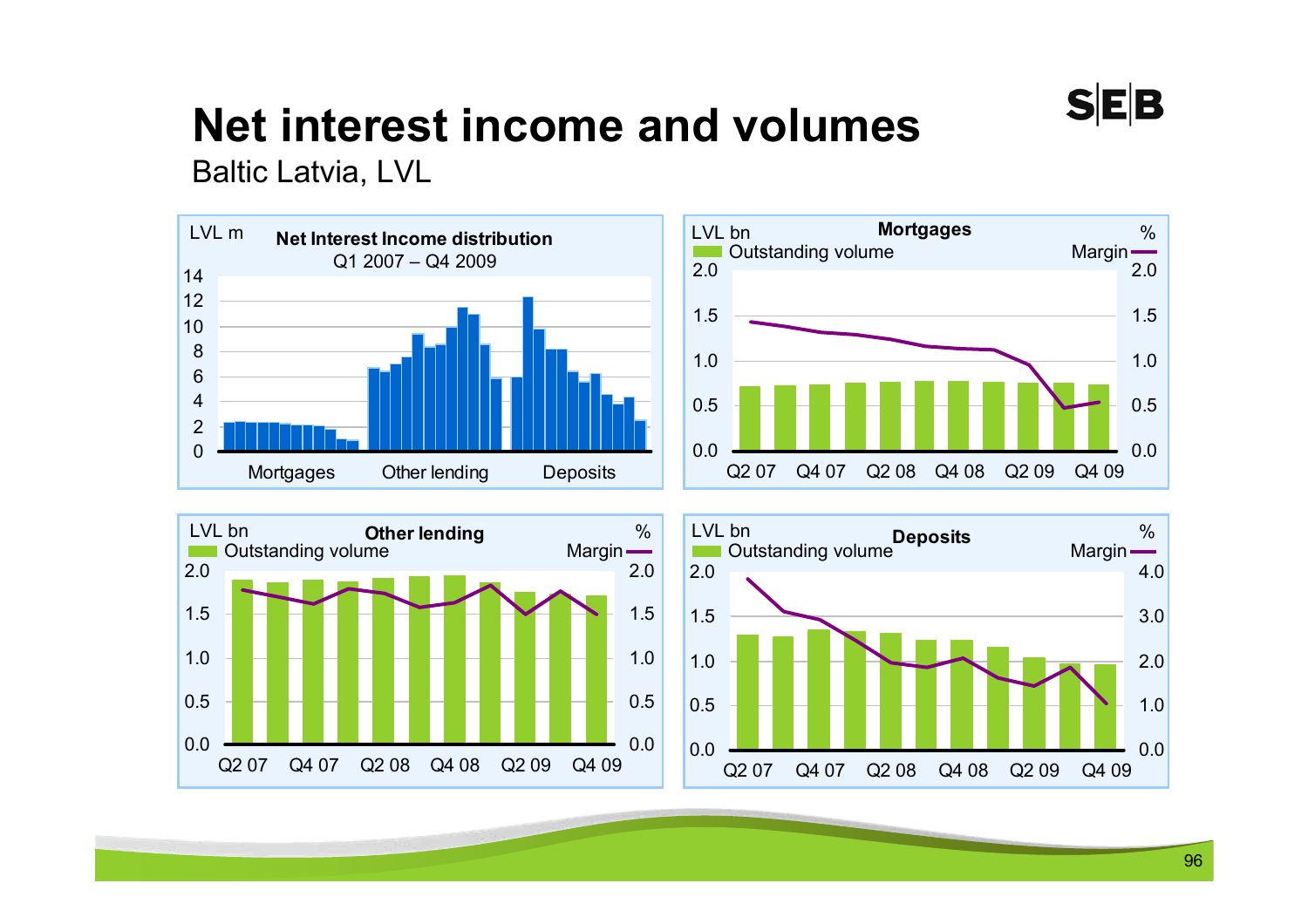# Net interest income and volumes

Baltic Latvia, LVL

**Net Interest Income distribution**
Q1 2007 – Q4 2009

LVL m

Mortgages | Other lending | Deposits

**Mortgages**

LVL bn — Outstanding volume | % — Margin

Q2 07 | Q4 07 | Q2 08 | Q4 08 | Q2 09 | Q4 09

**Other lending**

LVL bn — Outstanding volume | % — Margin

Q2 07 | Q4 07 | Q2 08 | Q4 08 | Q2 09 | Q4 09

**Deposits**

LVL bn — Outstanding volume | % — Margin

Q2 07 | Q4 07 | Q2 08 | Q4 08 | Q2 09 | Q4 09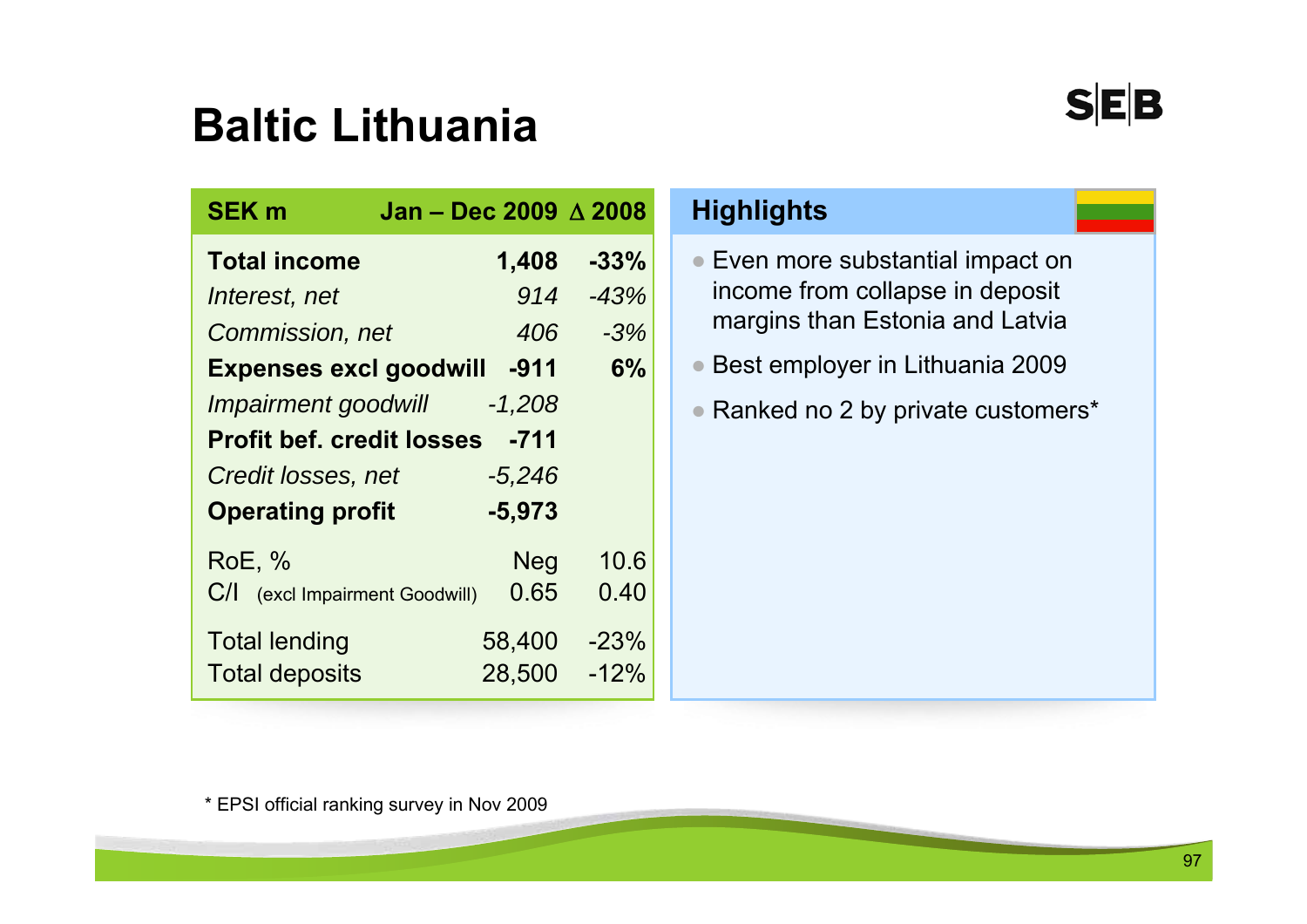# Baltic Lithuania

| SEK m | Jan – Dec 2009 | Δ 2008 |
|---|---|---|
| **Total income** | **1,408** | **-33%** |
| *Interest, net* | *914* | *-43%* |
| *Commission, net* | *406* | *-3%* |
| **Expenses excl goodwill** | **-911** | **6%** |
| *Impairment goodwill* | *-1,208* | |
| **Profit bef. credit losses** | **-711** | |
| *Credit losses, net* | *-5,246* | |
| **Operating profit** | **-5,973** | |
| RoE, % | Neg | 10.6 |
| C/I (excl Impairment Goodwill) | 0.65 | 0.40 |
| Total lending | 58,400 | -23% |
| Total deposits | 28,500 | -12% |

## Highlights

- Even more substantial impact on income from collapse in deposit margins than Estonia and Latvia
- Best employer in Lithuania 2009
- Ranked no 2 by private customers*

\* EPSI official ranking survey in Nov 2009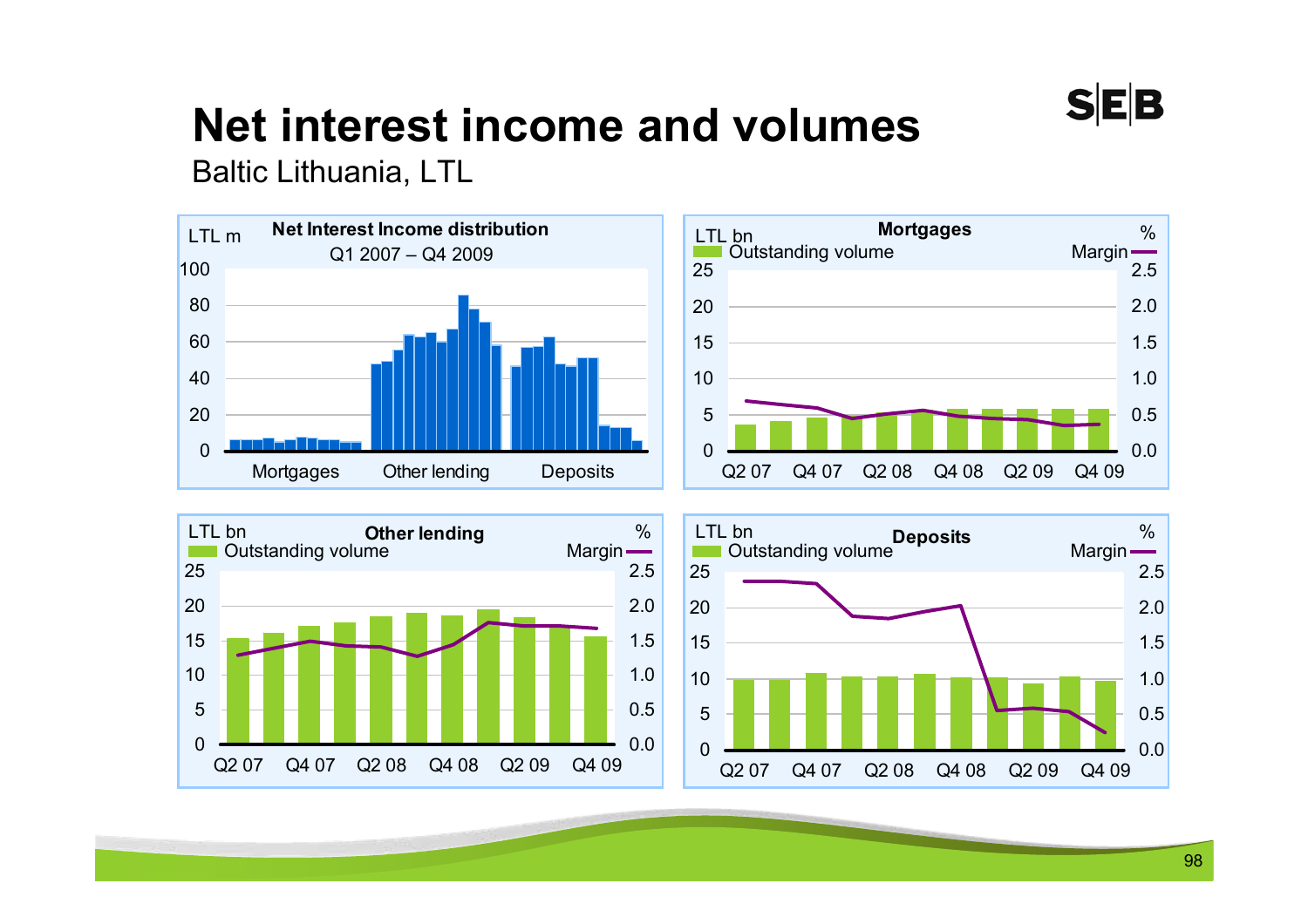# Net interest income and volumes

Baltic Lithuania, LTL

**Net Interest Income distribution**

Q1 2007 – Q4 2009

LTL m

100
80
60
40
20
0

Mortgages | Other lending | Deposits

**Mortgages**

LTL bn | %

Outstanding volume | Margin

25 / 2.5
20 / 2.0
15 / 1.5
10 / 1.0
5 / 0.5
0 / 0.0

Q2 07 | Q4 07 | Q2 08 | Q4 08 | Q2 09 | Q4 09

**Other lending**

LTL bn | %

Outstanding volume | Margin

25 / 2.5
20 / 2.0
15 / 1.5
10 / 1.0
5 / 0.5
0 / 0.0

Q2 07 | Q4 07 | Q2 08 | Q4 08 | Q2 09 | Q4 09

**Deposits**

LTL bn | %

Outstanding volume | Margin

25 / 2.5
20 / 2.0
15 / 1.5
10 / 1.0
5 / 0.5
0 / 0.0

Q2 07 | Q4 07 | Q2 08 | Q4 08 | Q2 09 | Q4 09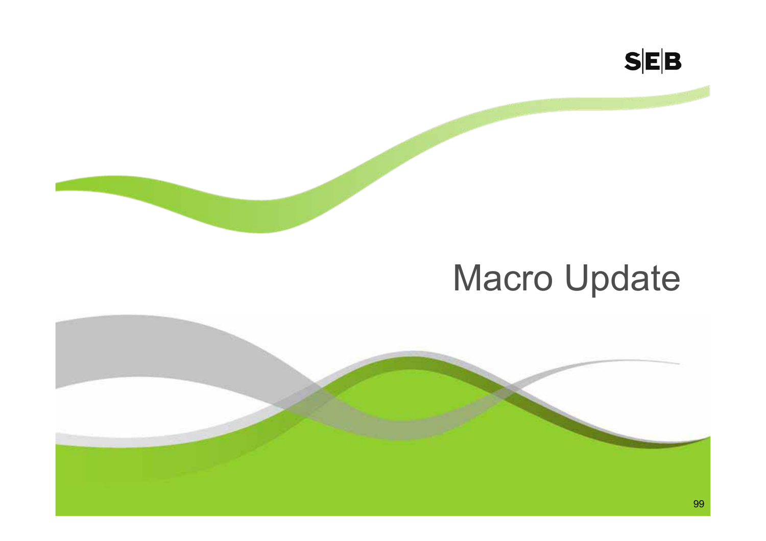# Macro Update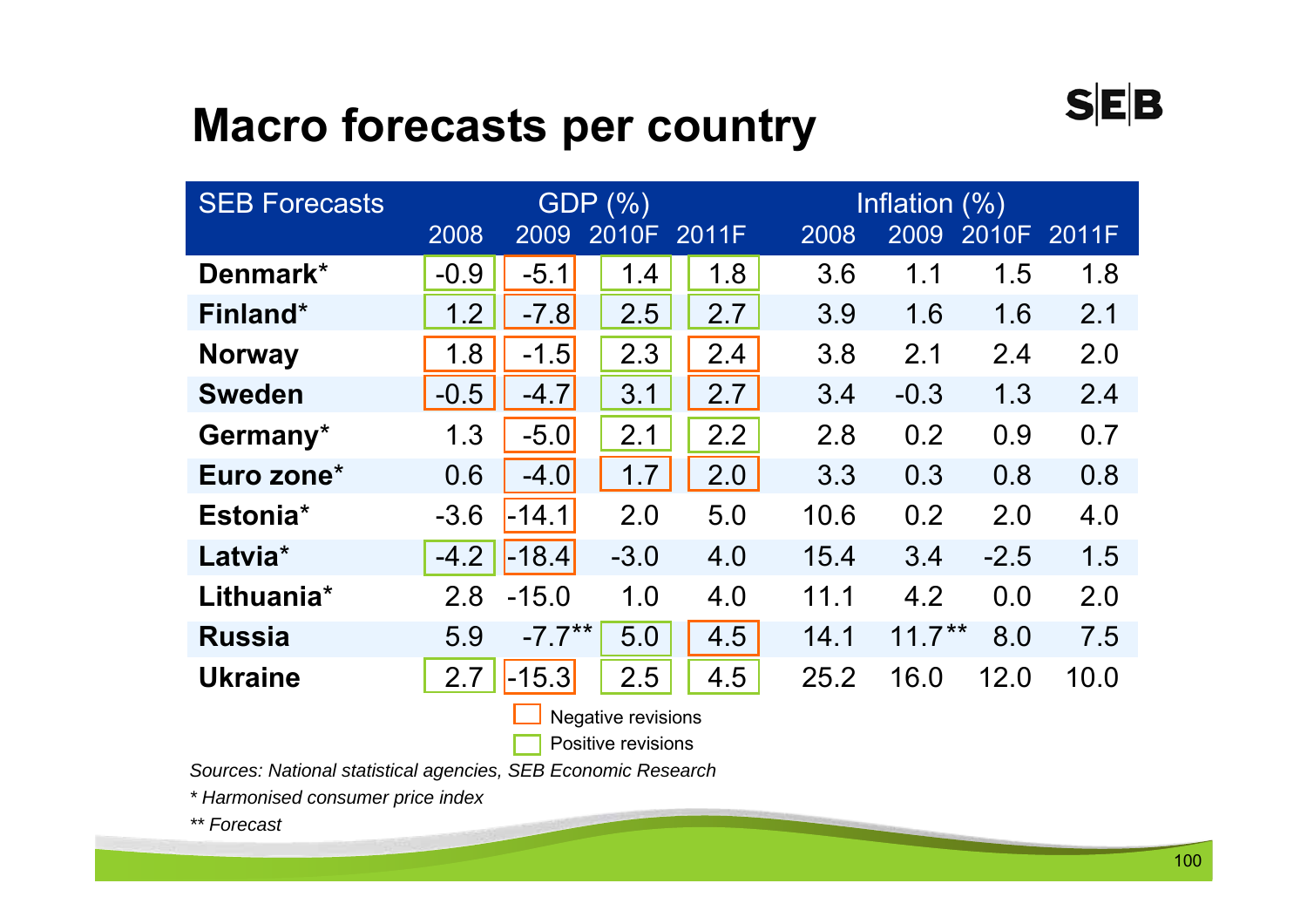# Macro forecasts per country

| SEB Forecasts | GDP (%) | | | | Inflation (%) | | | |
|---|---|---|---|---|---|---|---|---|
| | 2008 | 2009 | 2010F | 2011F | 2008 | 2009 | 2010F | 2011F |
| **Denmark*** | -0.9 | -5.1 | 1.4 | 1.8 | 3.6 | 1.1 | 1.5 | 1.8 |
| **Finland*** | 1.2 | -7.8 | 2.5 | 2.7 | 3.9 | 1.6 | 1.6 | 2.1 |
| **Norway** | 1.8 | -1.5 | 2.3 | 2.4 | 3.8 | 2.1 | 2.4 | 2.0 |
| **Sweden** | -0.5 | -4.7 | 3.1 | 2.7 | 3.4 | -0.3 | 1.3 | 2.4 |
| **Germany*** | 1.3 | -5.0 | 2.1 | 2.2 | 2.8 | 0.2 | 0.9 | 0.7 |
| **Euro zone*** | 0.6 | -4.0 | 1.7 | 2.0 | 3.3 | 0.3 | 0.8 | 0.8 |
| **Estonia*** | -3.6 | -14.1 | 2.0 | 5.0 | 10.6 | 0.2 | 2.0 | 4.0 |
| **Latvia*** | -4.2 | -18.4 | -3.0 | 4.0 | 15.4 | 3.4 | -2.5 | 1.5 |
| **Lithuania*** | 2.8 | -15.0 | 1.0 | 4.0 | 11.1 | 4.2 | 0.0 | 2.0 |
| **Russia** | 5.9 | -7.7** | 5.0 | 4.5 | 14.1 | 11.7** | 8.0 | 7.5 |
| **Ukraine** | 2.7 | -15.3 | 2.5 | 4.5 | 25.2 | 16.0 | 12.0 | 10.0 |

Negative revisions

Positive revisions

*Sources: National statistical agencies, SEB Economic Research*

*\* Harmonised consumer price index*

*\*\* Forecast*